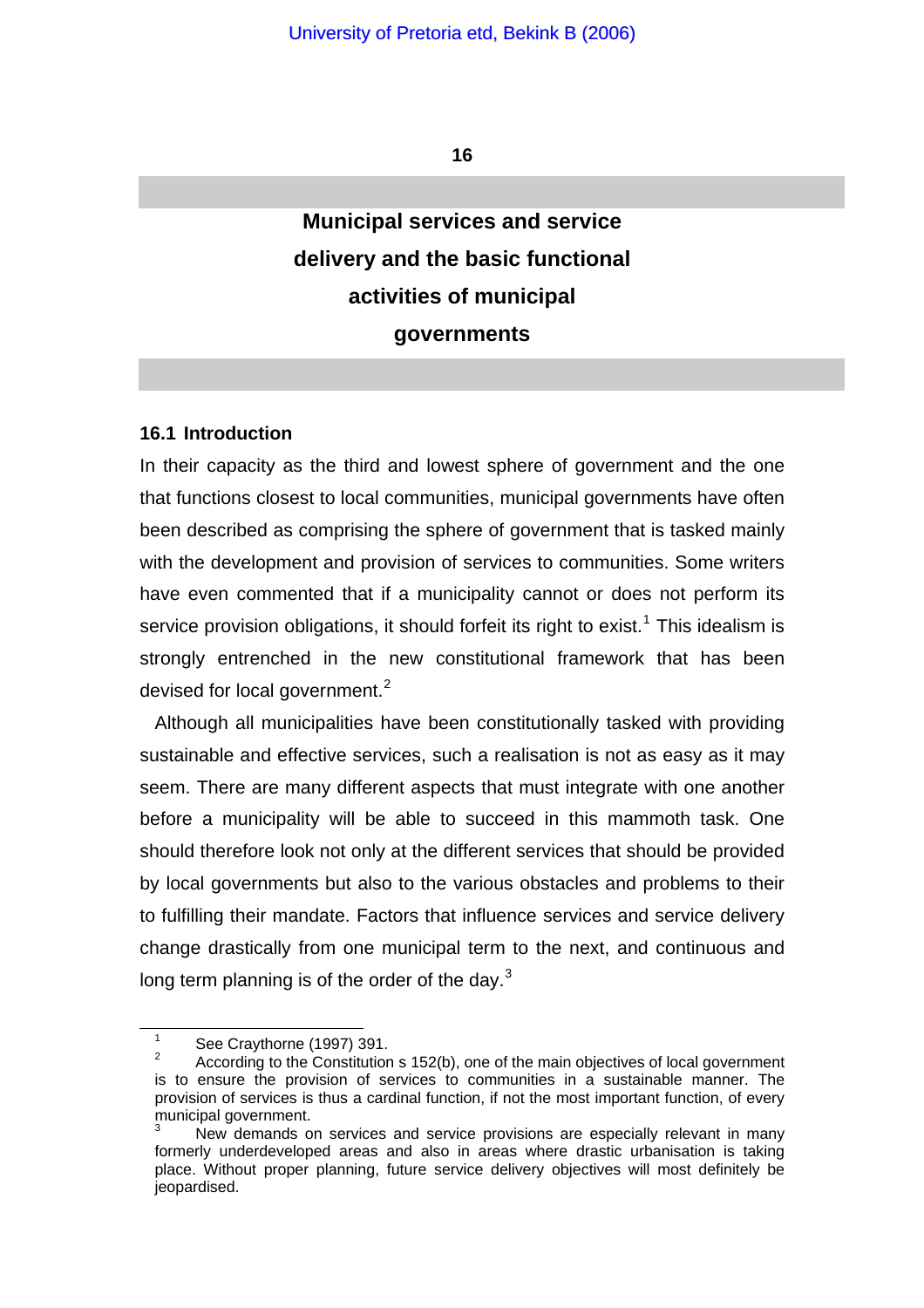# 16

# Municipal services and service delivery and the basic functional activities of municipal governments

## 16.1 Introduction

In their capacity as the third and lowest sphere of government and the one that functions closest to local communities, municipal governments have often been described as comprising the sphere of government that is tasked mainly with the development and provision of services to communities. Some writers have even commented that if a municipality cannot or does not perform its service provision obligations, it should forfeit its right to exist.[1] This idealism is strongly entrenched in the new constitutional framework that has been devised for local government.[2]

Although all municipalities have been constitutionally tasked with providing sustainable and effective services, such a realisation is not as easy as it may seem. There are many different aspects that must integrate with one another before a municipality will be able to succeed in this mammoth task. One should therefore look not only at the different services that should be provided by local governments but also to the various obstacles and problems to their to fulfilling their mandate. Factors that influence services and service delivery change drastically from one municipal term to the next, and continuous and long term planning is of the order of the day.[3]

---

[1] See Craythorne (1997) 391.

[2] According to the Constitution s 152(b), one of the main objectives of local government is to ensure the provision of services to communities in a sustainable manner. The provision of services is thus a cardinal function, if not the most important function, of every municipal government.

[3] New demands on services and service provisions are especially relevant in many formerly underdeveloped areas and also in areas where drastic urbanisation is taking place. Without proper planning, future service delivery objectives will most definitely be jeopardised.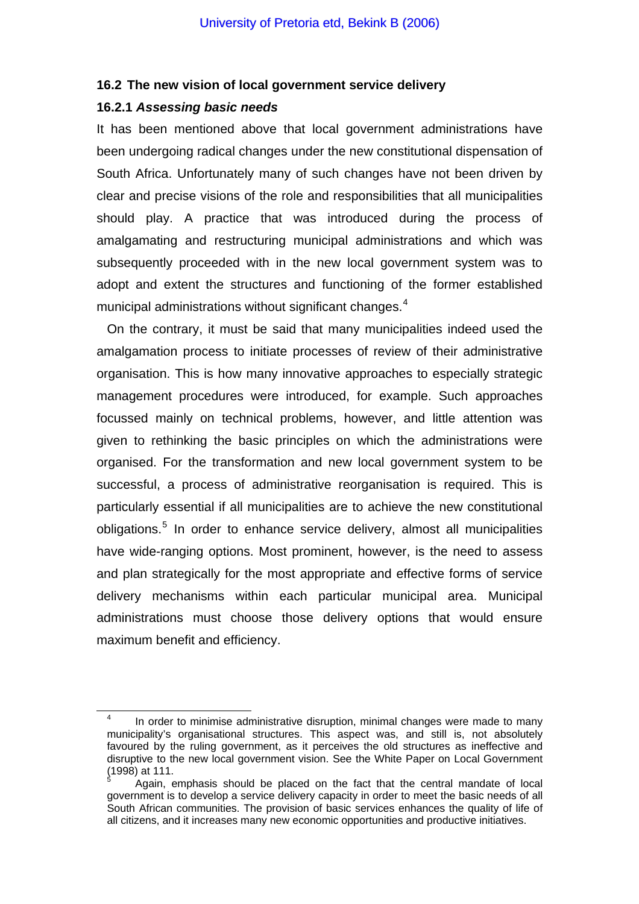## 16.2 The new vision of local government service delivery

### 16.2.1 *Assessing basic needs*

It has been mentioned above that local government administrations have been undergoing radical changes under the new constitutional dispensation of South Africa. Unfortunately many of such changes have not been driven by clear and precise visions of the role and responsibilities that all municipalities should play. A practice that was introduced during the process of amalgamating and restructuring municipal administrations and which was subsequently proceeded with in the new local government system was to adopt and extent the structures and functioning of the former established municipal administrations without significant changes.[4]

On the contrary, it must be said that many municipalities indeed used the amalgamation process to initiate processes of review of their administrative organisation. This is how many innovative approaches to especially strategic management procedures were introduced, for example. Such approaches focussed mainly on technical problems, however, and little attention was given to rethinking the basic principles on which the administrations were organised. For the transformation and new local government system to be successful, a process of administrative reorganisation is required. This is particularly essential if all municipalities are to achieve the new constitutional obligations.[5] In order to enhance service delivery, almost all municipalities have wide-ranging options. Most prominent, however, is the need to assess and plan strategically for the most appropriate and effective forms of service delivery mechanisms within each particular municipal area. Municipal administrations must choose those delivery options that would ensure maximum benefit and efficiency.

---

[4] In order to minimise administrative disruption, minimal changes were made to many municipality's organisational structures. This aspect was, and still is, not absolutely favoured by the ruling government, as it perceives the old structures as ineffective and disruptive to the new local government vision. See the White Paper on Local Government (1998) at 111.

[5] Again, emphasis should be placed on the fact that the central mandate of local government is to develop a service delivery capacity in order to meet the basic needs of all South African communities. The provision of basic services enhances the quality of life of all citizens, and it increases many new economic opportunities and productive initiatives.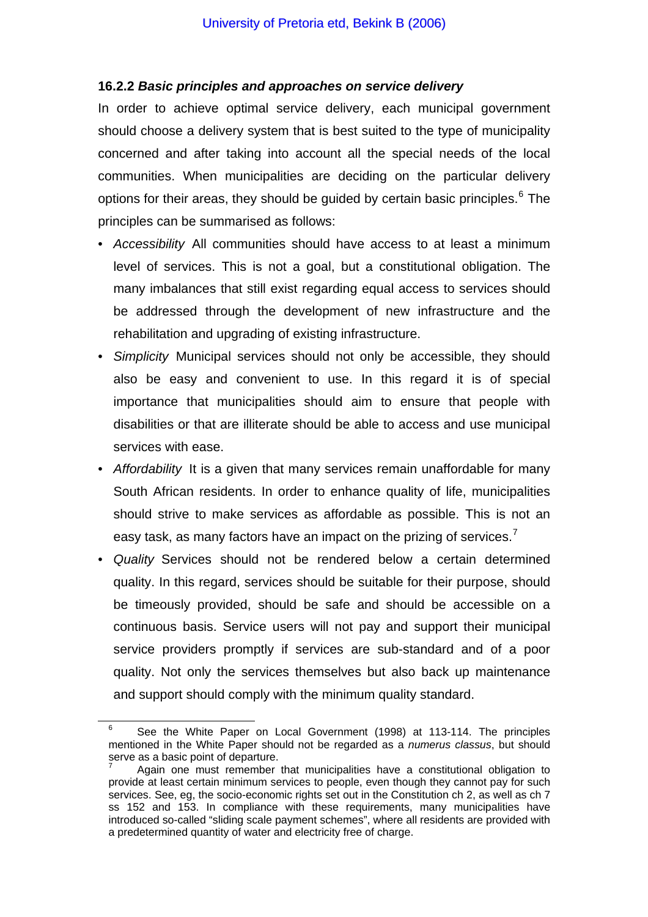#### 16.2.2 *Basic principles and approaches on service delivery*

In order to achieve optimal service delivery, each municipal government should choose a delivery system that is best suited to the type of municipality concerned and after taking into account all the special needs of the local communities. When municipalities are deciding on the particular delivery options for their areas, they should be guided by certain basic principles.[6] The principles can be summarised as follows:

- *Accessibility* All communities should have access to at least a minimum level of services. This is not a goal, but a constitutional obligation. The many imbalances that still exist regarding equal access to services should be addressed through the development of new infrastructure and the rehabilitation and upgrading of existing infrastructure.
- *Simplicity* Municipal services should not only be accessible, they should also be easy and convenient to use. In this regard it is of special importance that municipalities should aim to ensure that people with disabilities or that are illiterate should be able to access and use municipal services with ease.
- *Affordability* It is a given that many services remain unaffordable for many South African residents. In order to enhance quality of life, municipalities should strive to make services as affordable as possible. This is not an easy task, as many factors have an impact on the prizing of services.[7]
- *Quality* Services should not be rendered below a certain determined quality. In this regard, services should be suitable for their purpose, should be timeously provided, should be safe and should be accessible on a continuous basis. Service users will not pay and support their municipal service providers promptly if services are sub-standard and of a poor quality. Not only the services themselves but also back up maintenance and support should comply with the minimum quality standard.

---

[6] See the White Paper on Local Government (1998) at 113-114. The principles mentioned in the White Paper should not be regarded as a *numerus classus*, but should serve as a basic point of departure.

[7] Again one must remember that municipalities have a constitutional obligation to provide at least certain minimum services to people, even though they cannot pay for such services. See, eg, the socio-economic rights set out in the Constitution ch 2, as well as ch 7 ss 152 and 153. In compliance with these requirements, many municipalities have introduced so-called "sliding scale payment schemes", where all residents are provided with a predetermined quantity of water and electricity free of charge.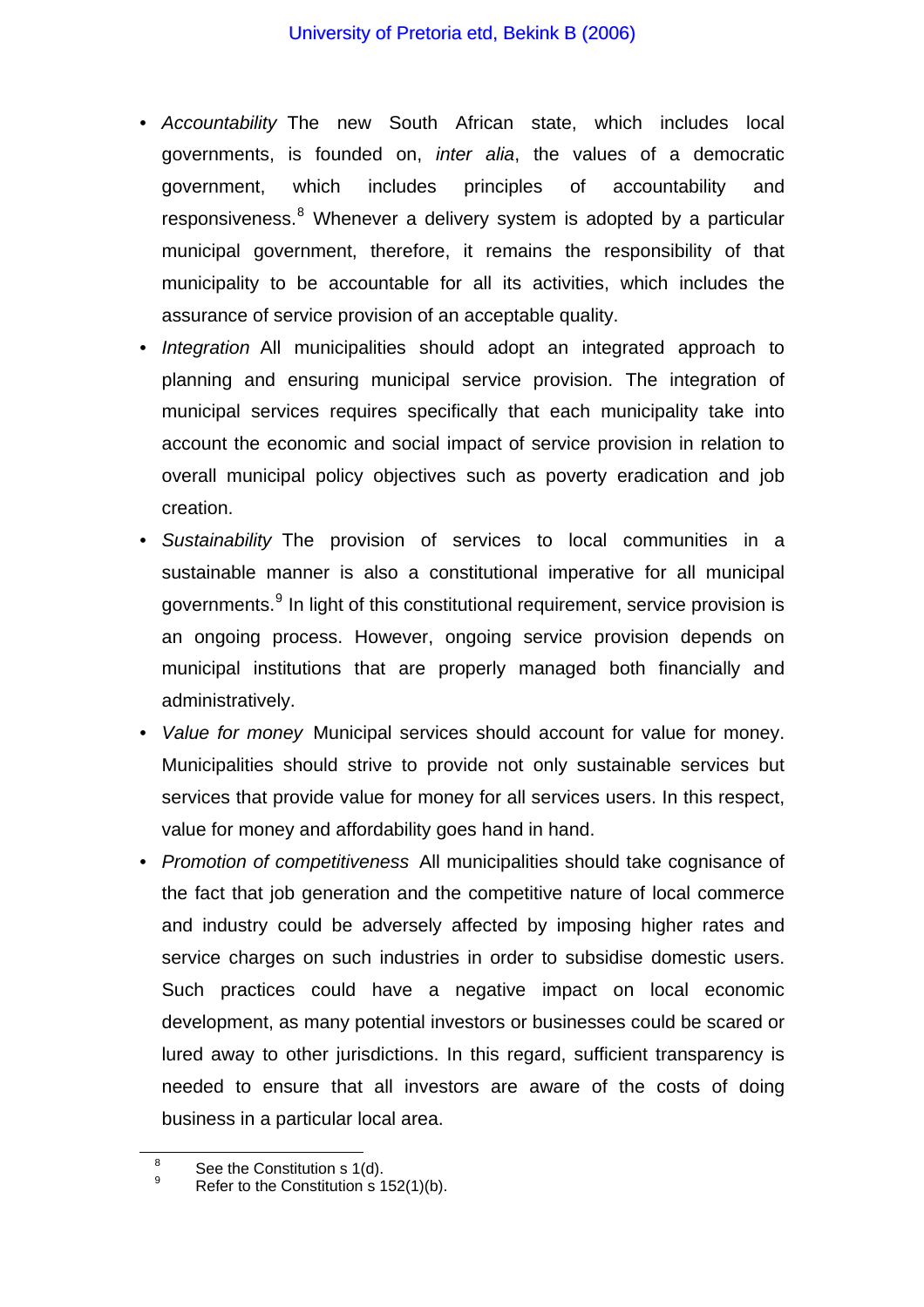- *Accountability* The new South African state, which includes local governments, is founded on, *inter alia*, the values of a democratic government, which includes principles of accountability and responsiveness.[8] Whenever a delivery system is adopted by a particular municipal government, therefore, it remains the responsibility of that municipality to be accountable for all its activities, which includes the assurance of service provision of an acceptable quality.
- *Integration* All municipalities should adopt an integrated approach to planning and ensuring municipal service provision. The integration of municipal services requires specifically that each municipality take into account the economic and social impact of service provision in relation to overall municipal policy objectives such as poverty eradication and job creation.
- *Sustainability* The provision of services to local communities in a sustainable manner is also a constitutional imperative for all municipal governments.[9] In light of this constitutional requirement, service provision is an ongoing process. However, ongoing service provision depends on municipal institutions that are properly managed both financially and administratively.
- *Value for money* Municipal services should account for value for money. Municipalities should strive to provide not only sustainable services but services that provide value for money for all services users. In this respect, value for money and affordability goes hand in hand.
- *Promotion of competitiveness* All municipalities should take cognisance of the fact that job generation and the competitive nature of local commerce and industry could be adversely affected by imposing higher rates and service charges on such industries in order to subsidise domestic users. Such practices could have a negative impact on local economic development, as many potential investors or businesses could be scared or lured away to other jurisdictions. In this regard, sufficient transparency is needed to ensure that all investors are aware of the costs of doing business in a particular local area.

---

[8] See the Constitution s 1(d).

[9] Refer to the Constitution s 152(1)(b).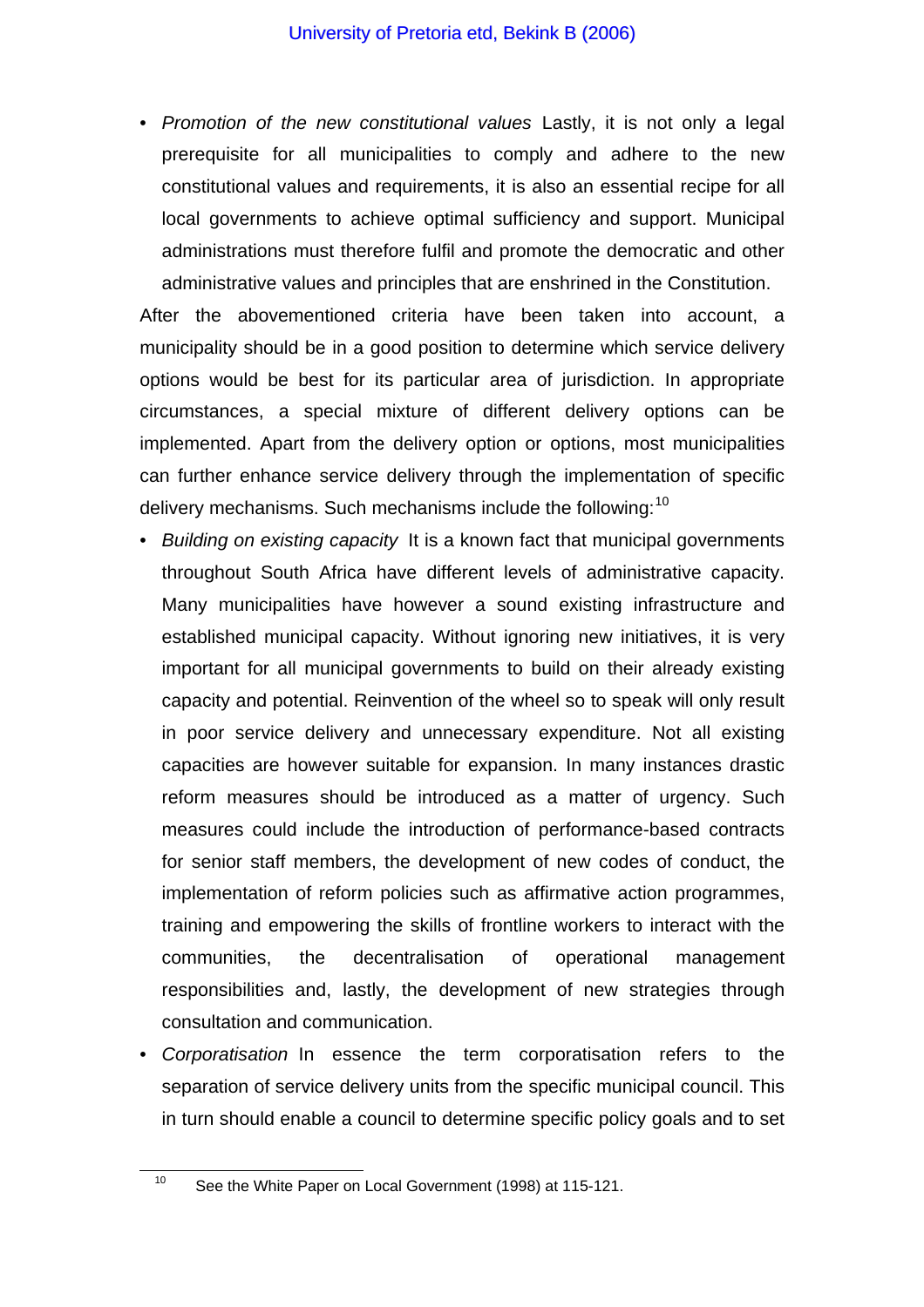- *Promotion of the new constitutional values* Lastly, it is not only a legal prerequisite for all municipalities to comply and adhere to the new constitutional values and requirements, it is also an essential recipe for all local governments to achieve optimal sufficiency and support. Municipal administrations must therefore fulfil and promote the democratic and other administrative values and principles that are enshrined in the Constitution.

After the abovementioned criteria have been taken into account, a municipality should be in a good position to determine which service delivery options would be best for its particular area of jurisdiction. In appropriate circumstances, a special mixture of different delivery options can be implemented. Apart from the delivery option or options, most municipalities can further enhance service delivery through the implementation of specific delivery mechanisms. Such mechanisms include the following:[10]

- *Building on existing capacity* It is a known fact that municipal governments throughout South Africa have different levels of administrative capacity. Many municipalities have however a sound existing infrastructure and established municipal capacity. Without ignoring new initiatives, it is very important for all municipal governments to build on their already existing capacity and potential. Reinvention of the wheel so to speak will only result in poor service delivery and unnecessary expenditure. Not all existing capacities are however suitable for expansion. In many instances drastic reform measures should be introduced as a matter of urgency. Such measures could include the introduction of performance-based contracts for senior staff members, the development of new codes of conduct, the implementation of reform policies such as affirmative action programmes, training and empowering the skills of frontline workers to interact with the communities, the decentralisation of operational management responsibilities and, lastly, the development of new strategies through consultation and communication.
- *Corporatisation* In essence the term corporatisation refers to the separation of service delivery units from the specific municipal council. This in turn should enable a council to determine specific policy goals and to set

[10] See the White Paper on Local Government (1998) at 115-121.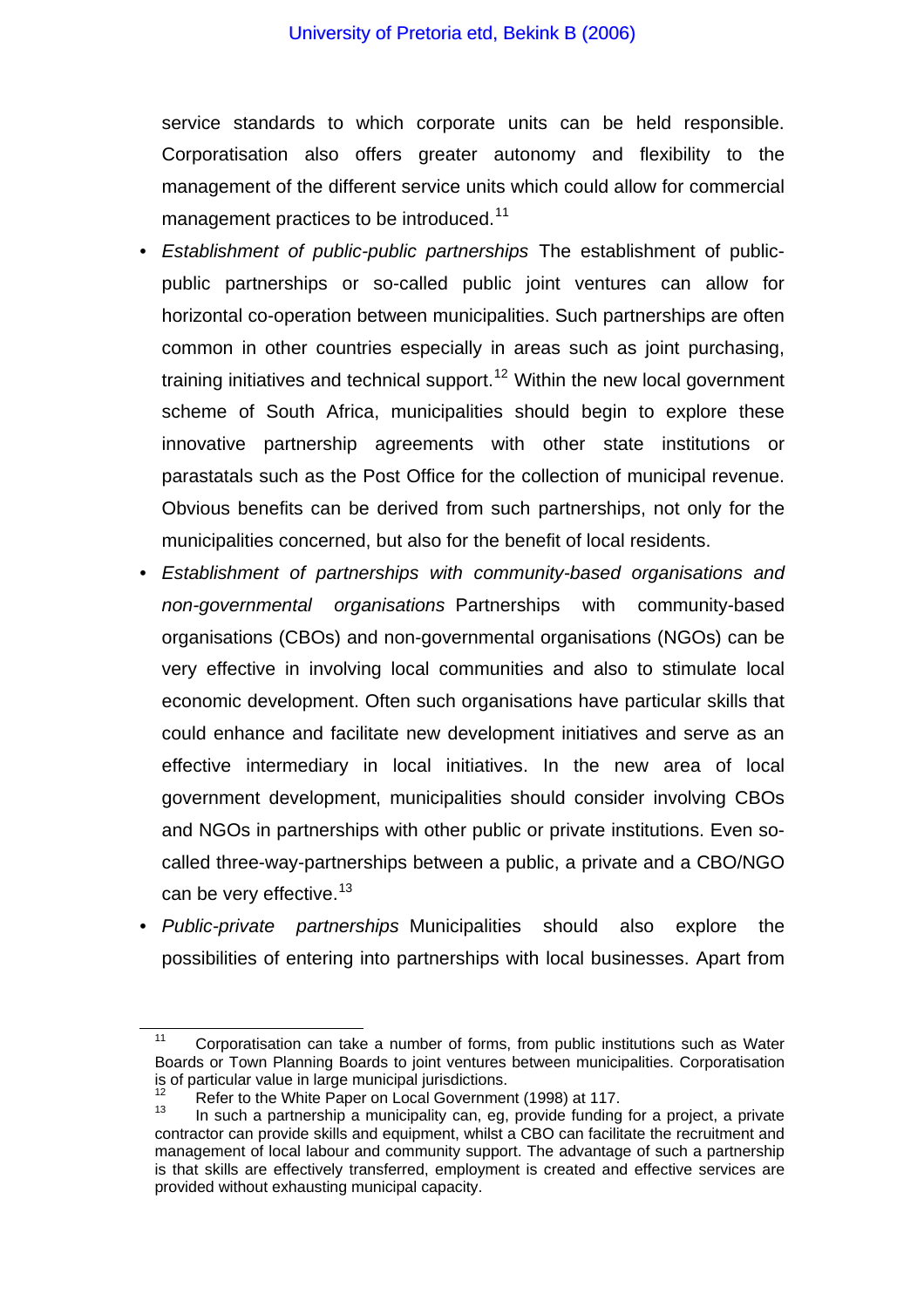service standards to which corporate units can be held responsible. Corporatisation also offers greater autonomy and flexibility to the management of the different service units which could allow for commercial management practices to be introduced.[11]

- *Establishment of public-public partnerships* The establishment of public-public partnerships or so-called public joint ventures can allow for horizontal co-operation between municipalities. Such partnerships are often common in other countries especially in areas such as joint purchasing, training initiatives and technical support.[12] Within the new local government scheme of South Africa, municipalities should begin to explore these innovative partnership agreements with other state institutions or parastatals such as the Post Office for the collection of municipal revenue. Obvious benefits can be derived from such partnerships, not only for the municipalities concerned, but also for the benefit of local residents.
- *Establishment of partnerships with community-based organisations and non-governmental organisations* Partnerships with community-based organisations (CBOs) and non-governmental organisations (NGOs) can be very effective in involving local communities and also to stimulate local economic development. Often such organisations have particular skills that could enhance and facilitate new development initiatives and serve as an effective intermediary in local initiatives. In the new area of local government development, municipalities should consider involving CBOs and NGOs in partnerships with other public or private institutions. Even so-called three-way-partnerships between a public, a private and a CBO/NGO can be very effective.[13]
- *Public-private partnerships* Municipalities should also explore the possibilities of entering into partnerships with local businesses. Apart from

---

[11] Corporatisation can take a number of forms, from public institutions such as Water Boards or Town Planning Boards to joint ventures between municipalities. Corporatisation is of particular value in large municipal jurisdictions.

[12] Refer to the White Paper on Local Government (1998) at 117.

[13] In such a partnership a municipality can, eg, provide funding for a project, a private contractor can provide skills and equipment, whilst a CBO can facilitate the recruitment and management of local labour and community support. The advantage of such a partnership is that skills are effectively transferred, employment is created and effective services are provided without exhausting municipal capacity.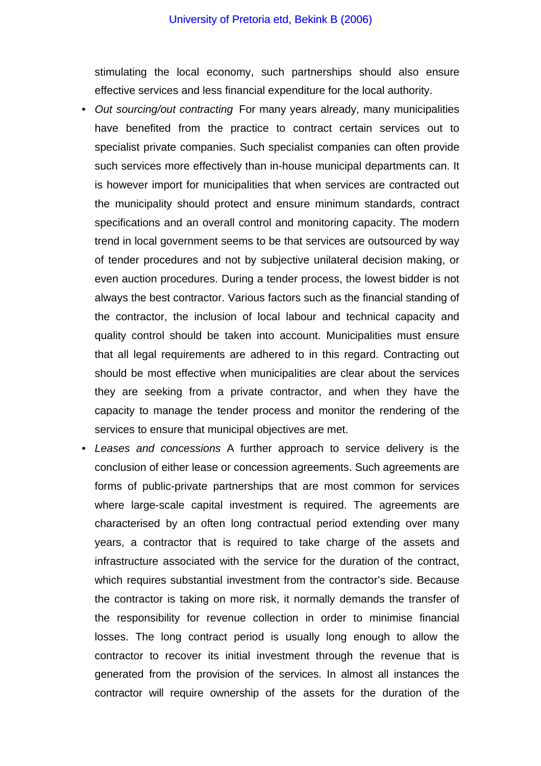stimulating the local economy, such partnerships should also ensure effective services and less financial expenditure for the local authority.

- *Out sourcing/out contracting* For many years already, many municipalities have benefited from the practice to contract certain services out to specialist private companies. Such specialist companies can often provide such services more effectively than in-house municipal departments can. It is however import for municipalities that when services are contracted out the municipality should protect and ensure minimum standards, contract specifications and an overall control and monitoring capacity. The modern trend in local government seems to be that services are outsourced by way of tender procedures and not by subjective unilateral decision making, or even auction procedures. During a tender process, the lowest bidder is not always the best contractor. Various factors such as the financial standing of the contractor, the inclusion of local labour and technical capacity and quality control should be taken into account. Municipalities must ensure that all legal requirements are adhered to in this regard. Contracting out should be most effective when municipalities are clear about the services they are seeking from a private contractor, and when they have the capacity to manage the tender process and monitor the rendering of the services to ensure that municipal objectives are met.
- *Leases and concessions* A further approach to service delivery is the conclusion of either lease or concession agreements. Such agreements are forms of public-private partnerships that are most common for services where large-scale capital investment is required. The agreements are characterised by an often long contractual period extending over many years, a contractor that is required to take charge of the assets and infrastructure associated with the service for the duration of the contract, which requires substantial investment from the contractor's side. Because the contractor is taking on more risk, it normally demands the transfer of the responsibility for revenue collection in order to minimise financial losses. The long contract period is usually long enough to allow the contractor to recover its initial investment through the revenue that is generated from the provision of the services. In almost all instances the contractor will require ownership of the assets for the duration of the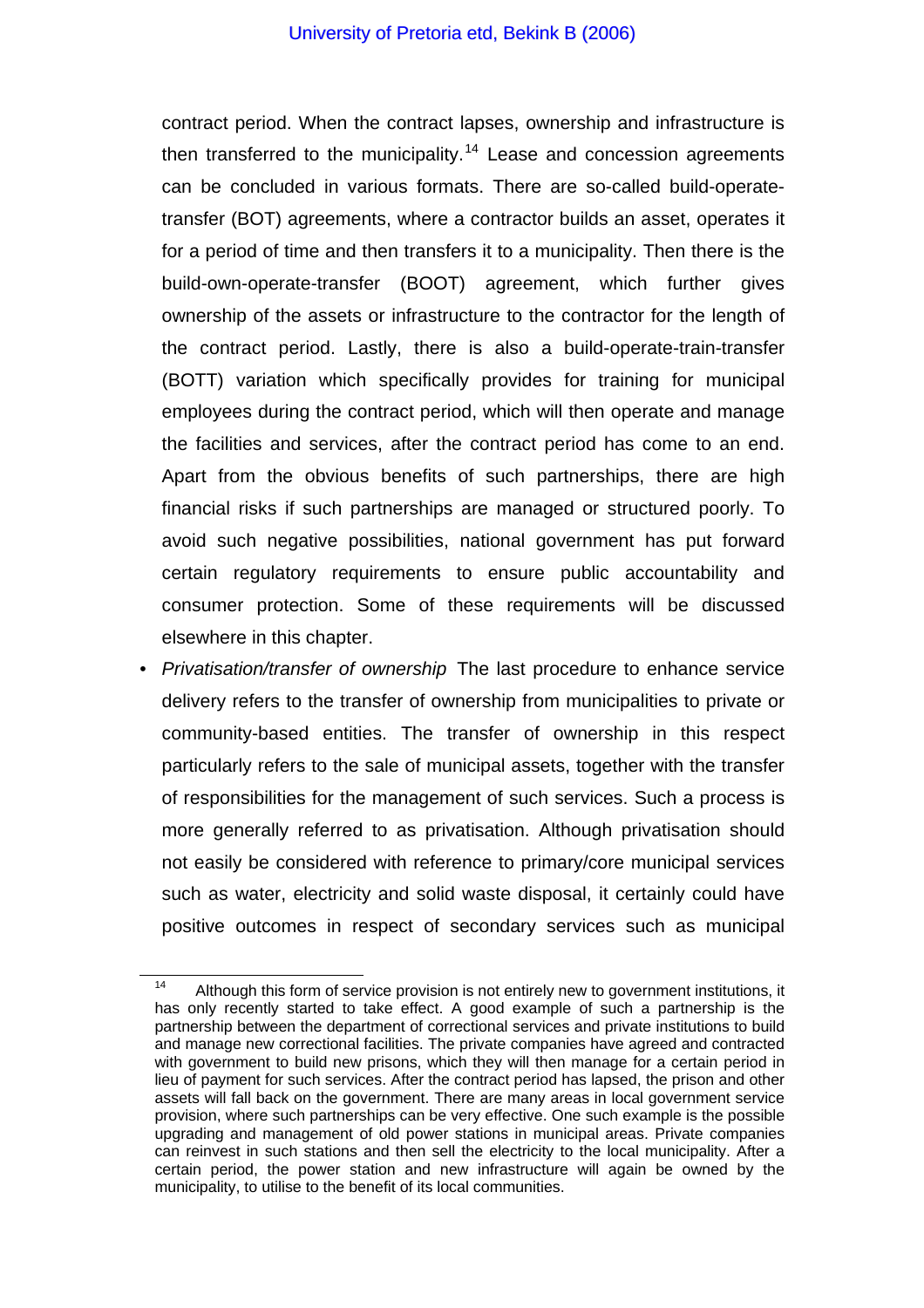contract period. When the contract lapses, ownership and infrastructure is then transferred to the municipality.[14] Lease and concession agreements can be concluded in various formats. There are so-called build-operate-transfer (BOT) agreements, where a contractor builds an asset, operates it for a period of time and then transfers it to a municipality. Then there is the build-own-operate-transfer (BOOT) agreement, which further gives ownership of the assets or infrastructure to the contractor for the length of the contract period. Lastly, there is also a build-operate-train-transfer (BOTT) variation which specifically provides for training for municipal employees during the contract period, which will then operate and manage the facilities and services, after the contract period has come to an end. Apart from the obvious benefits of such partnerships, there are high financial risks if such partnerships are managed or structured poorly. To avoid such negative possibilities, national government has put forward certain regulatory requirements to ensure public accountability and consumer protection. Some of these requirements will be discussed elsewhere in this chapter.

- *Privatisation/transfer of ownership* The last procedure to enhance service delivery refers to the transfer of ownership from municipalities to private or community-based entities. The transfer of ownership in this respect particularly refers to the sale of municipal assets, together with the transfer of responsibilities for the management of such services. Such a process is more generally referred to as privatisation. Although privatisation should not easily be considered with reference to primary/core municipal services such as water, electricity and solid waste disposal, it certainly could have positive outcomes in respect of secondary services such as municipal

---

[14] Although this form of service provision is not entirely new to government institutions, it has only recently started to take effect. A good example of such a partnership is the partnership between the department of correctional services and private institutions to build and manage new correctional facilities. The private companies have agreed and contracted with government to build new prisons, which they will then manage for a certain period in lieu of payment for such services. After the contract period has lapsed, the prison and other assets will fall back on the government. There are many areas in local government service provision, where such partnerships can be very effective. One such example is the possible upgrading and management of old power stations in municipal areas. Private companies can reinvest in such stations and then sell the electricity to the local municipality. After a certain period, the power station and new infrastructure will again be owned by the municipality, to utilise to the benefit of its local communities.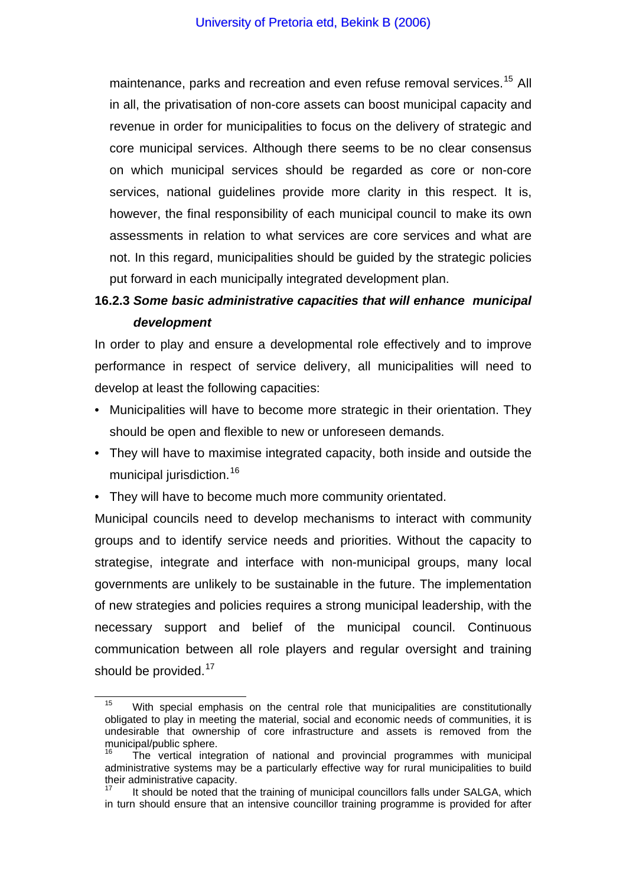maintenance, parks and recreation and even refuse removal services.[15] All in all, the privatisation of non-core assets can boost municipal capacity and revenue in order for municipalities to focus on the delivery of strategic and core municipal services. Although there seems to be no clear consensus on which municipal services should be regarded as core or non-core services, national guidelines provide more clarity in this respect. It is, however, the final responsibility of each municipal council to make its own assessments in relation to what services are core services and what are not. In this regard, municipalities should be guided by the strategic policies put forward in each municipally integrated development plan.

### 16.2.3 *Some basic administrative capacities that will enhance municipal development*

In order to play and ensure a developmental role effectively and to improve performance in respect of service delivery, all municipalities will need to develop at least the following capacities:

- Municipalities will have to become more strategic in their orientation. They should be open and flexible to new or unforeseen demands.
- They will have to maximise integrated capacity, both inside and outside the municipal jurisdiction.[16]
- They will have to become much more community orientated.

Municipal councils need to develop mechanisms to interact with community groups and to identify service needs and priorities. Without the capacity to strategise, integrate and interface with non-municipal groups, many local governments are unlikely to be sustainable in the future. The implementation of new strategies and policies requires a strong municipal leadership, with the necessary support and belief of the municipal council. Continuous communication between all role players and regular oversight and training should be provided.[17]

---

[15] With special emphasis on the central role that municipalities are constitutionally obligated to play in meeting the material, social and economic needs of communities, it is undesirable that ownership of core infrastructure and assets is removed from the municipal/public sphere.

[16] The vertical integration of national and provincial programmes with municipal administrative systems may be a particularly effective way for rural municipalities to build their administrative capacity.

[17] It should be noted that the training of municipal councillors falls under SALGA, which in turn should ensure that an intensive councillor training programme is provided for after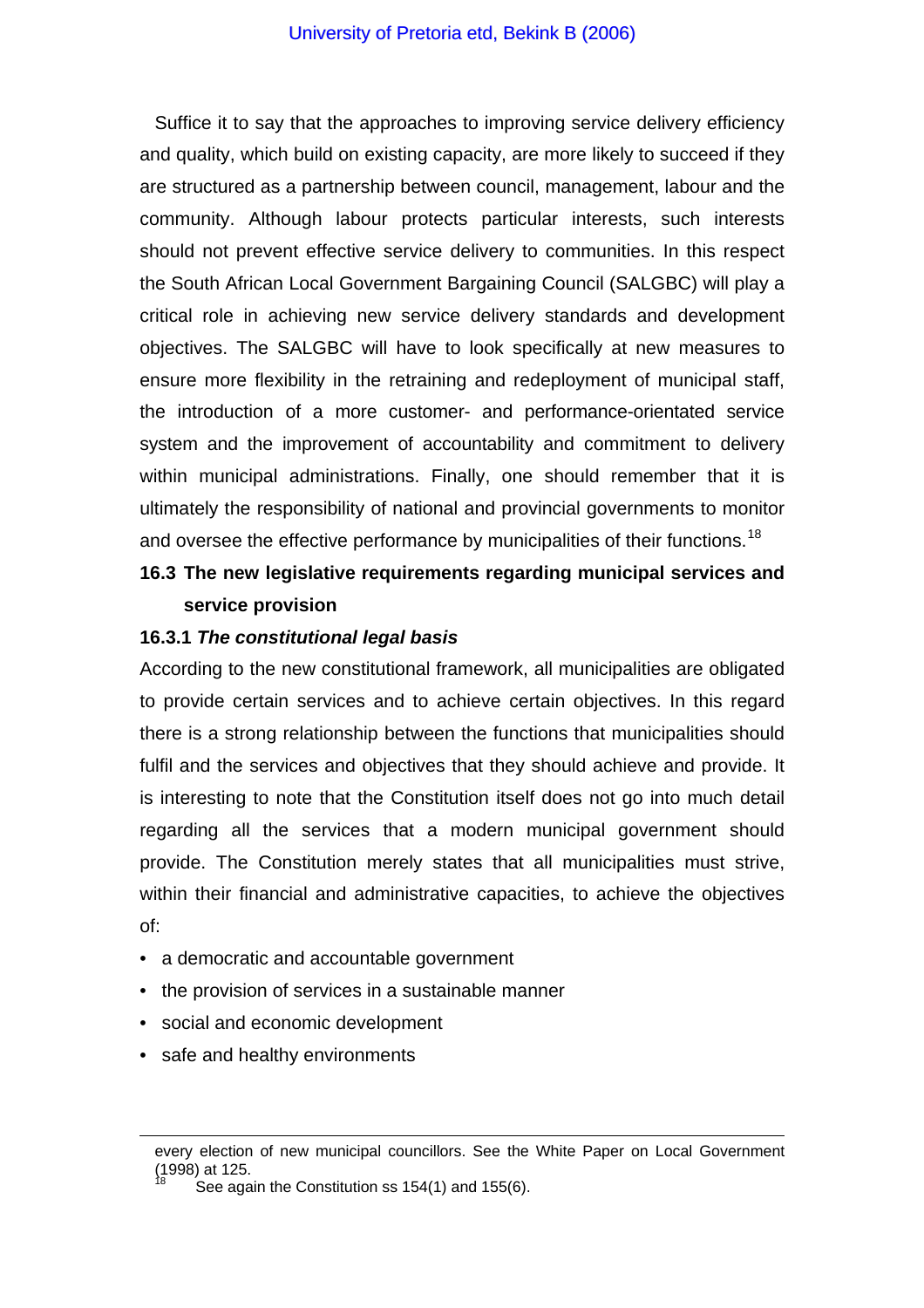Suffice it to say that the approaches to improving service delivery efficiency and quality, which build on existing capacity, are more likely to succeed if they are structured as a partnership between council, management, labour and the community. Although labour protects particular interests, such interests should not prevent effective service delivery to communities. In this respect the South African Local Government Bargaining Council (SALGBC) will play a critical role in achieving new service delivery standards and development objectives. The SALGBC will have to look specifically at new measures to ensure more flexibility in the retraining and redeployment of municipal staff, the introduction of a more customer- and performance-orientated service system and the improvement of accountability and commitment to delivery within municipal administrations. Finally, one should remember that it is ultimately the responsibility of national and provincial governments to monitor and oversee the effective performance by municipalities of their functions.[18]

## 16.3 The new legislative requirements regarding municipal services and service provision

### 16.3.1 *The constitutional legal basis*

According to the new constitutional framework, all municipalities are obligated to provide certain services and to achieve certain objectives. In this regard there is a strong relationship between the functions that municipalities should fulfil and the services and objectives that they should achieve and provide. It is interesting to note that the Constitution itself does not go into much detail regarding all the services that a modern municipal government should provide. The Constitution merely states that all municipalities must strive, within their financial and administrative capacities, to achieve the objectives of:

- a democratic and accountable government
- the provision of services in a sustainable manner
- social and economic development
- safe and healthy environments

---

every election of new municipal councillors. See the White Paper on Local Government (1998) at 125.

[18] See again the Constitution ss 154(1) and 155(6).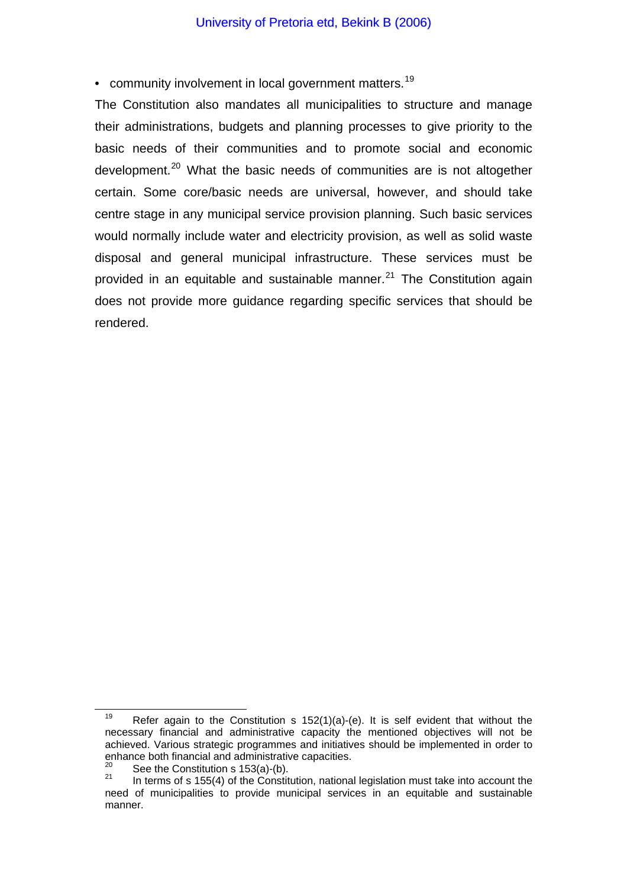- community involvement in local government matters.[19]

The Constitution also mandates all municipalities to structure and manage their administrations, budgets and planning processes to give priority to the basic needs of their communities and to promote social and economic development.[20] What the basic needs of communities are is not altogether certain. Some core/basic needs are universal, however, and should take centre stage in any municipal service provision planning. Such basic services would normally include water and electricity provision, as well as solid waste disposal and general municipal infrastructure. These services must be provided in an equitable and sustainable manner.[21] The Constitution again does not provide more guidance regarding specific services that should be rendered.

---

[19] Refer again to the Constitution s 152(1)(a)-(e). It is self evident that without the necessary financial and administrative capacity the mentioned objectives will not be achieved. Various strategic programmes and initiatives should be implemented in order to enhance both financial and administrative capacities.

[20] See the Constitution s 153(a)-(b).

[21] In terms of s 155(4) of the Constitution, national legislation must take into account the need of municipalities to provide municipal services in an equitable and sustainable manner.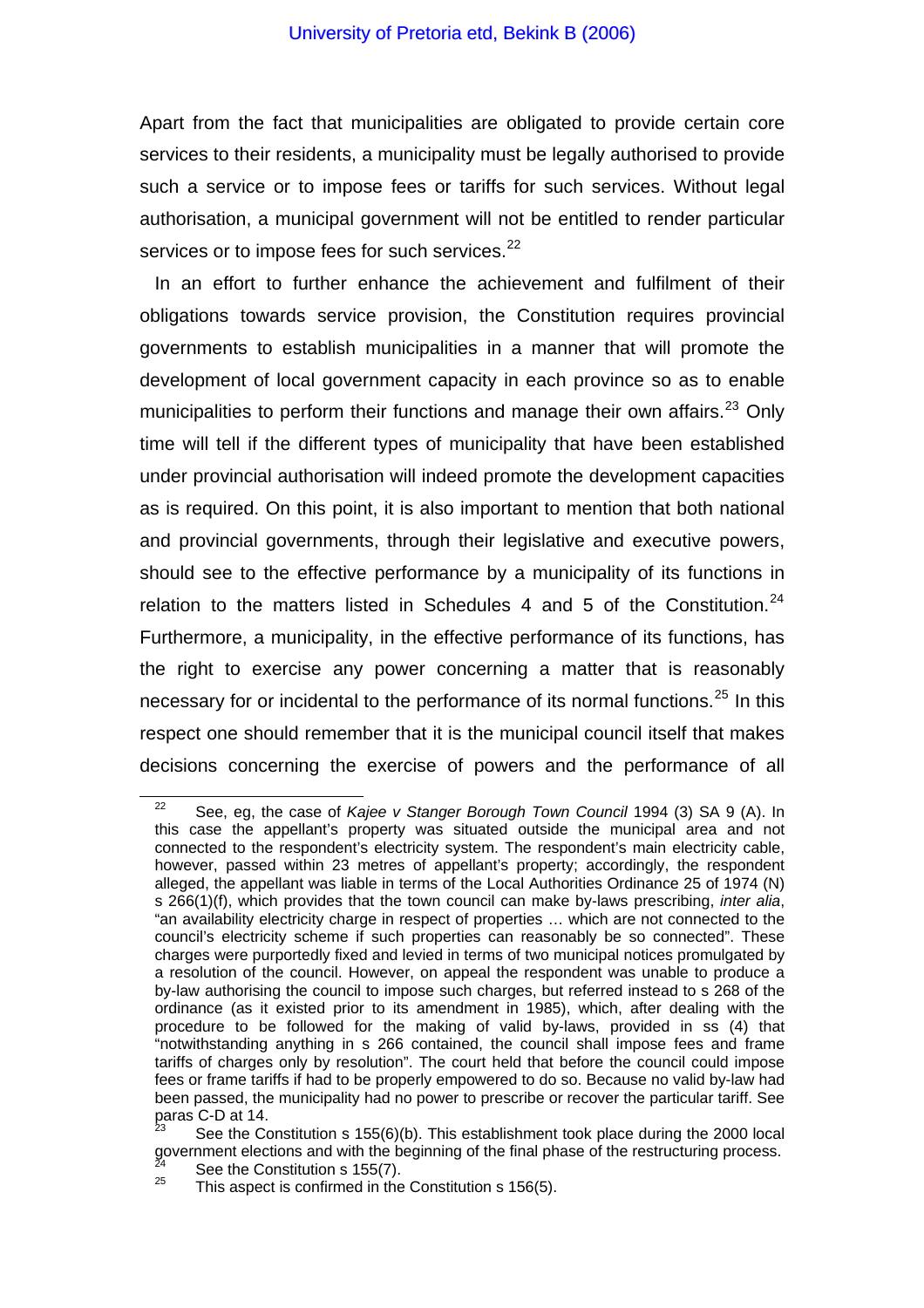Apart from the fact that municipalities are obligated to provide certain core services to their residents, a municipality must be legally authorised to provide such a service or to impose fees or tariffs for such services. Without legal authorisation, a municipal government will not be entitled to render particular services or to impose fees for such services.[22]

In an effort to further enhance the achievement and fulfilment of their obligations towards service provision, the Constitution requires provincial governments to establish municipalities in a manner that will promote the development of local government capacity in each province so as to enable municipalities to perform their functions and manage their own affairs.[23] Only time will tell if the different types of municipality that have been established under provincial authorisation will indeed promote the development capacities as is required. On this point, it is also important to mention that both national and provincial governments, through their legislative and executive powers, should see to the effective performance by a municipality of its functions in relation to the matters listed in Schedules 4 and 5 of the Constitution.[24] Furthermore, a municipality, in the effective performance of its functions, has the right to exercise any power concerning a matter that is reasonably necessary for or incidental to the performance of its normal functions.[25] In this respect one should remember that it is the municipal council itself that makes decisions concerning the exercise of powers and the performance of all

---

[22] See, eg, the case of *Kajee v Stanger Borough Town Council* 1994 (3) SA 9 (A). In this case the appellant's property was situated outside the municipal area and not connected to the respondent's electricity system. The respondent's main electricity cable, however, passed within 23 metres of appellant's property; accordingly, the respondent alleged, the appellant was liable in terms of the Local Authorities Ordinance 25 of 1974 (N) s 266(1)(f), which provides that the town council can make by-laws prescribing, *inter alia*, "an availability electricity charge in respect of properties … which are not connected to the council's electricity scheme if such properties can reasonably be so connected". These charges were purportedly fixed and levied in terms of two municipal notices promulgated by a resolution of the council. However, on appeal the respondent was unable to produce a by-law authorising the council to impose such charges, but referred instead to s 268 of the ordinance (as it existed prior to its amendment in 1985), which, after dealing with the procedure to be followed for the making of valid by-laws, provided in ss (4) that "notwithstanding anything in s 266 contained, the council shall impose fees and frame tariffs of charges only by resolution". The court held that before the council could impose fees or frame tariffs if had to be properly empowered to do so. Because no valid by-law had been passed, the municipality had no power to prescribe or recover the particular tariff. See paras C-D at 14.

[23] See the Constitution s 155(6)(b). This establishment took place during the 2000 local government elections and with the beginning of the final phase of the restructuring process.

[24] See the Constitution s 155(7).

[25] This aspect is confirmed in the Constitution s 156(5).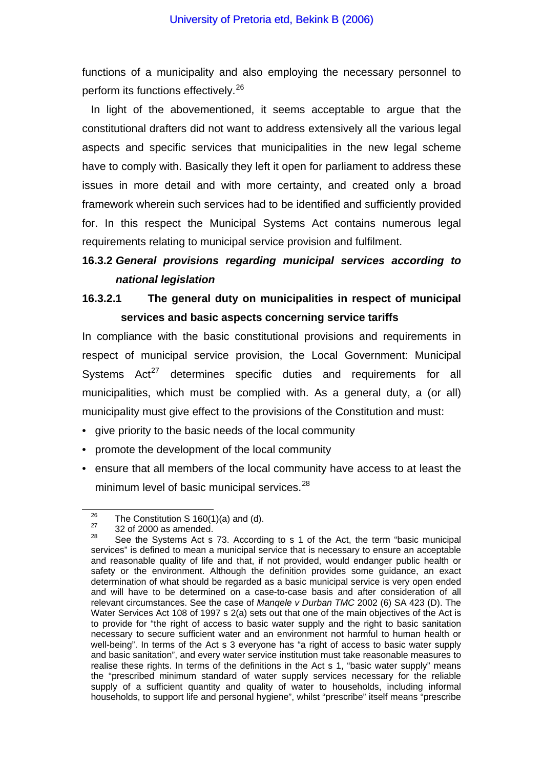functions of a municipality and also employing the necessary personnel to perform its functions effectively.[26]

In light of the abovementioned, it seems acceptable to argue that the constitutional drafters did not want to address extensively all the various legal aspects and specific services that municipalities in the new legal scheme have to comply with. Basically they left it open for parliament to address these issues in more detail and with more certainty, and created only a broad framework wherein such services had to be identified and sufficiently provided for. In this respect the Municipal Systems Act contains numerous legal requirements relating to municipal service provision and fulfilment.

### 16.3.2 *General provisions regarding municipal services according to national legislation*

#### 16.3.2.1 The general duty on municipalities in respect of municipal services and basic aspects concerning service tariffs

In compliance with the basic constitutional provisions and requirements in respect of municipal service provision, the Local Government: Municipal Systems Act[27] determines specific duties and requirements for all municipalities, which must be complied with. As a general duty, a (or all) municipality must give effect to the provisions of the Constitution and must:

- give priority to the basic needs of the local community
- promote the development of the local community
- ensure that all members of the local community have access to at least the minimum level of basic municipal services.[28]

---

[26] The Constitution S 160(1)(a) and (d).

[27] 32 of 2000 as amended.

[28] See the Systems Act s 73. According to s 1 of the Act, the term "basic municipal services" is defined to mean a municipal service that is necessary to ensure an acceptable and reasonable quality of life and that, if not provided, would endanger public health or safety or the environment. Although the definition provides some guidance, an exact determination of what should be regarded as a basic municipal service is very open ended and will have to be determined on a case-to-case basis and after consideration of all relevant circumstances. See the case of *Manqele v Durban TMC* 2002 (6) SA 423 (D). The Water Services Act 108 of 1997 s 2(a) sets out that one of the main objectives of the Act is to provide for "the right of access to basic water supply and the right to basic sanitation necessary to secure sufficient water and an environment not harmful to human health or well-being". In terms of the Act s 3 everyone has "a right of access to basic water supply and basic sanitation", and every water service institution must take reasonable measures to realise these rights. In terms of the definitions in the Act s 1, "basic water supply" means the "prescribed minimum standard of water supply services necessary for the reliable supply of a sufficient quantity and quality of water to households, including informal households, to support life and personal hygiene", whilst "prescribe" itself means "prescribe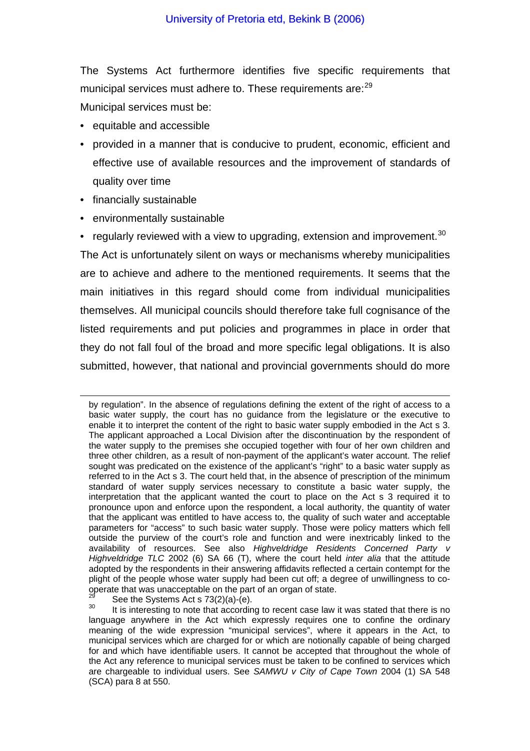The Systems Act furthermore identifies five specific requirements that municipal services must adhere to. These requirements are:[29]

Municipal services must be:

- equitable and accessible
- provided in a manner that is conducive to prudent, economic, efficient and effective use of available resources and the improvement of standards of quality over time
- financially sustainable
- environmentally sustainable
- regularly reviewed with a view to upgrading, extension and improvement.[30]

The Act is unfortunately silent on ways or mechanisms whereby municipalities are to achieve and adhere to the mentioned requirements. It seems that the main initiatives in this regard should come from individual municipalities themselves. All municipal councils should therefore take full cognisance of the listed requirements and put policies and programmes in place in order that they do not fall foul of the broad and more specific legal obligations. It is also submitted, however, that national and provincial governments should do more

---

by regulation". In the absence of regulations defining the extent of the right of access to a basic water supply, the court has no guidance from the legislature or the executive to enable it to interpret the content of the right to basic water supply embodied in the Act s 3. The applicant approached a Local Division after the discontinuation by the respondent of the water supply to the premises she occupied together with four of her own children and three other children, as a result of non-payment of the applicant's water account. The relief sought was predicated on the existence of the applicant's "right" to a basic water supply as referred to in the Act s 3. The court held that, in the absence of prescription of the minimum standard of water supply services necessary to constitute a basic water supply, the interpretation that the applicant wanted the court to place on the Act s 3 required it to pronounce upon and enforce upon the respondent, a local authority, the quantity of water that the applicant was entitled to have access to, the quality of such water and acceptable parameters for "access" to such basic water supply. Those were policy matters which fell outside the purview of the court's role and function and were inextricably linked to the availability of resources. See also *Highveldridge Residents Concerned Party v Highveldridge TLC* 2002 (6) SA 66 (T), where the court held *inter alia* that the attitude adopted by the respondents in their answering affidavits reflected a certain contempt for the plight of the people whose water supply had been cut off; a degree of unwillingness to co-operate that was unacceptable on the part of an organ of state.

[29] See the Systems Act s 73(2)(a)-(e).

[30] It is interesting to note that according to recent case law it was stated that there is no language anywhere in the Act which expressly requires one to confine the ordinary meaning of the wide expression "municipal services", where it appears in the Act, to municipal services which are charged for or which are notionally capable of being charged for and which have identifiable users. It cannot be accepted that throughout the whole of the Act any reference to municipal services must be taken to be confined to services which are chargeable to individual users. See *SAMWU v City of Cape Town* 2004 (1) SA 548 (SCA) para 8 at 550.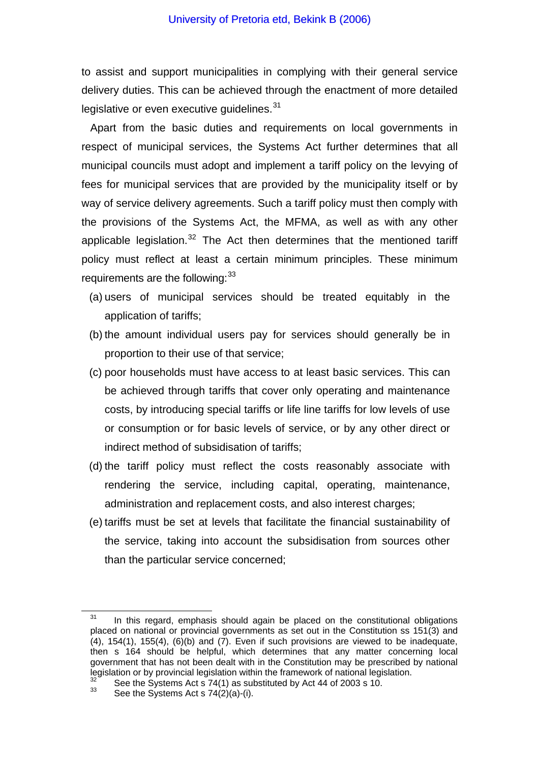to assist and support municipalities in complying with their general service delivery duties. This can be achieved through the enactment of more detailed legislative or even executive guidelines.[31]

Apart from the basic duties and requirements on local governments in respect of municipal services, the Systems Act further determines that all municipal councils must adopt and implement a tariff policy on the levying of fees for municipal services that are provided by the municipality itself or by way of service delivery agreements. Such a tariff policy must then comply with the provisions of the Systems Act, the MFMA, as well as with any other applicable legislation.[32] The Act then determines that the mentioned tariff policy must reflect at least a certain minimum principles. These minimum requirements are the following:[33]

(a) users of municipal services should be treated equitably in the application of tariffs;

(b) the amount individual users pay for services should generally be in proportion to their use of that service;

(c) poor households must have access to at least basic services. This can be achieved through tariffs that cover only operating and maintenance costs, by introducing special tariffs or life line tariffs for low levels of use or consumption or for basic levels of service, or by any other direct or indirect method of subsidisation of tariffs;

(d) the tariff policy must reflect the costs reasonably associate with rendering the service, including capital, operating, maintenance, administration and replacement costs, and also interest charges;

(e) tariffs must be set at levels that facilitate the financial sustainability of the service, taking into account the subsidisation from sources other than the particular service concerned;

---

[31] In this regard, emphasis should again be placed on the constitutional obligations placed on national or provincial governments as set out in the Constitution ss 151(3) and (4), 154(1), 155(4), (6)(b) and (7). Even if such provisions are viewed to be inadequate, then s 164 should be helpful, which determines that any matter concerning local government that has not been dealt with in the Constitution may be prescribed by national legislation or by provincial legislation within the framework of national legislation.

[32] See the Systems Act s 74(1) as substituted by Act 44 of 2003 s 10.

[33] See the Systems Act s 74(2)(a)-(i).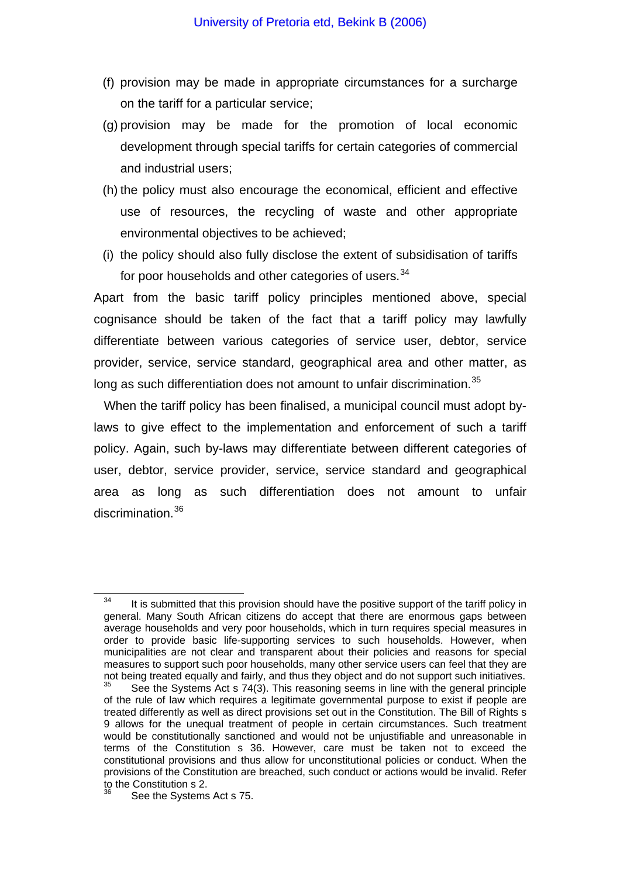(f) provision may be made in appropriate circumstances for a surcharge on the tariff for a particular service;

(g) provision may be made for the promotion of local economic development through special tariffs for certain categories of commercial and industrial users;

(h) the policy must also encourage the economical, efficient and effective use of resources, the recycling of waste and other appropriate environmental objectives to be achieved;

(i) the policy should also fully disclose the extent of subsidisation of tariffs for poor households and other categories of users.[34]

Apart from the basic tariff policy principles mentioned above, special cognisance should be taken of the fact that a tariff policy may lawfully differentiate between various categories of service user, debtor, service provider, service, service standard, geographical area and other matter, as long as such differentiation does not amount to unfair discrimination.[35]

When the tariff policy has been finalised, a municipal council must adopt by-laws to give effect to the implementation and enforcement of such a tariff policy. Again, such by-laws may differentiate between different categories of user, debtor, service provider, service, service standard and geographical area as long as such differentiation does not amount to unfair discrimination.[36]

---

[34] It is submitted that this provision should have the positive support of the tariff policy in general. Many South African citizens do accept that there are enormous gaps between average households and very poor households, which in turn requires special measures in order to provide basic life-supporting services to such households. However, when municipalities are not clear and transparent about their policies and reasons for special measures to support such poor households, many other service users can feel that they are not being treated equally and fairly, and thus they object and do not support such initiatives.

[35] See the Systems Act s 74(3). This reasoning seems in line with the general principle of the rule of law which requires a legitimate governmental purpose to exist if people are treated differently as well as direct provisions set out in the Constitution. The Bill of Rights s 9 allows for the unequal treatment of people in certain circumstances. Such treatment would be constitutionally sanctioned and would not be unjustifiable and unreasonable in terms of the Constitution s 36. However, care must be taken not to exceed the constitutional provisions and thus allow for unconstitutional policies or conduct. When the provisions of the Constitution are breached, such conduct or actions would be invalid. Refer to the Constitution s 2.

[36] See the Systems Act s 75.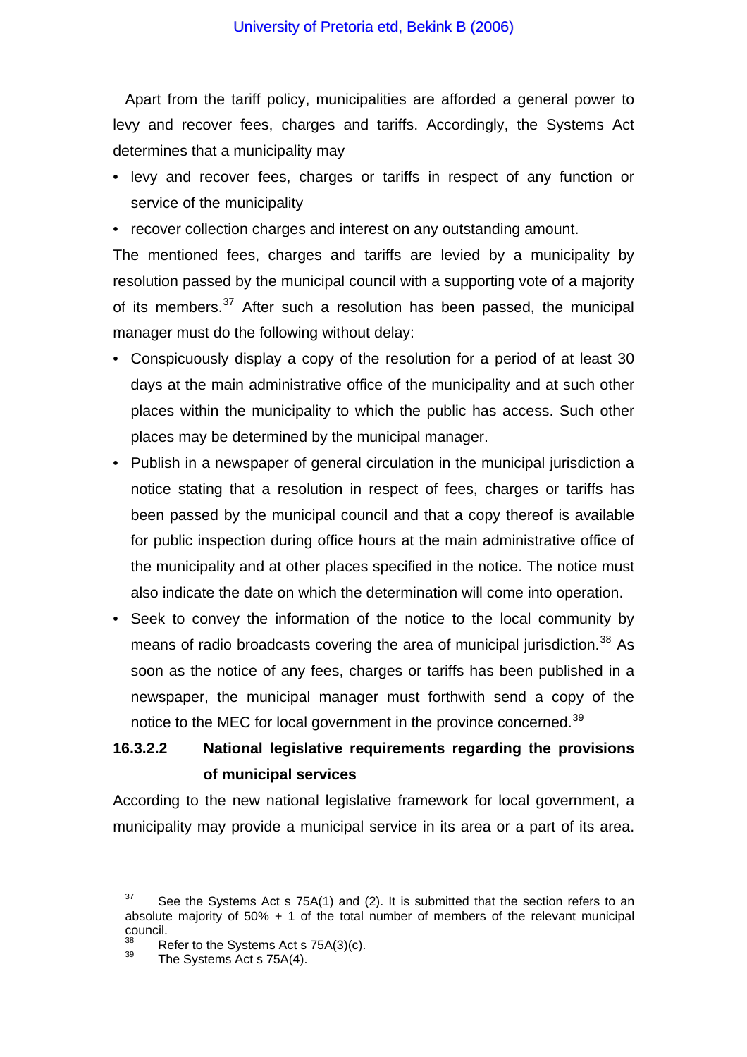Apart from the tariff policy, municipalities are afforded a general power to levy and recover fees, charges and tariffs. Accordingly, the Systems Act determines that a municipality may

- levy and recover fees, charges or tariffs in respect of any function or service of the municipality
- recover collection charges and interest on any outstanding amount.

The mentioned fees, charges and tariffs are levied by a municipality by resolution passed by the municipal council with a supporting vote of a majority of its members.[37] After such a resolution has been passed, the municipal manager must do the following without delay:

- Conspicuously display a copy of the resolution for a period of at least 30 days at the main administrative office of the municipality and at such other places within the municipality to which the public has access. Such other places may be determined by the municipal manager.
- Publish in a newspaper of general circulation in the municipal jurisdiction a notice stating that a resolution in respect of fees, charges or tariffs has been passed by the municipal council and that a copy thereof is available for public inspection during office hours at the main administrative office of the municipality and at other places specified in the notice. The notice must also indicate the date on which the determination will come into operation.
- Seek to convey the information of the notice to the local community by means of radio broadcasts covering the area of municipal jurisdiction.[38] As soon as the notice of any fees, charges or tariffs has been published in a newspaper, the municipal manager must forthwith send a copy of the notice to the MEC for local government in the province concerned.[39]

#### 16.3.2.2 National legislative requirements regarding the provisions of municipal services

According to the new national legislative framework for local government, a municipality may provide a municipal service in its area or a part of its area.

---

[37] See the Systems Act s 75A(1) and (2). It is submitted that the section refers to an absolute majority of 50% + 1 of the total number of members of the relevant municipal council.

[38] Refer to the Systems Act s 75A(3)(c).

[39] The Systems Act s 75A(4).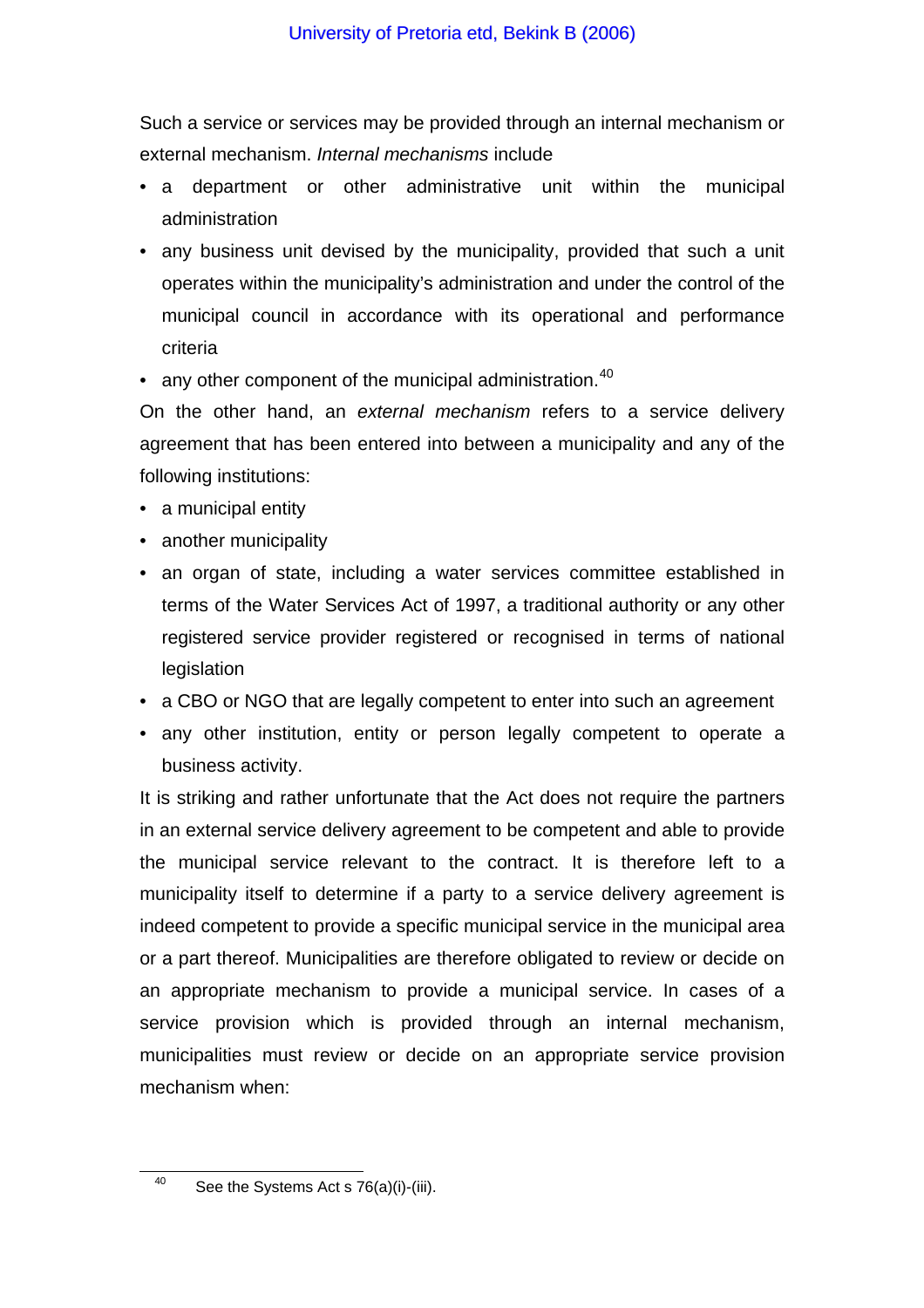Such a service or services may be provided through an internal mechanism or external mechanism. *Internal mechanisms* include

- a department or other administrative unit within the municipal administration
- any business unit devised by the municipality, provided that such a unit operates within the municipality's administration and under the control of the municipal council in accordance with its operational and performance criteria
- any other component of the municipal administration.[40]

On the other hand, an *external mechanism* refers to a service delivery agreement that has been entered into between a municipality and any of the following institutions:

- a municipal entity
- another municipality
- an organ of state, including a water services committee established in terms of the Water Services Act of 1997, a traditional authority or any other registered service provider registered or recognised in terms of national legislation
- a CBO or NGO that are legally competent to enter into such an agreement
- any other institution, entity or person legally competent to operate a business activity.

It is striking and rather unfortunate that the Act does not require the partners in an external service delivery agreement to be competent and able to provide the municipal service relevant to the contract. It is therefore left to a municipality itself to determine if a party to a service delivery agreement is indeed competent to provide a specific municipal service in the municipal area or a part thereof. Municipalities are therefore obligated to review or decide on an appropriate mechanism to provide a municipal service. In cases of a service provision which is provided through an internal mechanism, municipalities must review or decide on an appropriate service provision mechanism when:

---

[40] See the Systems Act s 76(a)(i)-(iii).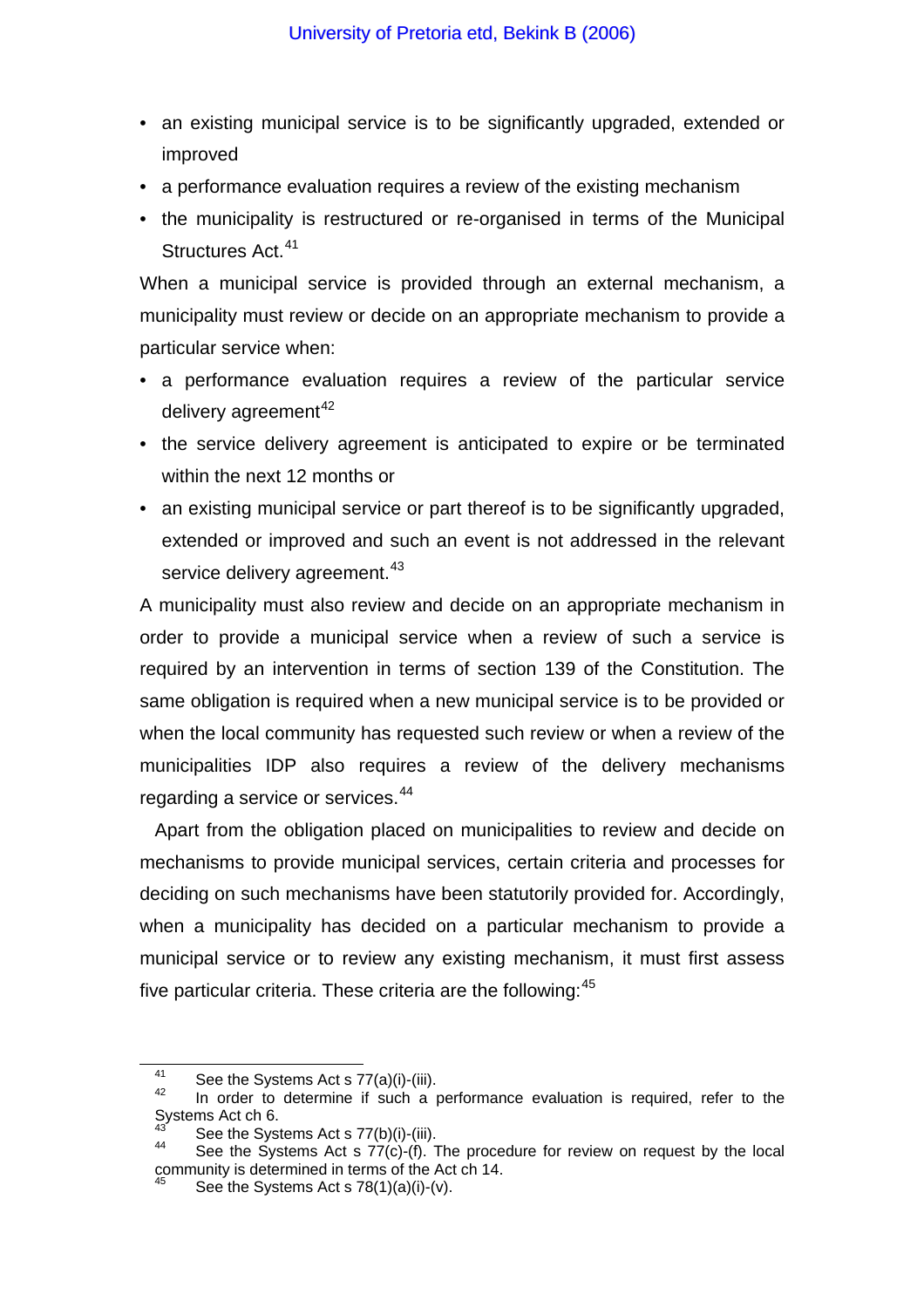- an existing municipal service is to be significantly upgraded, extended or improved
- a performance evaluation requires a review of the existing mechanism
- the municipality is restructured or re-organised in terms of the Municipal Structures Act.[41]

When a municipal service is provided through an external mechanism, a municipality must review or decide on an appropriate mechanism to provide a particular service when:

- a performance evaluation requires a review of the particular service delivery agreement[42]
- the service delivery agreement is anticipated to expire or be terminated within the next 12 months or
- an existing municipal service or part thereof is to be significantly upgraded, extended or improved and such an event is not addressed in the relevant service delivery agreement.[43]

A municipality must also review and decide on an appropriate mechanism in order to provide a municipal service when a review of such a service is required by an intervention in terms of section 139 of the Constitution. The same obligation is required when a new municipal service is to be provided or when the local community has requested such review or when a review of the municipalities IDP also requires a review of the delivery mechanisms regarding a service or services.[44]

Apart from the obligation placed on municipalities to review and decide on mechanisms to provide municipal services, certain criteria and processes for deciding on such mechanisms have been statutorily provided for. Accordingly, when a municipality has decided on a particular mechanism to provide a municipal service or to review any existing mechanism, it must first assess five particular criteria. These criteria are the following:[45]

---

[41] See the Systems Act s 77(a)(i)-(iii).

[42] In order to determine if such a performance evaluation is required, refer to the Systems Act ch 6.

[43] See the Systems Act s 77(b)(i)-(iii).

[44] See the Systems Act s 77(c)-(f). The procedure for review on request by the local community is determined in terms of the Act ch 14.

[45] See the Systems Act s 78(1)(a)(i)-(v).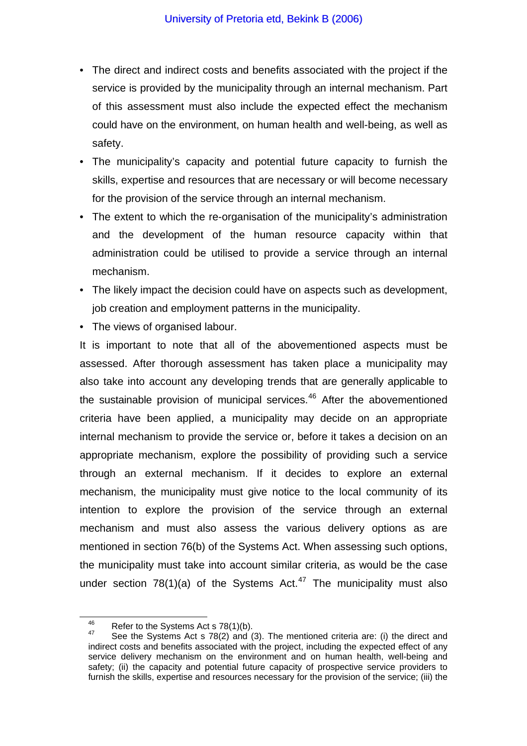- The direct and indirect costs and benefits associated with the project if the service is provided by the municipality through an internal mechanism. Part of this assessment must also include the expected effect the mechanism could have on the environment, on human health and well-being, as well as safety.
- The municipality's capacity and potential future capacity to furnish the skills, expertise and resources that are necessary or will become necessary for the provision of the service through an internal mechanism.
- The extent to which the re-organisation of the municipality's administration and the development of the human resource capacity within that administration could be utilised to provide a service through an internal mechanism.
- The likely impact the decision could have on aspects such as development, job creation and employment patterns in the municipality.
- The views of organised labour.

It is important to note that all of the abovementioned aspects must be assessed. After thorough assessment has taken place a municipality may also take into account any developing trends that are generally applicable to the sustainable provision of municipal services.[46] After the abovementioned criteria have been applied, a municipality may decide on an appropriate internal mechanism to provide the service or, before it takes a decision on an appropriate mechanism, explore the possibility of providing such a service through an external mechanism. If it decides to explore an external mechanism, the municipality must give notice to the local community of its intention to explore the provision of the service through an external mechanism and must also assess the various delivery options as are mentioned in section 76(b) of the Systems Act. When assessing such options, the municipality must take into account similar criteria, as would be the case under section 78(1)(a) of the Systems Act.[47] The municipality must also

[46] Refer to the Systems Act s 78(1)(b).

[47] See the Systems Act s 78(2) and (3). The mentioned criteria are: (i) the direct and indirect costs and benefits associated with the project, including the expected effect of any service delivery mechanism on the environment and on human health, well-being and safety; (ii) the capacity and potential future capacity of prospective service providers to furnish the skills, expertise and resources necessary for the provision of the service; (iii) the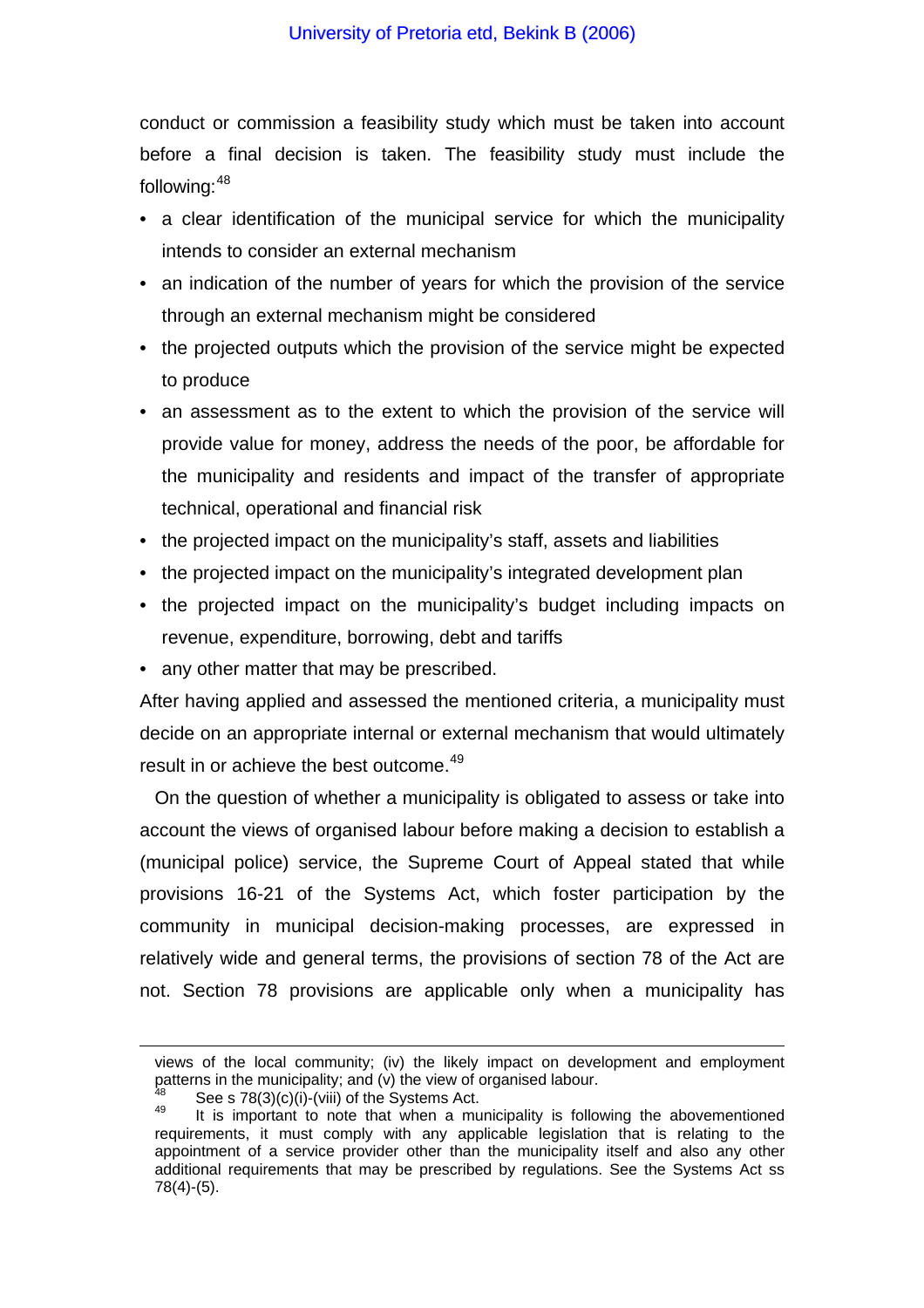conduct or commission a feasibility study which must be taken into account before a final decision is taken. The feasibility study must include the following:[48]

- a clear identification of the municipal service for which the municipality intends to consider an external mechanism
- an indication of the number of years for which the provision of the service through an external mechanism might be considered
- the projected outputs which the provision of the service might be expected to produce
- an assessment as to the extent to which the provision of the service will provide value for money, address the needs of the poor, be affordable for the municipality and residents and impact of the transfer of appropriate technical, operational and financial risk
- the projected impact on the municipality's staff, assets and liabilities
- the projected impact on the municipality's integrated development plan
- the projected impact on the municipality's budget including impacts on revenue, expenditure, borrowing, debt and tariffs
- any other matter that may be prescribed.

After having applied and assessed the mentioned criteria, a municipality must decide on an appropriate internal or external mechanism that would ultimately result in or achieve the best outcome.[49]

On the question of whether a municipality is obligated to assess or take into account the views of organised labour before making a decision to establish a (municipal police) service, the Supreme Court of Appeal stated that while provisions 16-21 of the Systems Act, which foster participation by the community in municipal decision-making processes, are expressed in relatively wide and general terms, the provisions of section 78 of the Act are not. Section 78 provisions are applicable only when a municipality has

---

views of the local community; (iv) the likely impact on development and employment patterns in the municipality; and (v) the view of organised labour.

[48] See s 78(3)(c)(i)-(viii) of the Systems Act.

[49] It is important to note that when a municipality is following the abovementioned requirements, it must comply with any applicable legislation that is relating to the appointment of a service provider other than the municipality itself and also any other additional requirements that may be prescribed by regulations. See the Systems Act ss 78(4)-(5).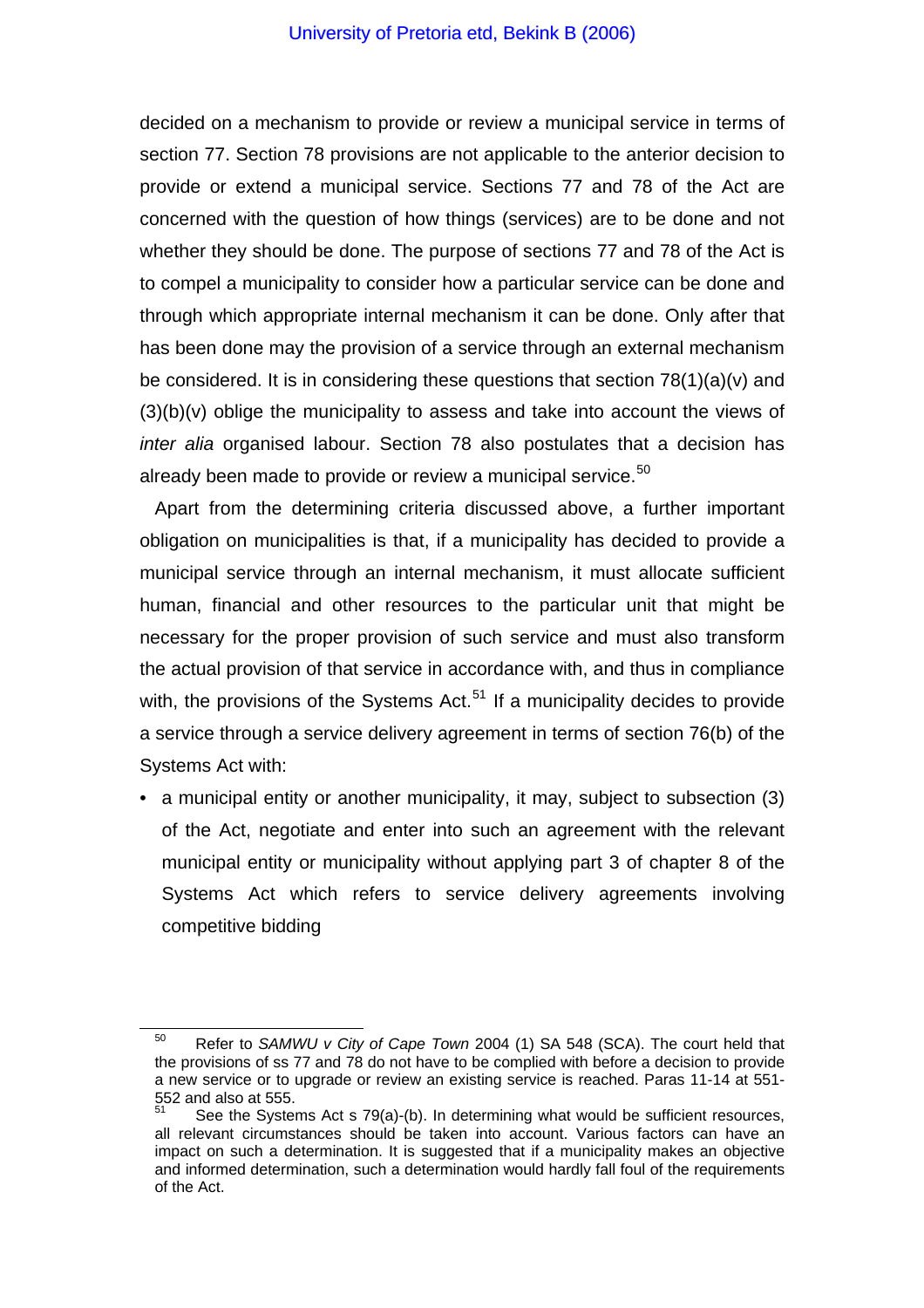decided on a mechanism to provide or review a municipal service in terms of section 77. Section 78 provisions are not applicable to the anterior decision to provide or extend a municipal service. Sections 77 and 78 of the Act are concerned with the question of how things (services) are to be done and not whether they should be done. The purpose of sections 77 and 78 of the Act is to compel a municipality to consider how a particular service can be done and through which appropriate internal mechanism it can be done. Only after that has been done may the provision of a service through an external mechanism be considered. It is in considering these questions that section 78(1)(a)(v) and (3)(b)(v) oblige the municipality to assess and take into account the views of *inter alia* organised labour. Section 78 also postulates that a decision has already been made to provide or review a municipal service.[50]

Apart from the determining criteria discussed above, a further important obligation on municipalities is that, if a municipality has decided to provide a municipal service through an internal mechanism, it must allocate sufficient human, financial and other resources to the particular unit that might be necessary for the proper provision of such service and must also transform the actual provision of that service in accordance with, and thus in compliance with, the provisions of the Systems Act.[51] If a municipality decides to provide a service through a service delivery agreement in terms of section 76(b) of the Systems Act with:

- a municipal entity or another municipality, it may, subject to subsection (3) of the Act, negotiate and enter into such an agreement with the relevant municipal entity or municipality without applying part 3 of chapter 8 of the Systems Act which refers to service delivery agreements involving competitive bidding

---

[50] Refer to *SAMWU v City of Cape Town* 2004 (1) SA 548 (SCA). The court held that the provisions of ss 77 and 78 do not have to be complied with before a decision to provide a new service or to upgrade or review an existing service is reached. Paras 11-14 at 551-552 and also at 555.

[51] See the Systems Act s 79(a)-(b). In determining what would be sufficient resources, all relevant circumstances should be taken into account. Various factors can have an impact on such a determination. It is suggested that if a municipality makes an objective and informed determination, such a determination would hardly fall foul of the requirements of the Act.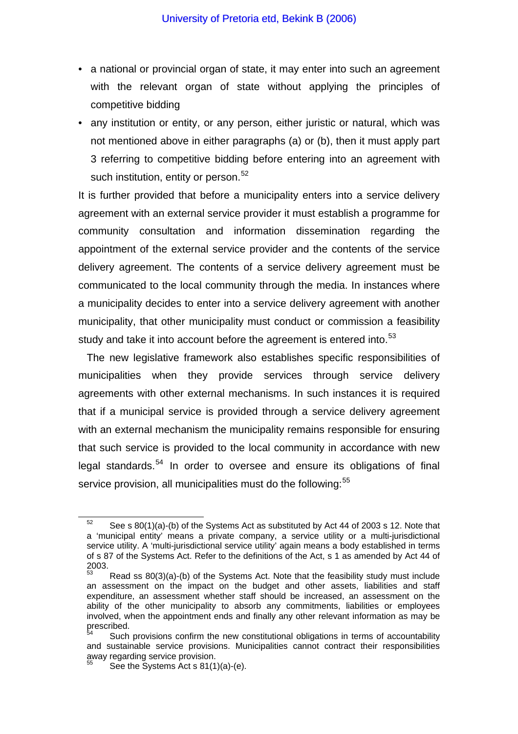- a national or provincial organ of state, it may enter into such an agreement with the relevant organ of state without applying the principles of competitive bidding
- any institution or entity, or any person, either juristic or natural, which was not mentioned above in either paragraphs (a) or (b), then it must apply part 3 referring to competitive bidding before entering into an agreement with such institution, entity or person.[52]

It is further provided that before a municipality enters into a service delivery agreement with an external service provider it must establish a programme for community consultation and information dissemination regarding the appointment of the external service provider and the contents of the service delivery agreement. The contents of a service delivery agreement must be communicated to the local community through the media. In instances where a municipality decides to enter into a service delivery agreement with another municipality, that other municipality must conduct or commission a feasibility study and take it into account before the agreement is entered into.[53]

The new legislative framework also establishes specific responsibilities of municipalities when they provide services through service delivery agreements with other external mechanisms. In such instances it is required that if a municipal service is provided through a service delivery agreement with an external mechanism the municipality remains responsible for ensuring that such service is provided to the local community in accordance with new legal standards.[54] In order to oversee and ensure its obligations of final service provision, all municipalities must do the following:[55]

---

[52] See s 80(1)(a)-(b) of the Systems Act as substituted by Act 44 of 2003 s 12. Note that a 'municipal entity' means a private company, a service utility or a multi-jurisdictional service utility. A 'multi-jurisdictional service utility' again means a body established in terms of s 87 of the Systems Act. Refer to the definitions of the Act, s 1 as amended by Act 44 of 2003.

[53] Read ss 80(3)(a)-(b) of the Systems Act. Note that the feasibility study must include an assessment on the impact on the budget and other assets, liabilities and staff expenditure, an assessment whether staff should be increased, an assessment on the ability of the other municipality to absorb any commitments, liabilities or employees involved, when the appointment ends and finally any other relevant information as may be prescribed.

[54] Such provisions confirm the new constitutional obligations in terms of accountability and sustainable service provisions. Municipalities cannot contract their responsibilities away regarding service provision.

[55] See the Systems Act s 81(1)(a)-(e).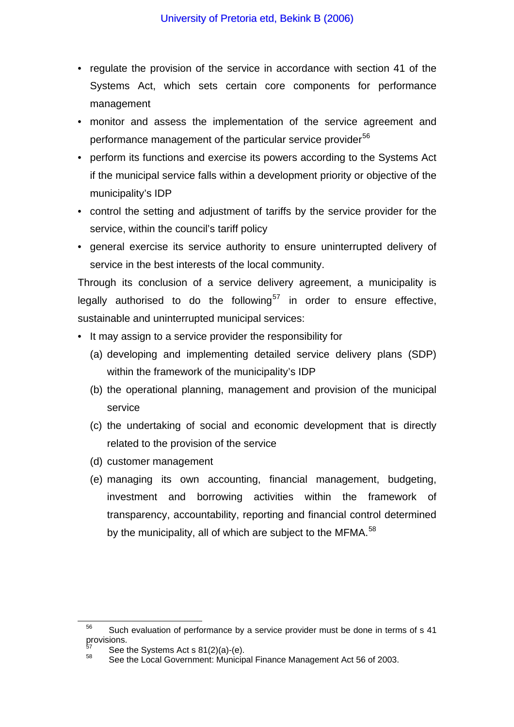- regulate the provision of the service in accordance with section 41 of the Systems Act, which sets certain core components for performance management
- monitor and assess the implementation of the service agreement and performance management of the particular service provider[56]
- perform its functions and exercise its powers according to the Systems Act if the municipal service falls within a development priority or objective of the municipality's IDP
- control the setting and adjustment of tariffs by the service provider for the service, within the council's tariff policy
- general exercise its service authority to ensure uninterrupted delivery of service in the best interests of the local community.

Through its conclusion of a service delivery agreement, a municipality is legally authorised to do the following[57] in order to ensure effective, sustainable and uninterrupted municipal services:

- It may assign to a service provider the responsibility for
  - (a) developing and implementing detailed service delivery plans (SDP) within the framework of the municipality's IDP
  - (b) the operational planning, management and provision of the municipal service
  - (c) the undertaking of social and economic development that is directly related to the provision of the service
  - (d) customer management
  - (e) managing its own accounting, financial management, budgeting, investment and borrowing activities within the framework of transparency, accountability, reporting and financial control determined by the municipality, all of which are subject to the MFMA.[58]

---

[56] Such evaluation of performance by a service provider must be done in terms of s 41 provisions.

[57] See the Systems Act s 81(2)(a)-(e).

[58] See the Local Government: Municipal Finance Management Act 56 of 2003.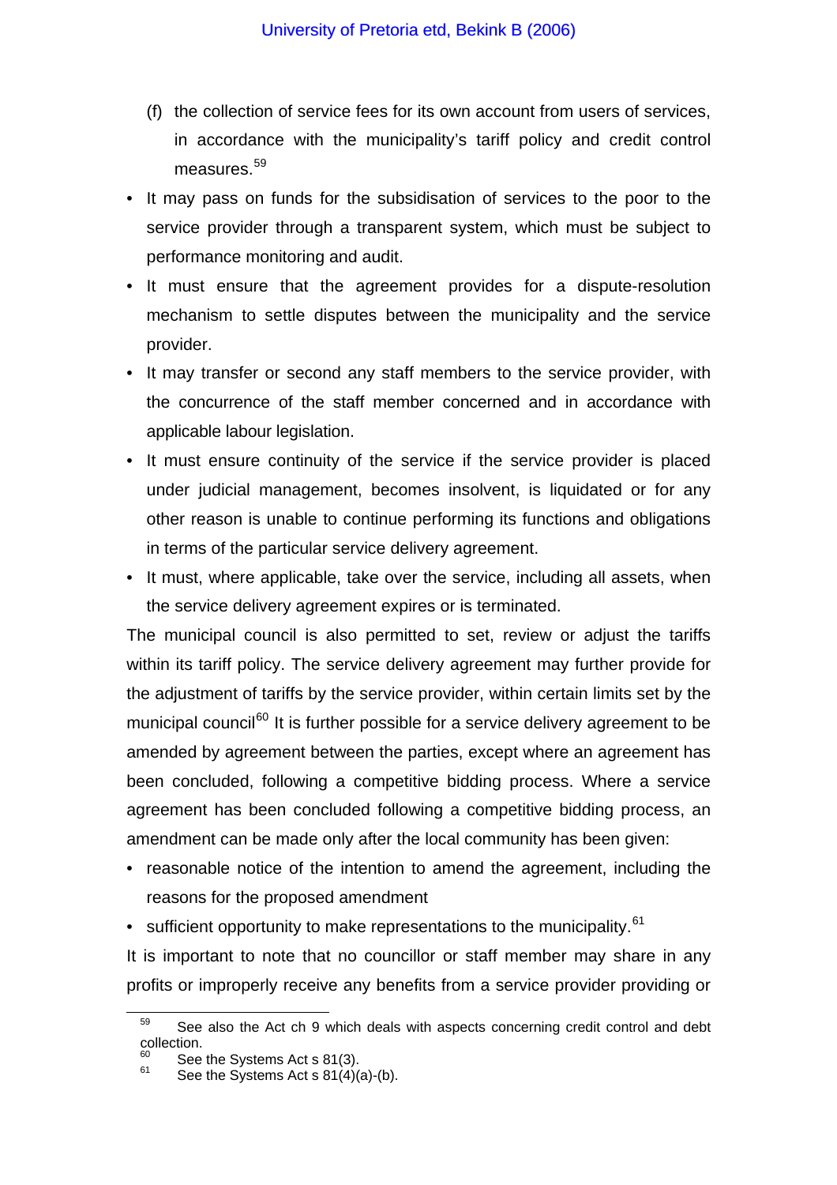(f) the collection of service fees for its own account from users of services, in accordance with the municipality's tariff policy and credit control measures.[59]

- It may pass on funds for the subsidisation of services to the poor to the service provider through a transparent system, which must be subject to performance monitoring and audit.
- It must ensure that the agreement provides for a dispute-resolution mechanism to settle disputes between the municipality and the service provider.
- It may transfer or second any staff members to the service provider, with the concurrence of the staff member concerned and in accordance with applicable labour legislation.
- It must ensure continuity of the service if the service provider is placed under judicial management, becomes insolvent, is liquidated or for any other reason is unable to continue performing its functions and obligations in terms of the particular service delivery agreement.
- It must, where applicable, take over the service, including all assets, when the service delivery agreement expires or is terminated.

The municipal council is also permitted to set, review or adjust the tariffs within its tariff policy. The service delivery agreement may further provide for the adjustment of tariffs by the service provider, within certain limits set by the municipal council[60] It is further possible for a service delivery agreement to be amended by agreement between the parties, except where an agreement has been concluded, following a competitive bidding process. Where a service agreement has been concluded following a competitive bidding process, an amendment can be made only after the local community has been given:

- reasonable notice of the intention to amend the agreement, including the reasons for the proposed amendment
- sufficient opportunity to make representations to the municipality.[61]

It is important to note that no councillor or staff member may share in any profits or improperly receive any benefits from a service provider providing or

---

[59] See also the Act ch 9 which deals with aspects concerning credit control and debt collection.

[60] See the Systems Act s 81(3).

[61] See the Systems Act s 81(4)(a)-(b).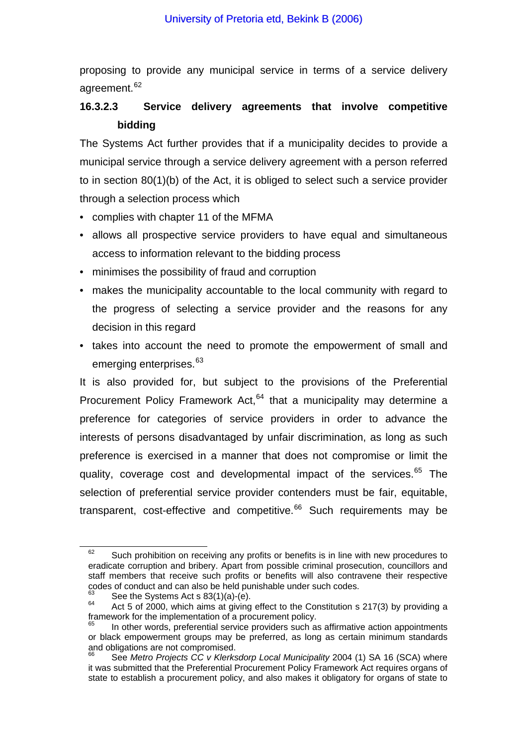proposing to provide any municipal service in terms of a service delivery agreement.[62]

#### 16.3.2.3 Service delivery agreements that involve competitive bidding

The Systems Act further provides that if a municipality decides to provide a municipal service through a service delivery agreement with a person referred to in section 80(1)(b) of the Act, it is obliged to select such a service provider through a selection process which

- complies with chapter 11 of the MFMA
- allows all prospective service providers to have equal and simultaneous access to information relevant to the bidding process
- minimises the possibility of fraud and corruption
- makes the municipality accountable to the local community with regard to the progress of selecting a service provider and the reasons for any decision in this regard
- takes into account the need to promote the empowerment of small and emerging enterprises.[63]

It is also provided for, but subject to the provisions of the Preferential Procurement Policy Framework Act,[64] that a municipality may determine a preference for categories of service providers in order to advance the interests of persons disadvantaged by unfair discrimination, as long as such preference is exercised in a manner that does not compromise or limit the quality, coverage cost and developmental impact of the services.[65] The selection of preferential service provider contenders must be fair, equitable, transparent, cost-effective and competitive.[66] Such requirements may be

---

[62] Such prohibition on receiving any profits or benefits is in line with new procedures to eradicate corruption and bribery. Apart from possible criminal prosecution, councillors and staff members that receive such profits or benefits will also contravene their respective codes of conduct and can also be held punishable under such codes.

[63] See the Systems Act s 83(1)(a)-(e).

[64] Act 5 of 2000, which aims at giving effect to the Constitution s 217(3) by providing a framework for the implementation of a procurement policy.

[65] In other words, preferential service providers such as affirmative action appointments or black empowerment groups may be preferred, as long as certain minimum standards and obligations are not compromised.

[66] See *Metro Projects CC v Klerksdorp Local Municipality* 2004 (1) SA 16 (SCA) where it was submitted that the Preferential Procurement Policy Framework Act requires organs of state to establish a procurement policy, and also makes it obligatory for organs of state to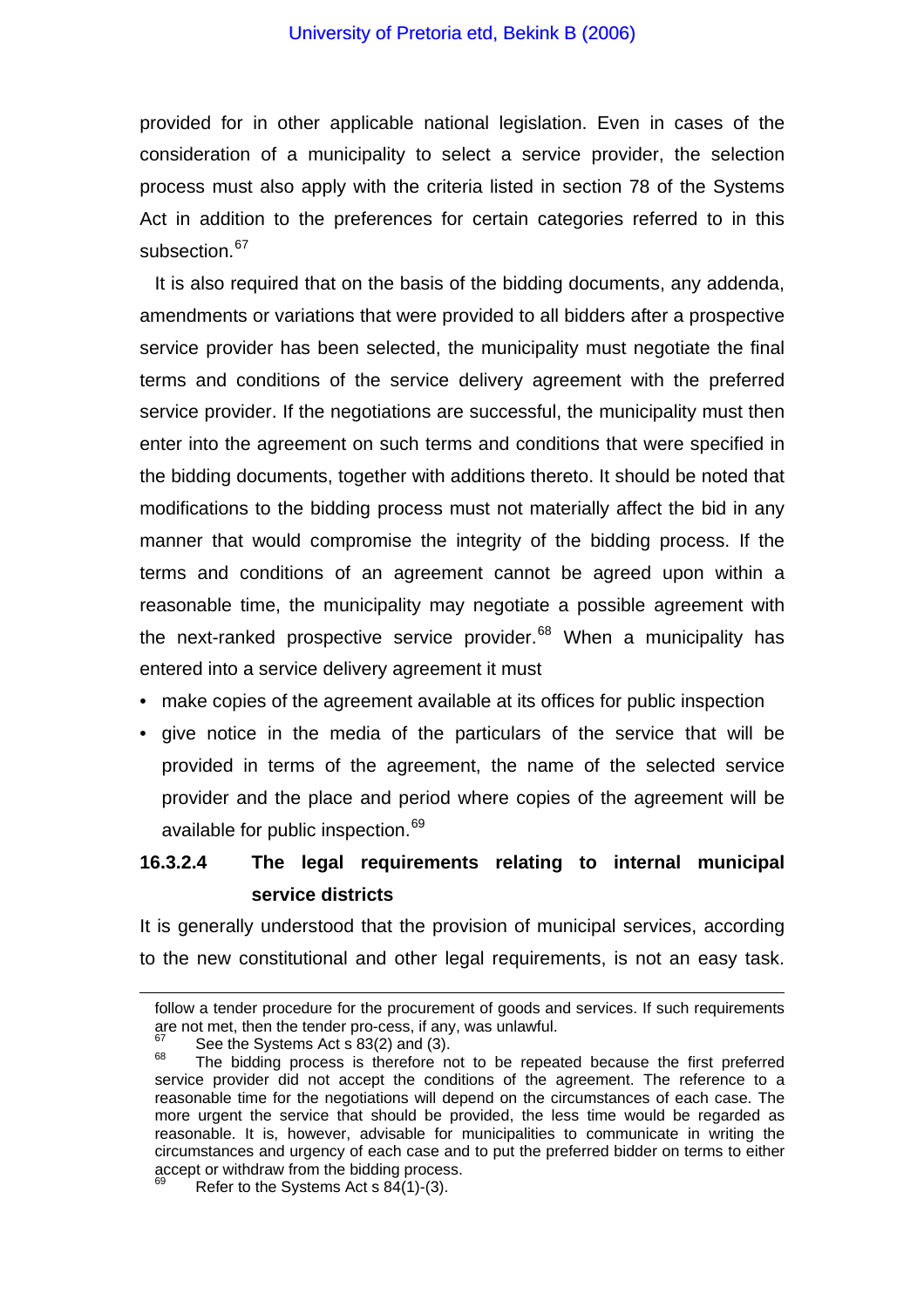provided for in other applicable national legislation. Even in cases of the consideration of a municipality to select a service provider, the selection process must also apply with the criteria listed in section 78 of the Systems Act in addition to the preferences for certain categories referred to in this subsection.[67]

It is also required that on the basis of the bidding documents, any addenda, amendments or variations that were provided to all bidders after a prospective service provider has been selected, the municipality must negotiate the final terms and conditions of the service delivery agreement with the preferred service provider. If the negotiations are successful, the municipality must then enter into the agreement on such terms and conditions that were specified in the bidding documents, together with additions thereto. It should be noted that modifications to the bidding process must not materially affect the bid in any manner that would compromise the integrity of the bidding process. If the terms and conditions of an agreement cannot be agreed upon within a reasonable time, the municipality may negotiate a possible agreement with the next-ranked prospective service provider.[68] When a municipality has entered into a service delivery agreement it must

- make copies of the agreement available at its offices for public inspection
- give notice in the media of the particulars of the service that will be provided in terms of the agreement, the name of the selected service provider and the place and period where copies of the agreement will be available for public inspection.[69]

#### 16.3.2.4 The legal requirements relating to internal municipal service districts

It is generally understood that the provision of municipal services, according to the new constitutional and other legal requirements, is not an easy task.

---

follow a tender procedure for the procurement of goods and services. If such requirements are not met, then the tender pro-cess, if any, was unlawful.

[67] See the Systems Act s 83(2) and (3).

[68] The bidding process is therefore not to be repeated because the first preferred service provider did not accept the conditions of the agreement. The reference to a reasonable time for the negotiations will depend on the circumstances of each case. The more urgent the service that should be provided, the less time would be regarded as reasonable. It is, however, advisable for municipalities to communicate in writing the circumstances and urgency of each case and to put the preferred bidder on terms to either accept or withdraw from the bidding process.

[69] Refer to the Systems Act s 84(1)-(3).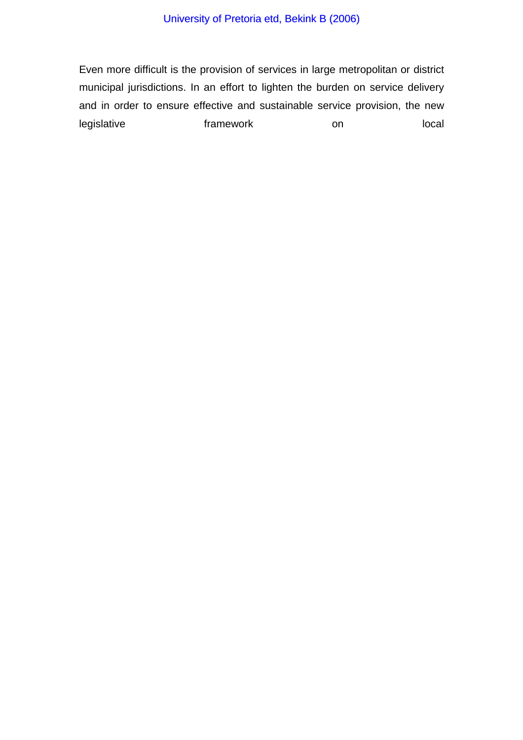Even more difficult is the provision of services in large metropolitan or district municipal jurisdictions. In an effort to lighten the burden on service delivery and in order to ensure effective and sustainable service provision, the new legislative framework on local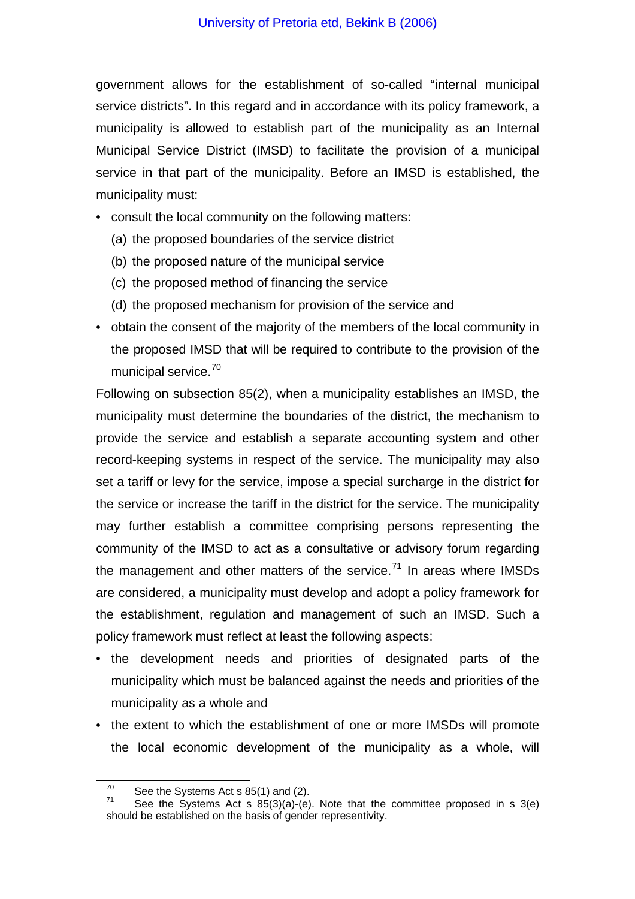government allows for the establishment of so-called "internal municipal service districts". In this regard and in accordance with its policy framework, a municipality is allowed to establish part of the municipality as an Internal Municipal Service District (IMSD) to facilitate the provision of a municipal service in that part of the municipality. Before an IMSD is established, the municipality must:

- consult the local community on the following matters:
  - (a) the proposed boundaries of the service district
  - (b) the proposed nature of the municipal service
  - (c) the proposed method of financing the service
  - (d) the proposed mechanism for provision of the service and
- obtain the consent of the majority of the members of the local community in the proposed IMSD that will be required to contribute to the provision of the municipal service.[70]

Following on subsection 85(2), when a municipality establishes an IMSD, the municipality must determine the boundaries of the district, the mechanism to provide the service and establish a separate accounting system and other record-keeping systems in respect of the service. The municipality may also set a tariff or levy for the service, impose a special surcharge in the district for the service or increase the tariff in the district for the service. The municipality may further establish a committee comprising persons representing the community of the IMSD to act as a consultative or advisory forum regarding the management and other matters of the service.[71] In areas where IMSDs are considered, a municipality must develop and adopt a policy framework for the establishment, regulation and management of such an IMSD. Such a policy framework must reflect at least the following aspects:

- the development needs and priorities of designated parts of the municipality which must be balanced against the needs and priorities of the municipality as a whole and
- the extent to which the establishment of one or more IMSDs will promote the local economic development of the municipality as a whole, will

---

[70] See the Systems Act s 85(1) and (2).

[71] See the Systems Act s 85(3)(a)-(e). Note that the committee proposed in s 3(e) should be established on the basis of gender representivity.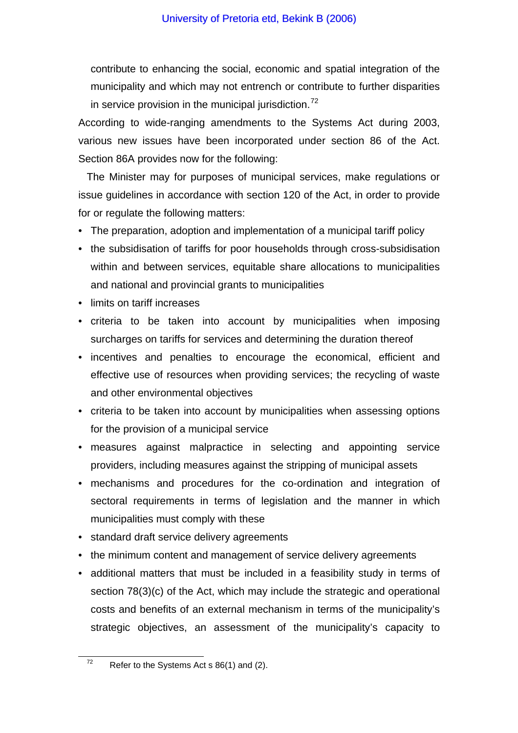contribute to enhancing the social, economic and spatial integration of the municipality and which may not entrench or contribute to further disparities in service provision in the municipal jurisdiction.[72]

According to wide-ranging amendments to the Systems Act during 2003, various new issues have been incorporated under section 86 of the Act. Section 86A provides now for the following:

The Minister may for purposes of municipal services, make regulations or issue guidelines in accordance with section 120 of the Act, in order to provide for or regulate the following matters:

- The preparation, adoption and implementation of a municipal tariff policy
- the subsidisation of tariffs for poor households through cross-subsidisation within and between services, equitable share allocations to municipalities and national and provincial grants to municipalities
- limits on tariff increases
- criteria to be taken into account by municipalities when imposing surcharges on tariffs for services and determining the duration thereof
- incentives and penalties to encourage the economical, efficient and effective use of resources when providing services; the recycling of waste and other environmental objectives
- criteria to be taken into account by municipalities when assessing options for the provision of a municipal service
- measures against malpractice in selecting and appointing service providers, including measures against the stripping of municipal assets
- mechanisms and procedures for the co-ordination and integration of sectoral requirements in terms of legislation and the manner in which municipalities must comply with these
- standard draft service delivery agreements
- the minimum content and management of service delivery agreements
- additional matters that must be included in a feasibility study in terms of section 78(3)(c) of the Act, which may include the strategic and operational costs and benefits of an external mechanism in terms of the municipality's strategic objectives, an assessment of the municipality's capacity to

[72] Refer to the Systems Act s 86(1) and (2).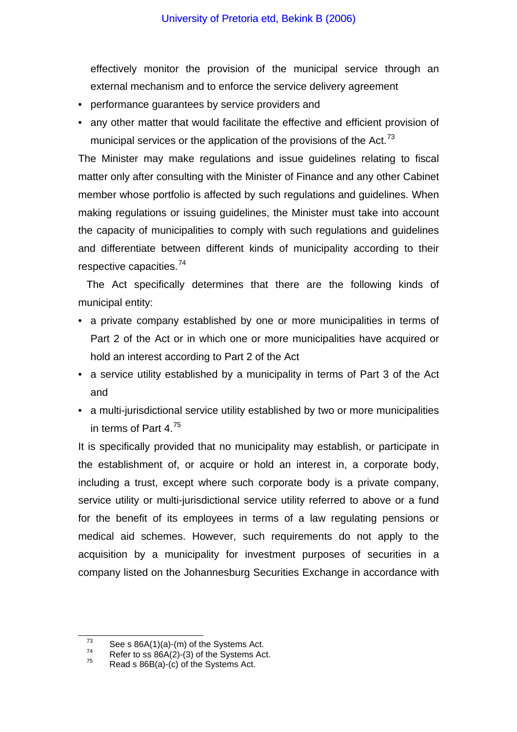effectively monitor the provision of the municipal service through an external mechanism and to enforce the service delivery agreement

- performance guarantees by service providers and
- any other matter that would facilitate the effective and efficient provision of municipal services or the application of the provisions of the Act.[73]

The Minister may make regulations and issue guidelines relating to fiscal matter only after consulting with the Minister of Finance and any other Cabinet member whose portfolio is affected by such regulations and guidelines. When making regulations or issuing guidelines, the Minister must take into account the capacity of municipalities to comply with such regulations and guidelines and differentiate between different kinds of municipality according to their respective capacities.[74]

The Act specifically determines that there are the following kinds of municipal entity:

- a private company established by one or more municipalities in terms of Part 2 of the Act or in which one or more municipalities have acquired or hold an interest according to Part 2 of the Act
- a service utility established by a municipality in terms of Part 3 of the Act and
- a multi-jurisdictional service utility established by two or more municipalities in terms of Part 4.[75]

It is specifically provided that no municipality may establish, or participate in the establishment of, or acquire or hold an interest in, a corporate body, including a trust, except where such corporate body is a private company, service utility or multi-jurisdictional service utility referred to above or a fund for the benefit of its employees in terms of a law regulating pensions or medical aid schemes. However, such requirements do not apply to the acquisition by a municipality for investment purposes of securities in a company listed on the Johannesburg Securities Exchange in accordance with

---

[73] See s 86A(1)(a)-(m) of the Systems Act.

[74] Refer to ss 86A(2)-(3) of the Systems Act.

[75] Read s 86B(a)-(c) of the Systems Act.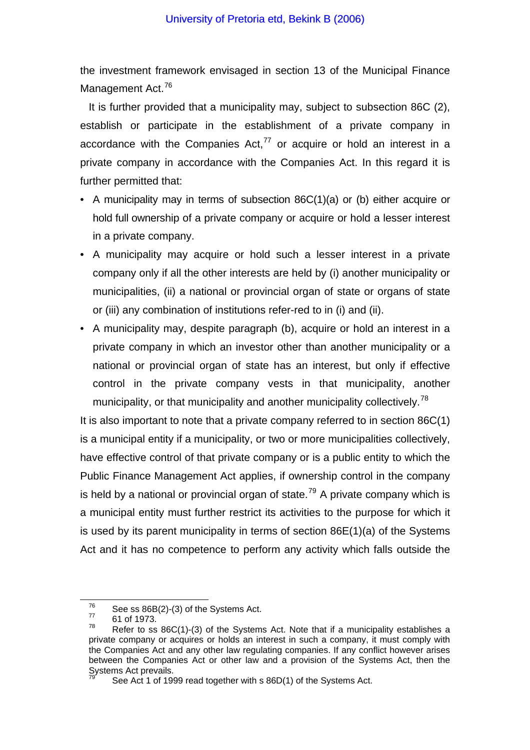the investment framework envisaged in section 13 of the Municipal Finance Management Act.[76]

It is further provided that a municipality may, subject to subsection 86C (2), establish or participate in the establishment of a private company in accordance with the Companies Act,[77] or acquire or hold an interest in a private company in accordance with the Companies Act. In this regard it is further permitted that:

- A municipality may in terms of subsection 86C(1)(a) or (b) either acquire or hold full ownership of a private company or acquire or hold a lesser interest in a private company.
- A municipality may acquire or hold such a lesser interest in a private company only if all the other interests are held by (i) another municipality or municipalities, (ii) a national or provincial organ of state or organs of state or (iii) any combination of institutions refer-red to in (i) and (ii).
- A municipality may, despite paragraph (b), acquire or hold an interest in a private company in which an investor other than another municipality or a national or provincial organ of state has an interest, but only if effective control in the private company vests in that municipality, another municipality, or that municipality and another municipality collectively.[78]

It is also important to note that a private company referred to in section 86C(1) is a municipal entity if a municipality, or two or more municipalities collectively, have effective control of that private company or is a public entity to which the Public Finance Management Act applies, if ownership control in the company is held by a national or provincial organ of state.[79] A private company which is a municipal entity must further restrict its activities to the purpose for which it is used by its parent municipality in terms of section 86E(1)(a) of the Systems Act and it has no competence to perform any activity which falls outside the

---

[76] See ss 86B(2)-(3) of the Systems Act.

[77] 61 of 1973.

[78] Refer to ss 86C(1)-(3) of the Systems Act. Note that if a municipality establishes a private company or acquires or holds an interest in such a company, it must comply with the Companies Act and any other law regulating companies. If any conflict however arises between the Companies Act or other law and a provision of the Systems Act, then the Systems Act prevails.

[79] See Act 1 of 1999 read together with s 86D(1) of the Systems Act.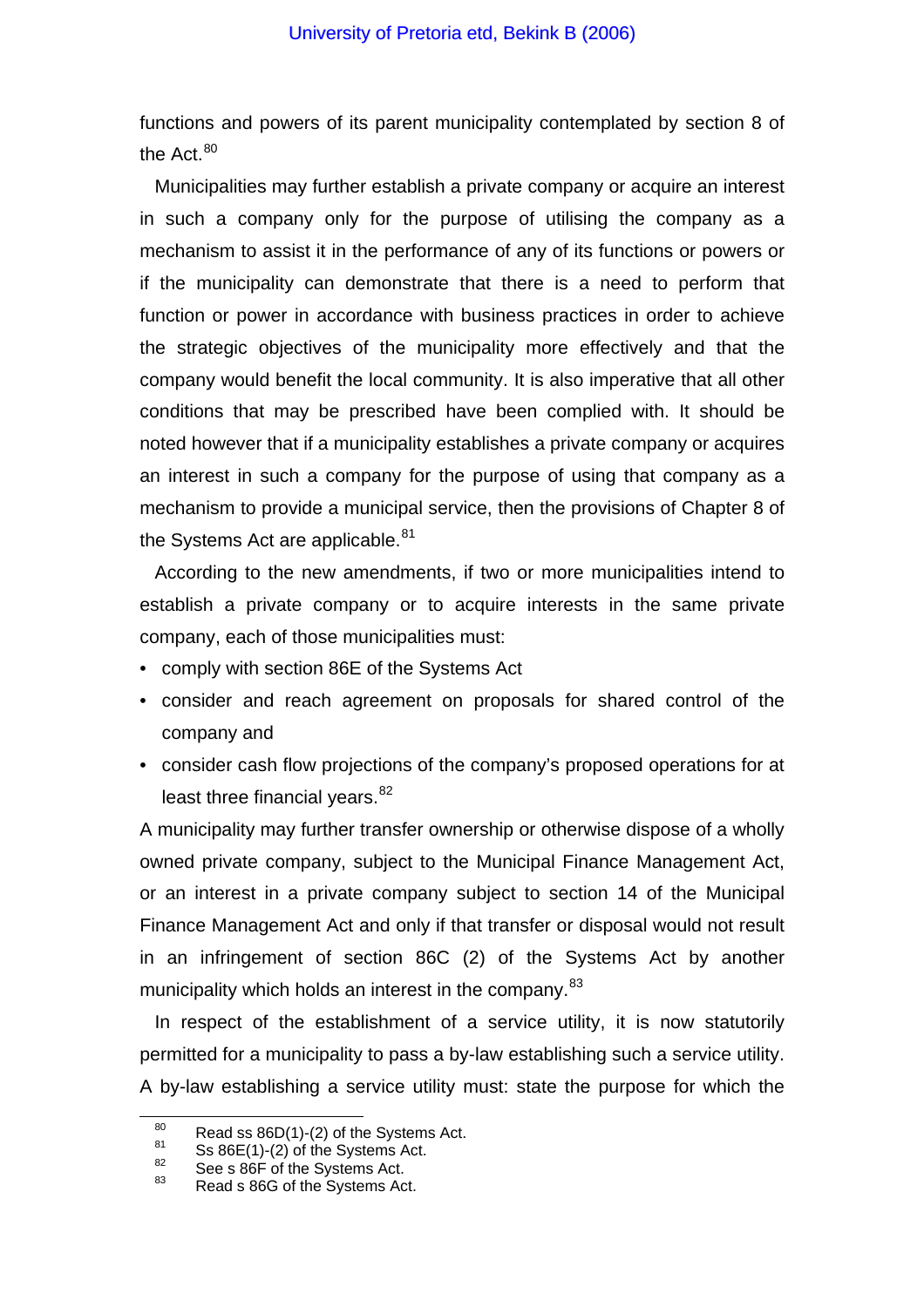functions and powers of its parent municipality contemplated by section 8 of the Act.[80]

Municipalities may further establish a private company or acquire an interest in such a company only for the purpose of utilising the company as a mechanism to assist it in the performance of any of its functions or powers or if the municipality can demonstrate that there is a need to perform that function or power in accordance with business practices in order to achieve the strategic objectives of the municipality more effectively and that the company would benefit the local community. It is also imperative that all other conditions that may be prescribed have been complied with. It should be noted however that if a municipality establishes a private company or acquires an interest in such a company for the purpose of using that company as a mechanism to provide a municipal service, then the provisions of Chapter 8 of the Systems Act are applicable.[81]

According to the new amendments, if two or more municipalities intend to establish a private company or to acquire interests in the same private company, each of those municipalities must:

- comply with section 86E of the Systems Act
- consider and reach agreement on proposals for shared control of the company and
- consider cash flow projections of the company's proposed operations for at least three financial years.[82]

A municipality may further transfer ownership or otherwise dispose of a wholly owned private company, subject to the Municipal Finance Management Act, or an interest in a private company subject to section 14 of the Municipal Finance Management Act and only if that transfer or disposal would not result in an infringement of section 86C (2) of the Systems Act by another municipality which holds an interest in the company.[83]

In respect of the establishment of a service utility, it is now statutorily permitted for a municipality to pass a by-law establishing such a service utility. A by-law establishing a service utility must: state the purpose for which the

---

[80] Read ss 86D(1)-(2) of the Systems Act.
[81] Ss 86E(1)-(2) of the Systems Act.
[82] See s 86F of the Systems Act.
[83] Read s 86G of the Systems Act.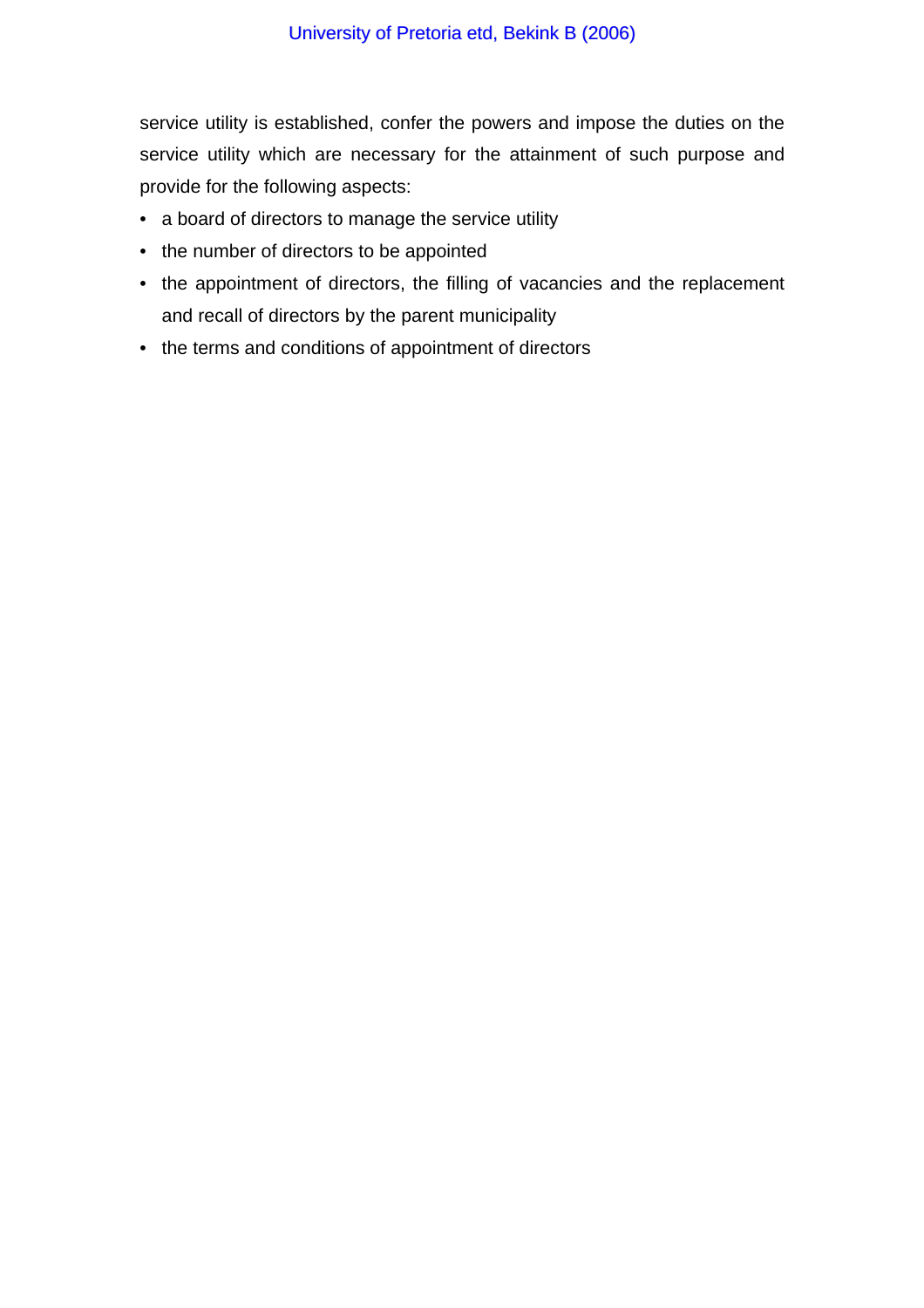service utility is established, confer the powers and impose the duties on the service utility which are necessary for the attainment of such purpose and provide for the following aspects:

- a board of directors to manage the service utility
- the number of directors to be appointed
- the appointment of directors, the filling of vacancies and the replacement and recall of directors by the parent municipality
- the terms and conditions of appointment of directors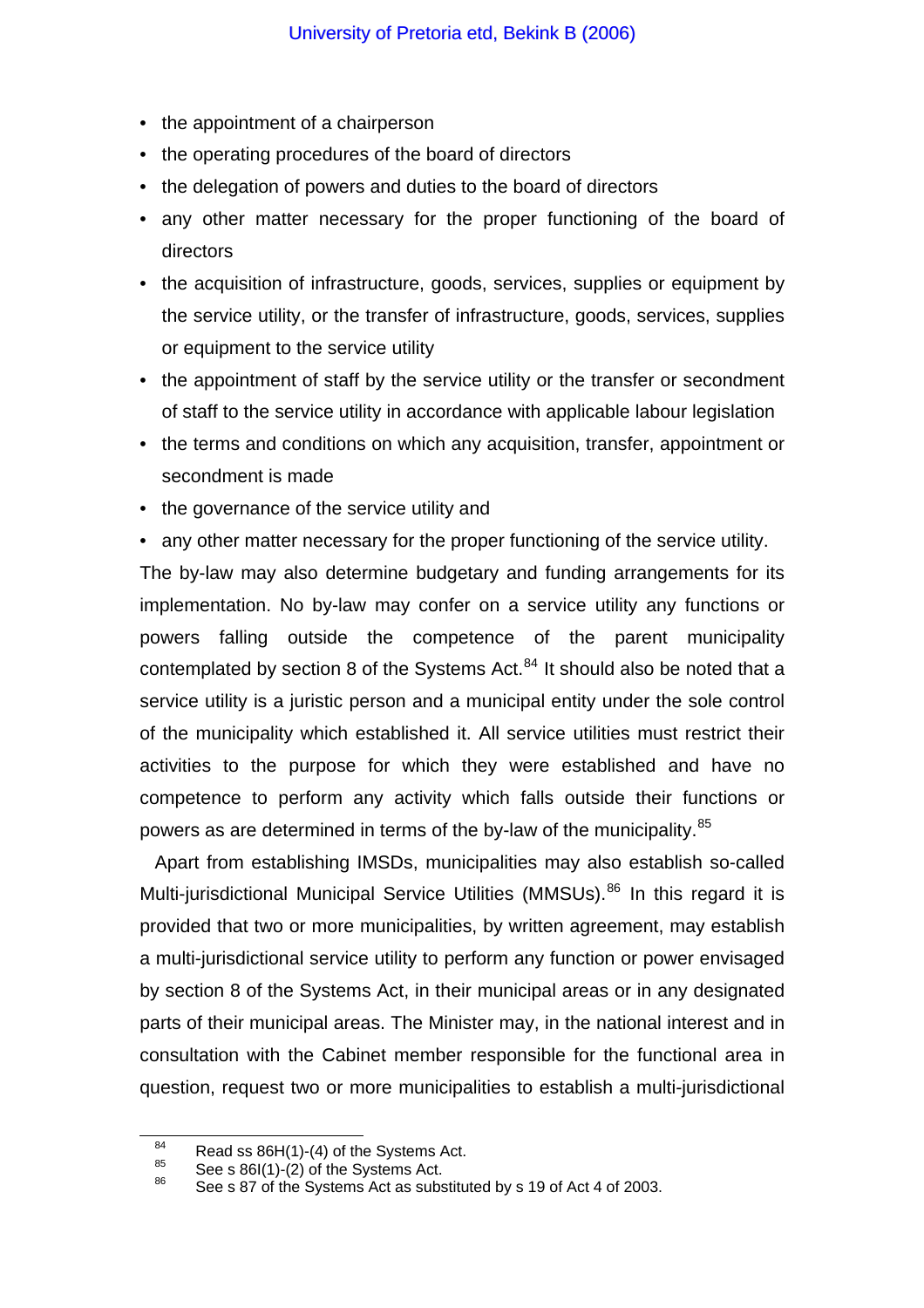- the appointment of a chairperson
- the operating procedures of the board of directors
- the delegation of powers and duties to the board of directors
- any other matter necessary for the proper functioning of the board of directors
- the acquisition of infrastructure, goods, services, supplies or equipment by the service utility, or the transfer of infrastructure, goods, services, supplies or equipment to the service utility
- the appointment of staff by the service utility or the transfer or secondment of staff to the service utility in accordance with applicable labour legislation
- the terms and conditions on which any acquisition, transfer, appointment or secondment is made
- the governance of the service utility and
- any other matter necessary for the proper functioning of the service utility.

The by-law may also determine budgetary and funding arrangements for its implementation. No by-law may confer on a service utility any functions or powers falling outside the competence of the parent municipality contemplated by section 8 of the Systems Act.[84] It should also be noted that a service utility is a juristic person and a municipal entity under the sole control of the municipality which established it. All service utilities must restrict their activities to the purpose for which they were established and have no competence to perform any activity which falls outside their functions or powers as are determined in terms of the by-law of the municipality.[85]

Apart from establishing IMSDs, municipalities may also establish so-called Multi-jurisdictional Municipal Service Utilities (MMSUs).[86] In this regard it is provided that two or more municipalities, by written agreement, may establish a multi-jurisdictional service utility to perform any function or power envisaged by section 8 of the Systems Act, in their municipal areas or in any designated parts of their municipal areas. The Minister may, in the national interest and in consultation with the Cabinet member responsible for the functional area in question, request two or more municipalities to establish a multi-jurisdictional

---

[84] Read ss 86H(1)-(4) of the Systems Act.

[85] See s 86I(1)-(2) of the Systems Act.

[86] See s 87 of the Systems Act as substituted by s 19 of Act 4 of 2003.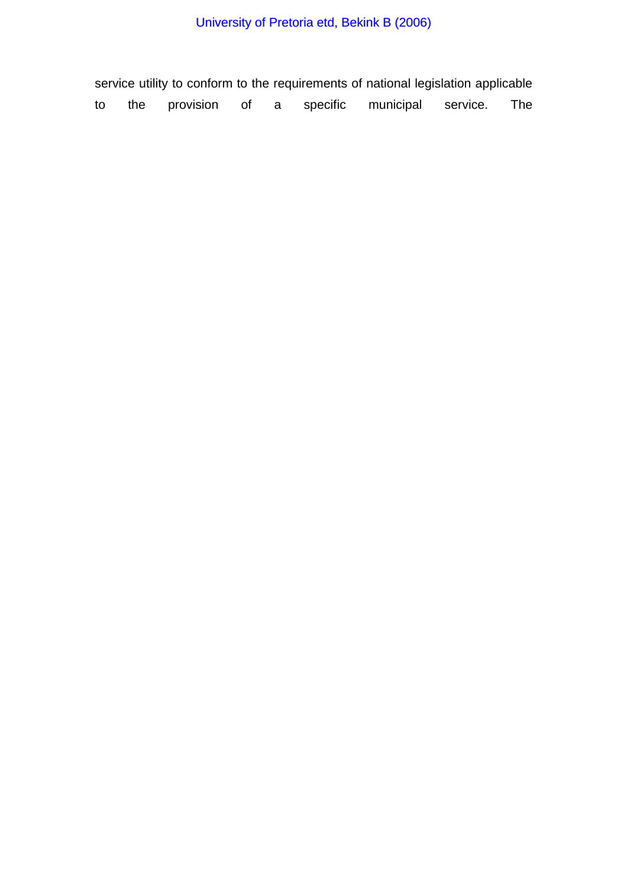service utility to conform to the requirements of national legislation applicable to the provision of a specific municipal service. The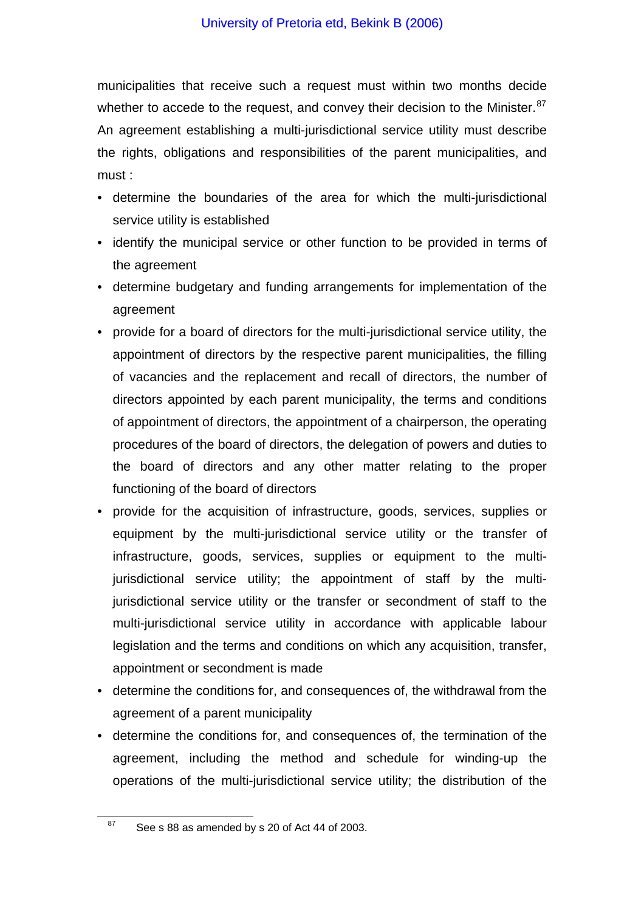municipalities that receive such a request must within two months decide whether to accede to the request, and convey their decision to the Minister.[87] An agreement establishing a multi-jurisdictional service utility must describe the rights, obligations and responsibilities of the parent municipalities, and must :

- determine the boundaries of the area for which the multi-jurisdictional service utility is established
- identify the municipal service or other function to be provided in terms of the agreement
- determine budgetary and funding arrangements for implementation of the agreement
- provide for a board of directors for the multi-jurisdictional service utility, the appointment of directors by the respective parent municipalities, the filling of vacancies and the replacement and recall of directors, the number of directors appointed by each parent municipality, the terms and conditions of appointment of directors, the appointment of a chairperson, the operating procedures of the board of directors, the delegation of powers and duties to the board of directors and any other matter relating to the proper functioning of the board of directors
- provide for the acquisition of infrastructure, goods, services, supplies or equipment by the multi-jurisdictional service utility or the transfer of infrastructure, goods, services, supplies or equipment to the multi-jurisdictional service utility; the appointment of staff by the multi-jurisdictional service utility or the transfer or secondment of staff to the multi-jurisdictional service utility in accordance with applicable labour legislation and the terms and conditions on which any acquisition, transfer, appointment or secondment is made
- determine the conditions for, and consequences of, the withdrawal from the agreement of a parent municipality
- determine the conditions for, and consequences of, the termination of the agreement, including the method and schedule for winding-up the operations of the multi-jurisdictional service utility; the distribution of the

[87] See s 88 as amended by s 20 of Act 44 of 2003.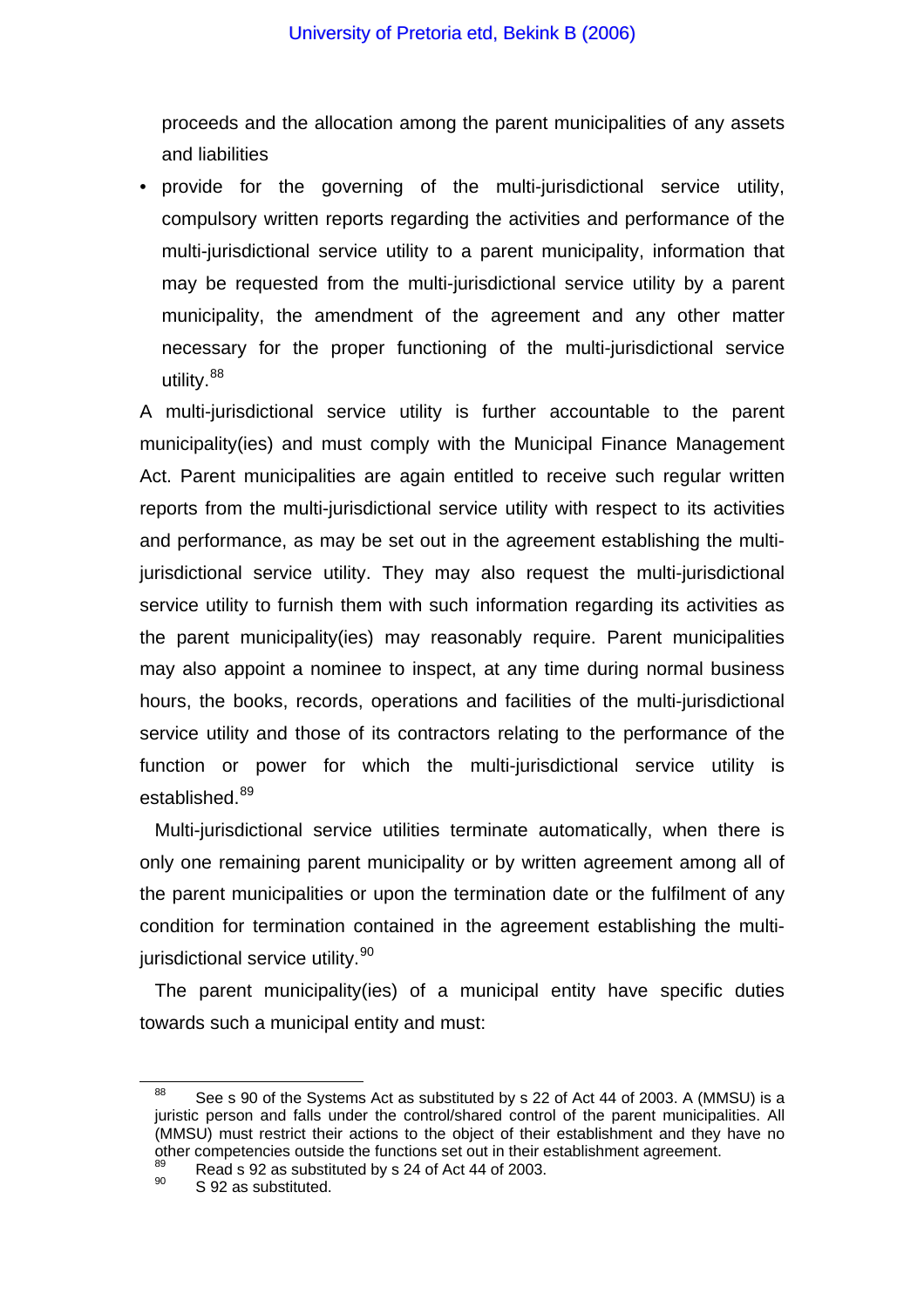proceeds and the allocation among the parent municipalities of any assets and liabilities

- provide for the governing of the multi-jurisdictional service utility, compulsory written reports regarding the activities and performance of the multi-jurisdictional service utility to a parent municipality, information that may be requested from the multi-jurisdictional service utility by a parent municipality, the amendment of the agreement and any other matter necessary for the proper functioning of the multi-jurisdictional service utility.[88]

A multi-jurisdictional service utility is further accountable to the parent municipality(ies) and must comply with the Municipal Finance Management Act. Parent municipalities are again entitled to receive such regular written reports from the multi-jurisdictional service utility with respect to its activities and performance, as may be set out in the agreement establishing the multi-jurisdictional service utility. They may also request the multi-jurisdictional service utility to furnish them with such information regarding its activities as the parent municipality(ies) may reasonably require. Parent municipalities may also appoint a nominee to inspect, at any time during normal business hours, the books, records, operations and facilities of the multi-jurisdictional service utility and those of its contractors relating to the performance of the function or power for which the multi-jurisdictional service utility is established.[89]

Multi-jurisdictional service utilities terminate automatically, when there is only one remaining parent municipality or by written agreement among all of the parent municipalities or upon the termination date or the fulfilment of any condition for termination contained in the agreement establishing the multi-jurisdictional service utility.[90]

The parent municipality(ies) of a municipal entity have specific duties towards such a municipal entity and must:

---

[88] See s 90 of the Systems Act as substituted by s 22 of Act 44 of 2003. A (MMSU) is a juristic person and falls under the control/shared control of the parent municipalities. All (MMSU) must restrict their actions to the object of their establishment and they have no other competencies outside the functions set out in their establishment agreement.

[89] Read s 92 as substituted by s 24 of Act 44 of 2003.

[90] S 92 as substituted.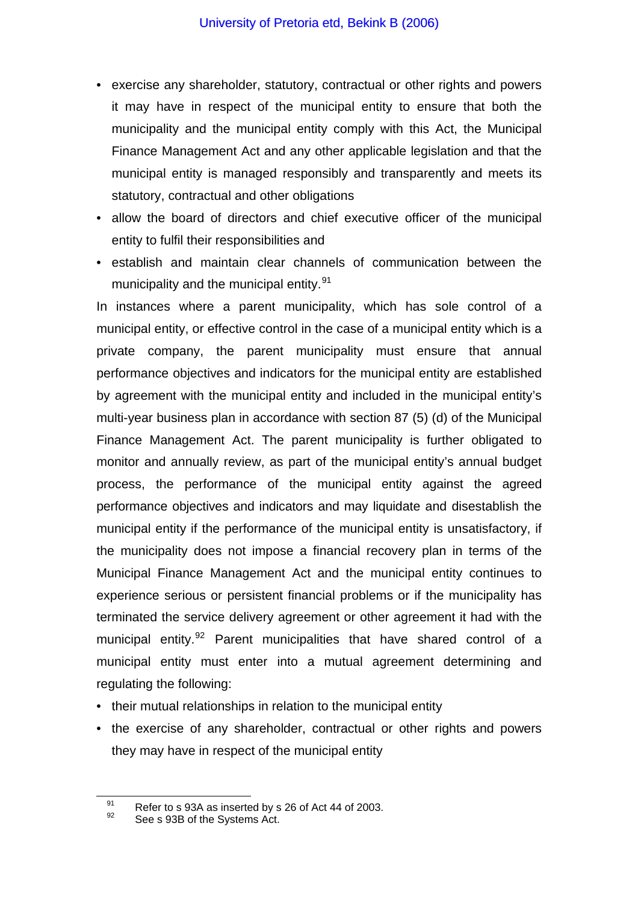- exercise any shareholder, statutory, contractual or other rights and powers it may have in respect of the municipal entity to ensure that both the municipality and the municipal entity comply with this Act, the Municipal Finance Management Act and any other applicable legislation and that the municipal entity is managed responsibly and transparently and meets its statutory, contractual and other obligations
- allow the board of directors and chief executive officer of the municipal entity to fulfil their responsibilities and
- establish and maintain clear channels of communication between the municipality and the municipal entity.[91]

In instances where a parent municipality, which has sole control of a municipal entity, or effective control in the case of a municipal entity which is a private company, the parent municipality must ensure that annual performance objectives and indicators for the municipal entity are established by agreement with the municipal entity and included in the municipal entity's multi-year business plan in accordance with section 87 (5) (d) of the Municipal Finance Management Act. The parent municipality is further obligated to monitor and annually review, as part of the municipal entity's annual budget process, the performance of the municipal entity against the agreed performance objectives and indicators and may liquidate and disestablish the municipal entity if the performance of the municipal entity is unsatisfactory, if the municipality does not impose a financial recovery plan in terms of the Municipal Finance Management Act and the municipal entity continues to experience serious or persistent financial problems or if the municipality has terminated the service delivery agreement or other agreement it had with the municipal entity.[92] Parent municipalities that have shared control of a municipal entity must enter into a mutual agreement determining and regulating the following:

- their mutual relationships in relation to the municipal entity
- the exercise of any shareholder, contractual or other rights and powers they may have in respect of the municipal entity

---

[91] Refer to s 93A as inserted by s 26 of Act 44 of 2003.

[92] See s 93B of the Systems Act.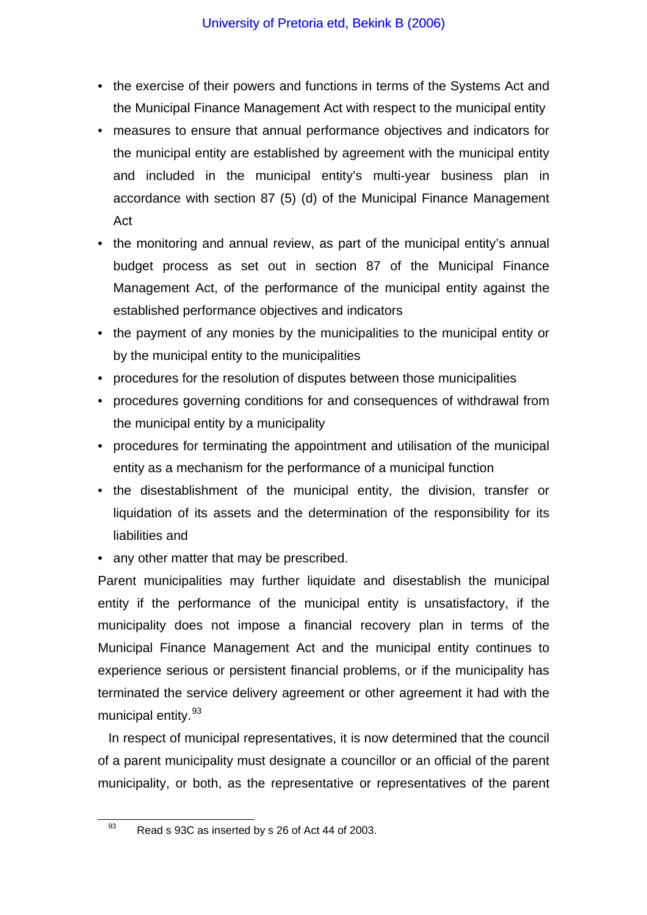- the exercise of their powers and functions in terms of the Systems Act and the Municipal Finance Management Act with respect to the municipal entity
- measures to ensure that annual performance objectives and indicators for the municipal entity are established by agreement with the municipal entity and included in the municipal entity's multi-year business plan in accordance with section 87 (5) (d) of the Municipal Finance Management Act
- the monitoring and annual review, as part of the municipal entity's annual budget process as set out in section 87 of the Municipal Finance Management Act, of the performance of the municipal entity against the established performance objectives and indicators
- the payment of any monies by the municipalities to the municipal entity or by the municipal entity to the municipalities
- procedures for the resolution of disputes between those municipalities
- procedures governing conditions for and consequences of withdrawal from the municipal entity by a municipality
- procedures for terminating the appointment and utilisation of the municipal entity as a mechanism for the performance of a municipal function
- the disestablishment of the municipal entity, the division, transfer or liquidation of its assets and the determination of the responsibility for its liabilities and
- any other matter that may be prescribed.

Parent municipalities may further liquidate and disestablish the municipal entity if the performance of the municipal entity is unsatisfactory, if the municipality does not impose a financial recovery plan in terms of the Municipal Finance Management Act and the municipal entity continues to experience serious or persistent financial problems, or if the municipality has terminated the service delivery agreement or other agreement it had with the municipal entity.[93]

In respect of municipal representatives, it is now determined that the council of a parent municipality must designate a councillor or an official of the parent municipality, or both, as the representative or representatives of the parent

[93] Read s 93C as inserted by s 26 of Act 44 of 2003.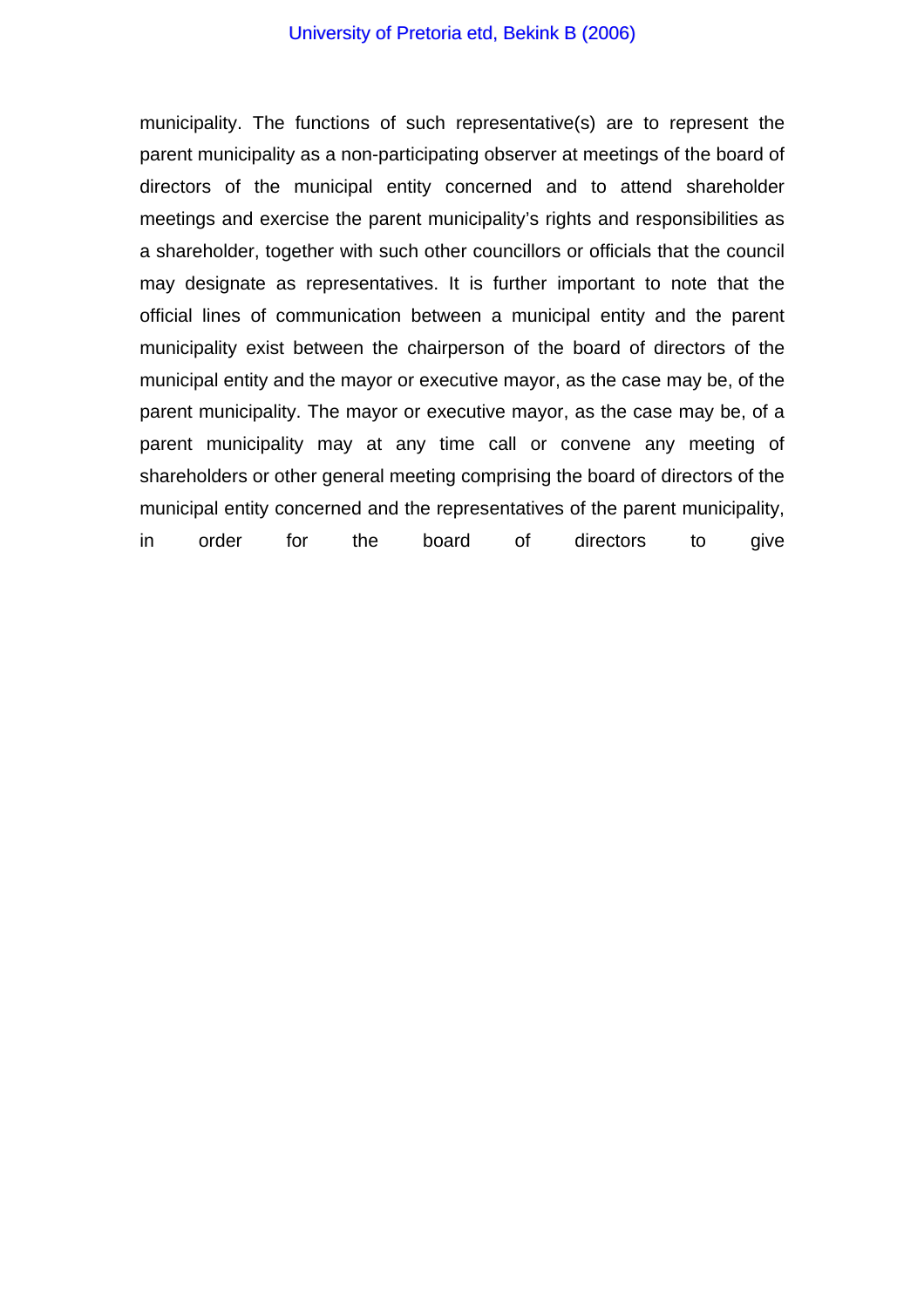municipality. The functions of such representative(s) are to represent the parent municipality as a non-participating observer at meetings of the board of directors of the municipal entity concerned and to attend shareholder meetings and exercise the parent municipality's rights and responsibilities as a shareholder, together with such other councillors or officials that the council may designate as representatives. It is further important to note that the official lines of communication between a municipal entity and the parent municipality exist between the chairperson of the board of directors of the municipal entity and the mayor or executive mayor, as the case may be, of the parent municipality. The mayor or executive mayor, as the case may be, of a parent municipality may at any time call or convene any meeting of shareholders or other general meeting comprising the board of directors of the municipal entity concerned and the representatives of the parent municipality, in order for the board of directors to give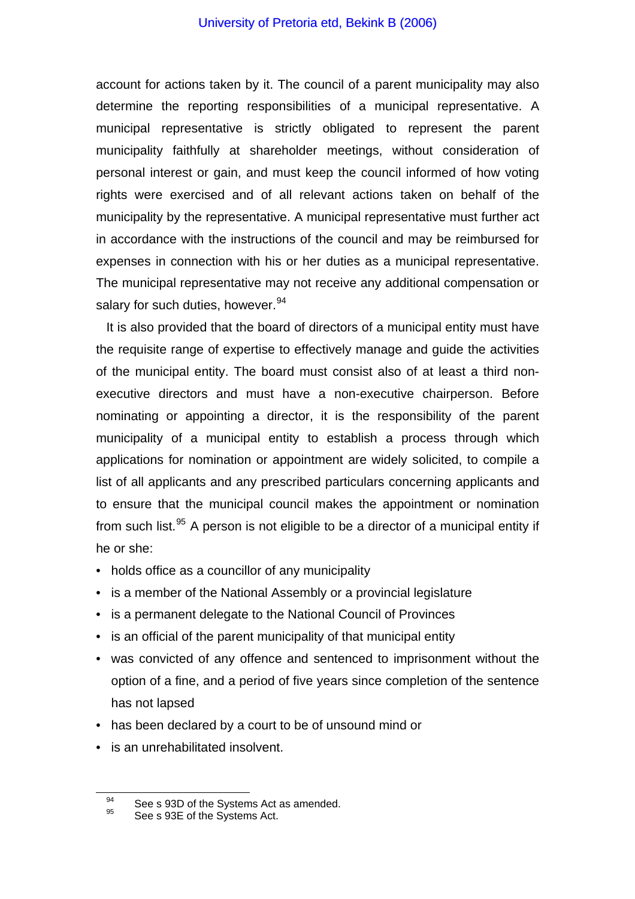account for actions taken by it. The council of a parent municipality may also determine the reporting responsibilities of a municipal representative. A municipal representative is strictly obligated to represent the parent municipality faithfully at shareholder meetings, without consideration of personal interest or gain, and must keep the council informed of how voting rights were exercised and of all relevant actions taken on behalf of the municipality by the representative. A municipal representative must further act in accordance with the instructions of the council and may be reimbursed for expenses in connection with his or her duties as a municipal representative. The municipal representative may not receive any additional compensation or salary for such duties, however.[94]

It is also provided that the board of directors of a municipal entity must have the requisite range of expertise to effectively manage and guide the activities of the municipal entity. The board must consist also of at least a third non-executive directors and must have a non-executive chairperson. Before nominating or appointing a director, it is the responsibility of the parent municipality of a municipal entity to establish a process through which applications for nomination or appointment are widely solicited, to compile a list of all applicants and any prescribed particulars concerning applicants and to ensure that the municipal council makes the appointment or nomination from such list.[95] A person is not eligible to be a director of a municipal entity if he or she:

- holds office as a councillor of any municipality
- is a member of the National Assembly or a provincial legislature
- is a permanent delegate to the National Council of Provinces
- is an official of the parent municipality of that municipal entity
- was convicted of any offence and sentenced to imprisonment without the option of a fine, and a period of five years since completion of the sentence has not lapsed
- has been declared by a court to be of unsound mind or
- is an unrehabilitated insolvent.

[94] See s 93D of the Systems Act as amended.
[95] See s 93E of the Systems Act.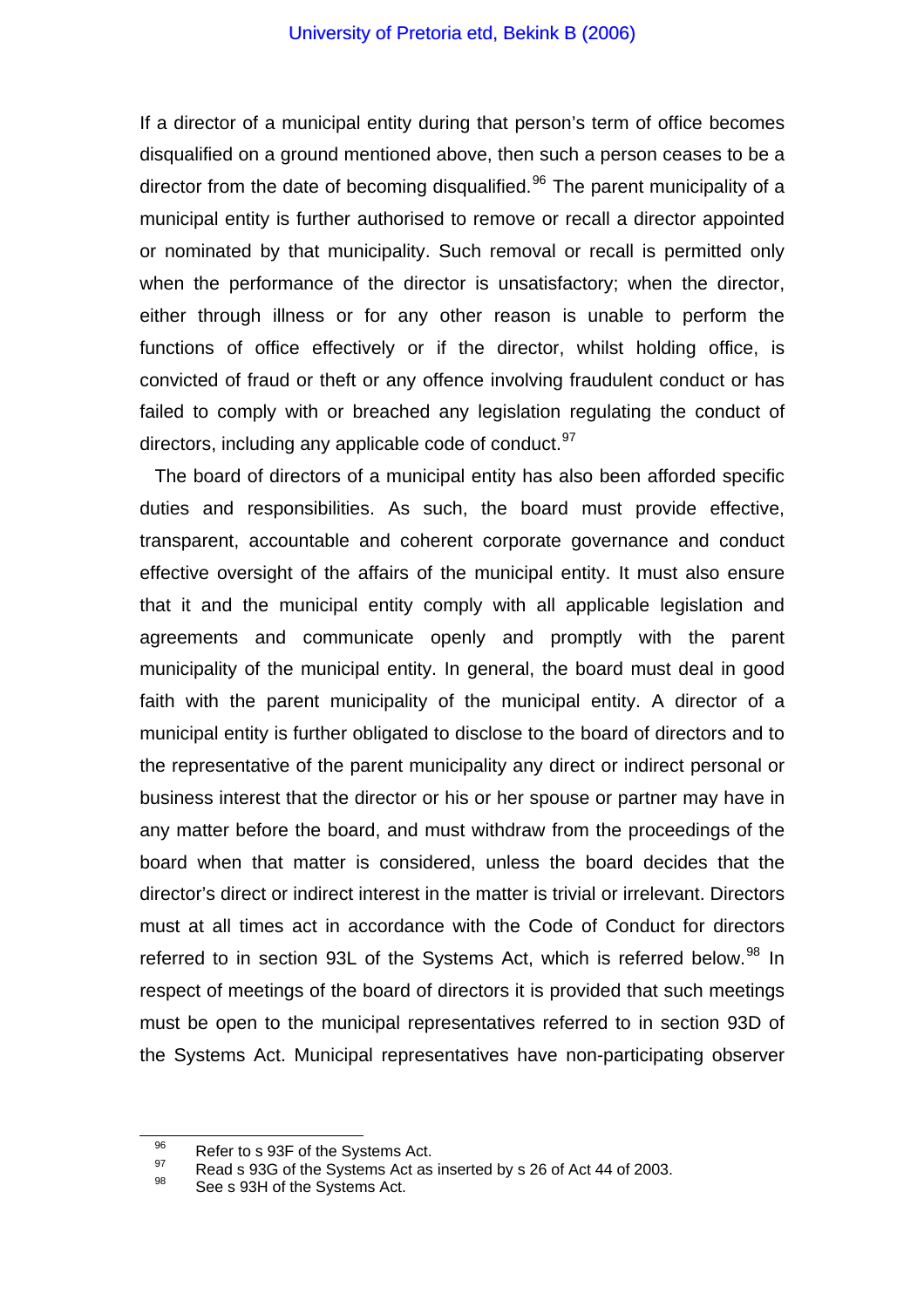If a director of a municipal entity during that person's term of office becomes disqualified on a ground mentioned above, then such a person ceases to be a director from the date of becoming disqualified.[96] The parent municipality of a municipal entity is further authorised to remove or recall a director appointed or nominated by that municipality. Such removal or recall is permitted only when the performance of the director is unsatisfactory; when the director, either through illness or for any other reason is unable to perform the functions of office effectively or if the director, whilst holding office, is convicted of fraud or theft or any offence involving fraudulent conduct or has failed to comply with or breached any legislation regulating the conduct of directors, including any applicable code of conduct.[97]

The board of directors of a municipal entity has also been afforded specific duties and responsibilities. As such, the board must provide effective, transparent, accountable and coherent corporate governance and conduct effective oversight of the affairs of the municipal entity. It must also ensure that it and the municipal entity comply with all applicable legislation and agreements and communicate openly and promptly with the parent municipality of the municipal entity. In general, the board must deal in good faith with the parent municipality of the municipal entity. A director of a municipal entity is further obligated to disclose to the board of directors and to the representative of the parent municipality any direct or indirect personal or business interest that the director or his or her spouse or partner may have in any matter before the board, and must withdraw from the proceedings of the board when that matter is considered, unless the board decides that the director's direct or indirect interest in the matter is trivial or irrelevant. Directors must at all times act in accordance with the Code of Conduct for directors referred to in section 93L of the Systems Act, which is referred below.[98] In respect of meetings of the board of directors it is provided that such meetings must be open to the municipal representatives referred to in section 93D of the Systems Act. Municipal representatives have non-participating observer

---

[96] Refer to s 93F of the Systems Act.

[97] Read s 93G of the Systems Act as inserted by s 26 of Act 44 of 2003.

[98] See s 93H of the Systems Act.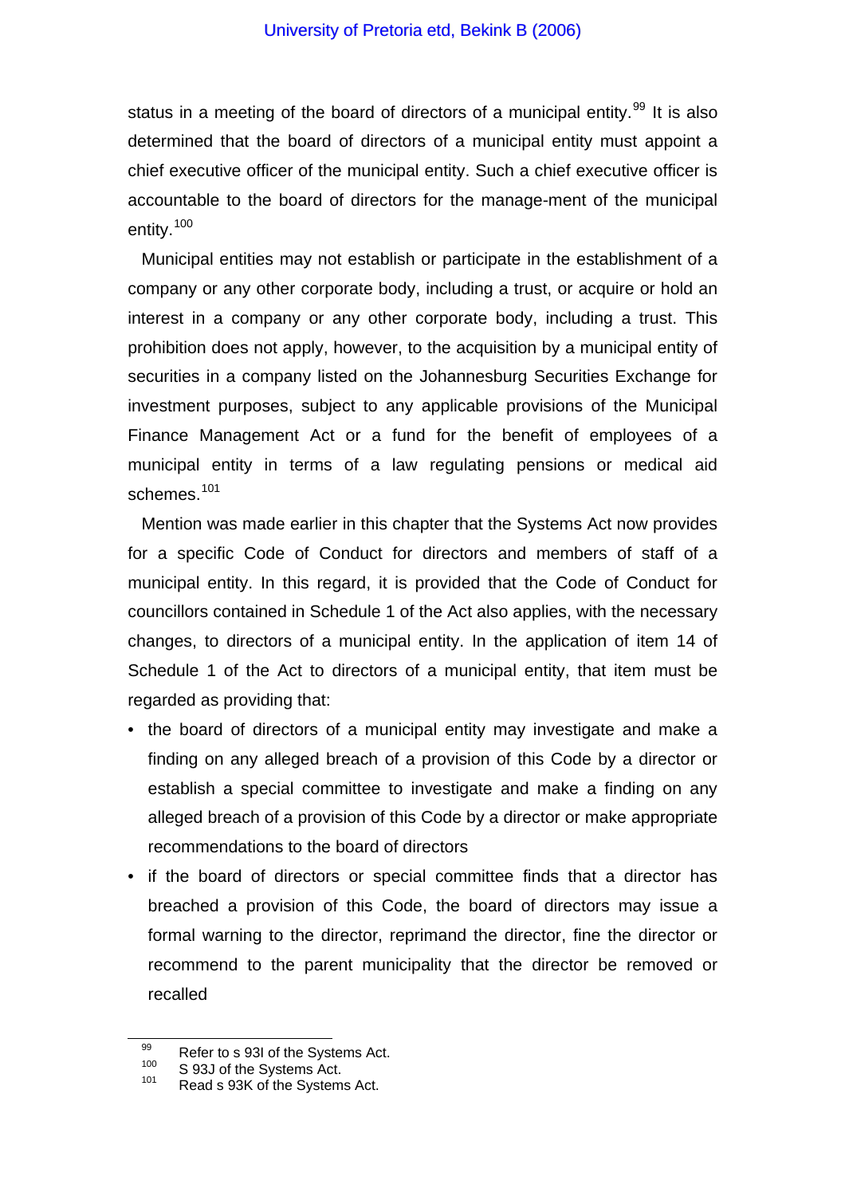status in a meeting of the board of directors of a municipal entity.[99] It is also determined that the board of directors of a municipal entity must appoint a chief executive officer of the municipal entity. Such a chief executive officer is accountable to the board of directors for the manage-ment of the municipal entity.[100]

Municipal entities may not establish or participate in the establishment of a company or any other corporate body, including a trust, or acquire or hold an interest in a company or any other corporate body, including a trust. This prohibition does not apply, however, to the acquisition by a municipal entity of securities in a company listed on the Johannesburg Securities Exchange for investment purposes, subject to any applicable provisions of the Municipal Finance Management Act or a fund for the benefit of employees of a municipal entity in terms of a law regulating pensions or medical aid schemes.[101]

Mention was made earlier in this chapter that the Systems Act now provides for a specific Code of Conduct for directors and members of staff of a municipal entity. In this regard, it is provided that the Code of Conduct for councillors contained in Schedule 1 of the Act also applies, with the necessary changes, to directors of a municipal entity. In the application of item 14 of Schedule 1 of the Act to directors of a municipal entity, that item must be regarded as providing that:

- the board of directors of a municipal entity may investigate and make a finding on any alleged breach of a provision of this Code by a director or establish a special committee to investigate and make a finding on any alleged breach of a provision of this Code by a director or make appropriate recommendations to the board of directors
- if the board of directors or special committee finds that a director has breached a provision of this Code, the board of directors may issue a formal warning to the director, reprimand the director, fine the director or recommend to the parent municipality that the director be removed or recalled

---

[99] Refer to s 93I of the Systems Act.

[100] S 93J of the Systems Act.

[101] Read s 93K of the Systems Act.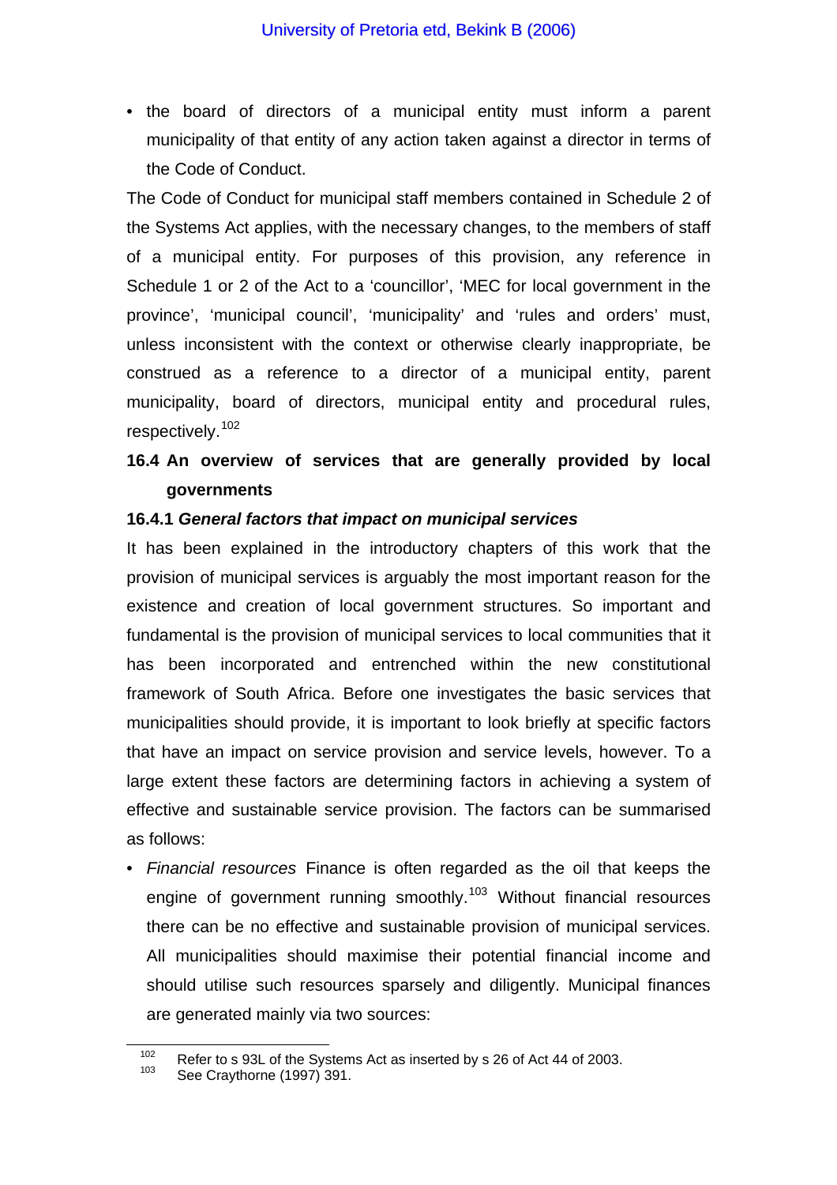- the board of directors of a municipal entity must inform a parent municipality of that entity of any action taken against a director in terms of the Code of Conduct.

The Code of Conduct for municipal staff members contained in Schedule 2 of the Systems Act applies, with the necessary changes, to the members of staff of a municipal entity. For purposes of this provision, any reference in Schedule 1 or 2 of the Act to a 'councillor', 'MEC for local government in the province', 'municipal council', 'municipality' and 'rules and orders' must, unless inconsistent with the context or otherwise clearly inappropriate, be construed as a reference to a director of a municipal entity, parent municipality, board of directors, municipal entity and procedural rules, respectively.[102]

## 16.4 An overview of services that are generally provided by local governments

### 16.4.1 *General factors that impact on municipal services*

It has been explained in the introductory chapters of this work that the provision of municipal services is arguably the most important reason for the existence and creation of local government structures. So important and fundamental is the provision of municipal services to local communities that it has been incorporated and entrenched within the new constitutional framework of South Africa. Before one investigates the basic services that municipalities should provide, it is important to look briefly at specific factors that have an impact on service provision and service levels, however. To a large extent these factors are determining factors in achieving a system of effective and sustainable service provision. The factors can be summarised as follows:

- *Financial resources* Finance is often regarded as the oil that keeps the engine of government running smoothly.[103] Without financial resources there can be no effective and sustainable provision of municipal services. All municipalities should maximise their potential financial income and should utilise such resources sparsely and diligently. Municipal finances are generated mainly via two sources:

---

[102] Refer to s 93L of the Systems Act as inserted by s 26 of Act 44 of 2003.

[103] See Craythorne (1997) 391.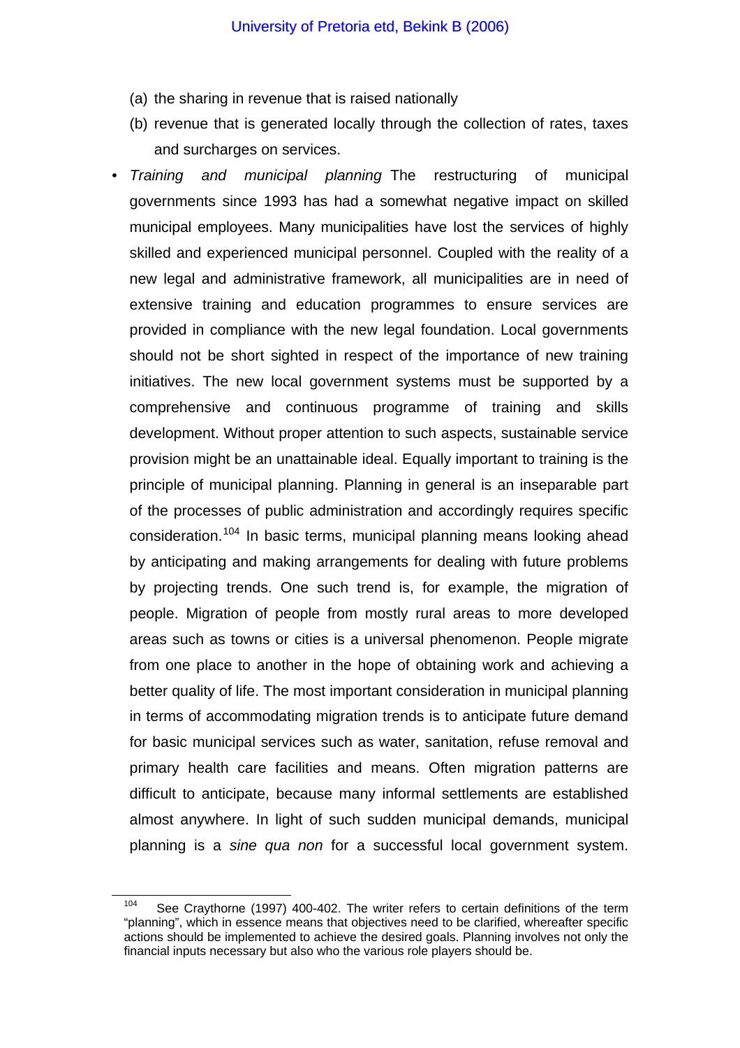(a) the sharing in revenue that is raised nationally

(b) revenue that is generated locally through the collection of rates, taxes and surcharges on services.

- *Training and municipal planning* The restructuring of municipal governments since 1993 has had a somewhat negative impact on skilled municipal employees. Many municipalities have lost the services of highly skilled and experienced municipal personnel. Coupled with the reality of a new legal and administrative framework, all municipalities are in need of extensive training and education programmes to ensure services are provided in compliance with the new legal foundation. Local governments should not be short sighted in respect of the importance of new training initiatives. The new local government systems must be supported by a comprehensive and continuous programme of training and skills development. Without proper attention to such aspects, sustainable service provision might be an unattainable ideal. Equally important to training is the principle of municipal planning. Planning in general is an inseparable part of the processes of public administration and accordingly requires specific consideration.[104] In basic terms, municipal planning means looking ahead by anticipating and making arrangements for dealing with future problems by projecting trends. One such trend is, for example, the migration of people. Migration of people from mostly rural areas to more developed areas such as towns or cities is a universal phenomenon. People migrate from one place to another in the hope of obtaining work and achieving a better quality of life. The most important consideration in municipal planning in terms of accommodating migration trends is to anticipate future demand for basic municipal services such as water, sanitation, refuse removal and primary health care facilities and means. Often migration patterns are difficult to anticipate, because many informal settlements are established almost anywhere. In light of such sudden municipal demands, municipal planning is a *sine qua non* for a successful local government system.

[104] See Craythorne (1997) 400-402. The writer refers to certain definitions of the term "planning", which in essence means that objectives need to be clarified, whereafter specific actions should be implemented to achieve the desired goals. Planning involves not only the financial inputs necessary but also who the various role players should be.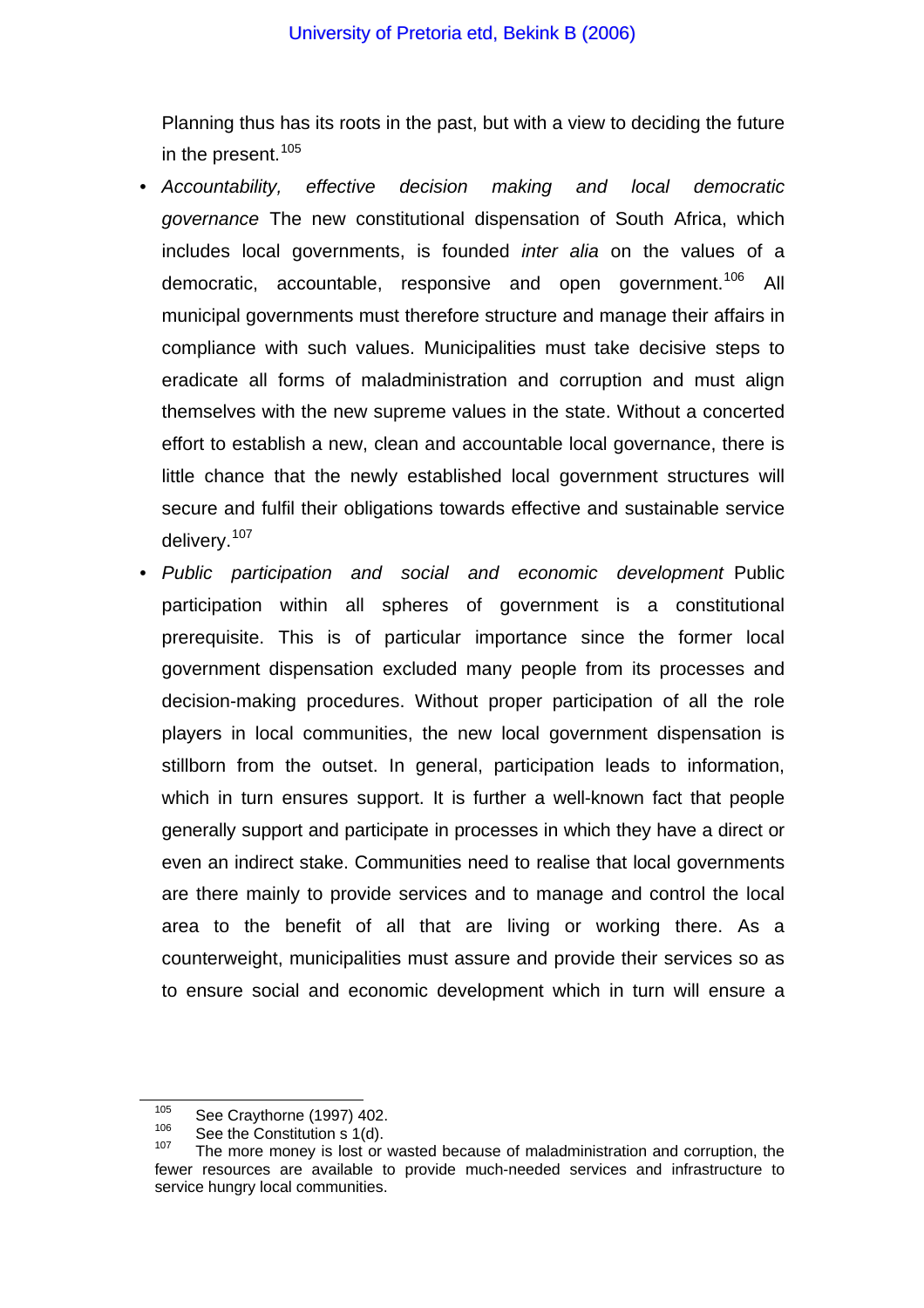Planning thus has its roots in the past, but with a view to deciding the future in the present.[105]

- *Accountability, effective decision making and local democratic governance* The new constitutional dispensation of South Africa, which includes local governments, is founded *inter alia* on the values of a democratic, accountable, responsive and open government.[106] All municipal governments must therefore structure and manage their affairs in compliance with such values. Municipalities must take decisive steps to eradicate all forms of maladministration and corruption and must align themselves with the new supreme values in the state. Without a concerted effort to establish a new, clean and accountable local governance, there is little chance that the newly established local government structures will secure and fulfil their obligations towards effective and sustainable service delivery.[107]
- *Public participation and social and economic development* Public participation within all spheres of government is a constitutional prerequisite. This is of particular importance since the former local government dispensation excluded many people from its processes and decision-making procedures. Without proper participation of all the role players in local communities, the new local government dispensation is stillborn from the outset. In general, participation leads to information, which in turn ensures support. It is further a well-known fact that people generally support and participate in processes in which they have a direct or even an indirect stake. Communities need to realise that local governments are there mainly to provide services and to manage and control the local area to the benefit of all that are living or working there. As a counterweight, municipalities must assure and provide their services so as to ensure social and economic development which in turn will ensure a

---

[105] See Craythorne (1997) 402.

[106] See the Constitution s 1(d).

[107] The more money is lost or wasted because of maladministration and corruption, the fewer resources are available to provide much-needed services and infrastructure to service hungry local communities.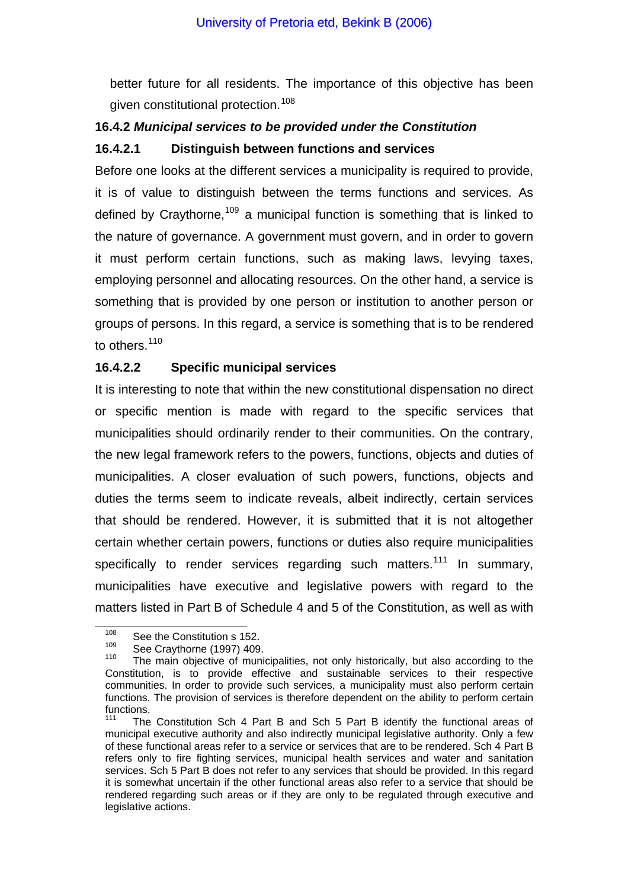better future for all residents. The importance of this objective has been given constitutional protection.[108]

### 16.4.2 *Municipal services to be provided under the Constitution*

#### 16.4.2.1 Distinguish between functions and services

Before one looks at the different services a municipality is required to provide, it is of value to distinguish between the terms functions and services. As defined by Craythorne,[109] a municipal function is something that is linked to the nature of governance. A government must govern, and in order to govern it must perform certain functions, such as making laws, levying taxes, employing personnel and allocating resources. On the other hand, a service is something that is provided by one person or institution to another person or groups of persons. In this regard, a service is something that is to be rendered to others.[110]

#### 16.4.2.2 Specific municipal services

It is interesting to note that within the new constitutional dispensation no direct or specific mention is made with regard to the specific services that municipalities should ordinarily render to their communities. On the contrary, the new legal framework refers to the powers, functions, objects and duties of municipalities. A closer evaluation of such powers, functions, objects and duties the terms seem to indicate reveals, albeit indirectly, certain services that should be rendered. However, it is submitted that it is not altogether certain whether certain powers, functions or duties also require municipalities specifically to render services regarding such matters.[111] In summary, municipalities have executive and legislative powers with regard to the matters listed in Part B of Schedule 4 and 5 of the Constitution, as well as with

---

[108] See the Constitution s 152.

[109] See Craythorne (1997) 409.

[110] The main objective of municipalities, not only historically, but also according to the Constitution, is to provide effective and sustainable services to their respective communities. In order to provide such services, a municipality must also perform certain functions. The provision of services is therefore dependent on the ability to perform certain functions.

[111] The Constitution Sch 4 Part B and Sch 5 Part B identify the functional areas of municipal executive authority and also indirectly municipal legislative authority. Only a few of these functional areas refer to a service or services that are to be rendered. Sch 4 Part B refers only to fire fighting services, municipal health services and water and sanitation services. Sch 5 Part B does not refer to any services that should be provided. In this regard it is somewhat uncertain if the other functional areas also refer to a service that should be rendered regarding such areas or if they are only to be regulated through executive and legislative actions.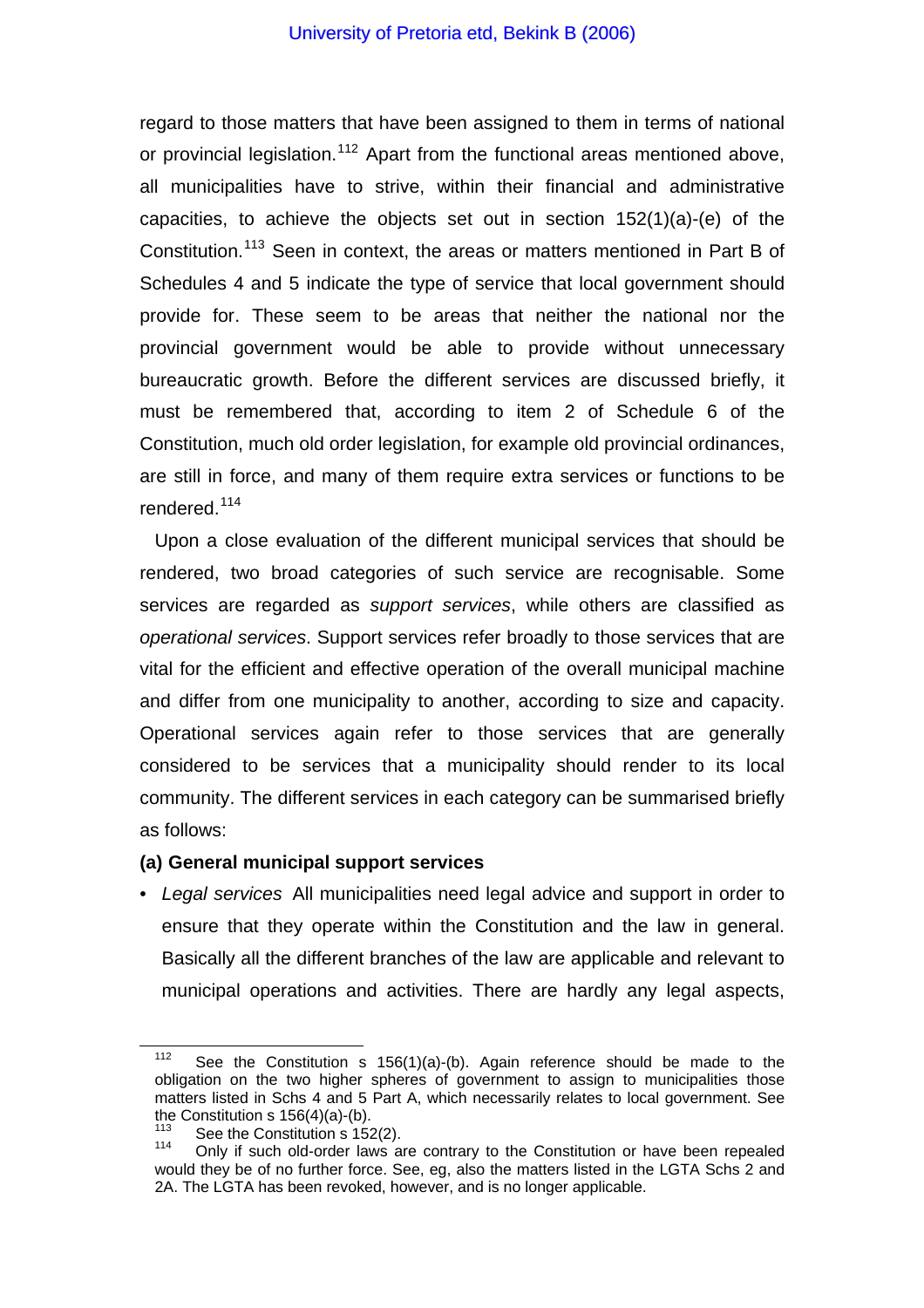regard to those matters that have been assigned to them in terms of national or provincial legislation.[112] Apart from the functional areas mentioned above, all municipalities have to strive, within their financial and administrative capacities, to achieve the objects set out in section 152(1)(a)-(e) of the Constitution.[113] Seen in context, the areas or matters mentioned in Part B of Schedules 4 and 5 indicate the type of service that local government should provide for. These seem to be areas that neither the national nor the provincial government would be able to provide without unnecessary bureaucratic growth. Before the different services are discussed briefly, it must be remembered that, according to item 2 of Schedule 6 of the Constitution, much old order legislation, for example old provincial ordinances, are still in force, and many of them require extra services or functions to be rendered.[114]

Upon a close evaluation of the different municipal services that should be rendered, two broad categories of such service are recognisable. Some services are regarded as *support services*, while others are classified as *operational services*. Support services refer broadly to those services that are vital for the efficient and effective operation of the overall municipal machine and differ from one municipality to another, according to size and capacity. Operational services again refer to those services that are generally considered to be services that a municipality should render to its local community. The different services in each category can be summarised briefly as follows:

**(a) General municipal support services**

- *Legal services* All municipalities need legal advice and support in order to ensure that they operate within the Constitution and the law in general. Basically all the different branches of the law are applicable and relevant to municipal operations and activities. There are hardly any legal aspects,

---

[112] See the Constitution s 156(1)(a)-(b). Again reference should be made to the obligation on the two higher spheres of government to assign to municipalities those matters listed in Schs 4 and 5 Part A, which necessarily relates to local government. See the Constitution s 156(4)(a)-(b).

[113] See the Constitution s 152(2).

[114] Only if such old-order laws are contrary to the Constitution or have been repealed would they be of no further force. See, eg, also the matters listed in the LGTA Schs 2 and 2A. The LGTA has been revoked, however, and is no longer applicable.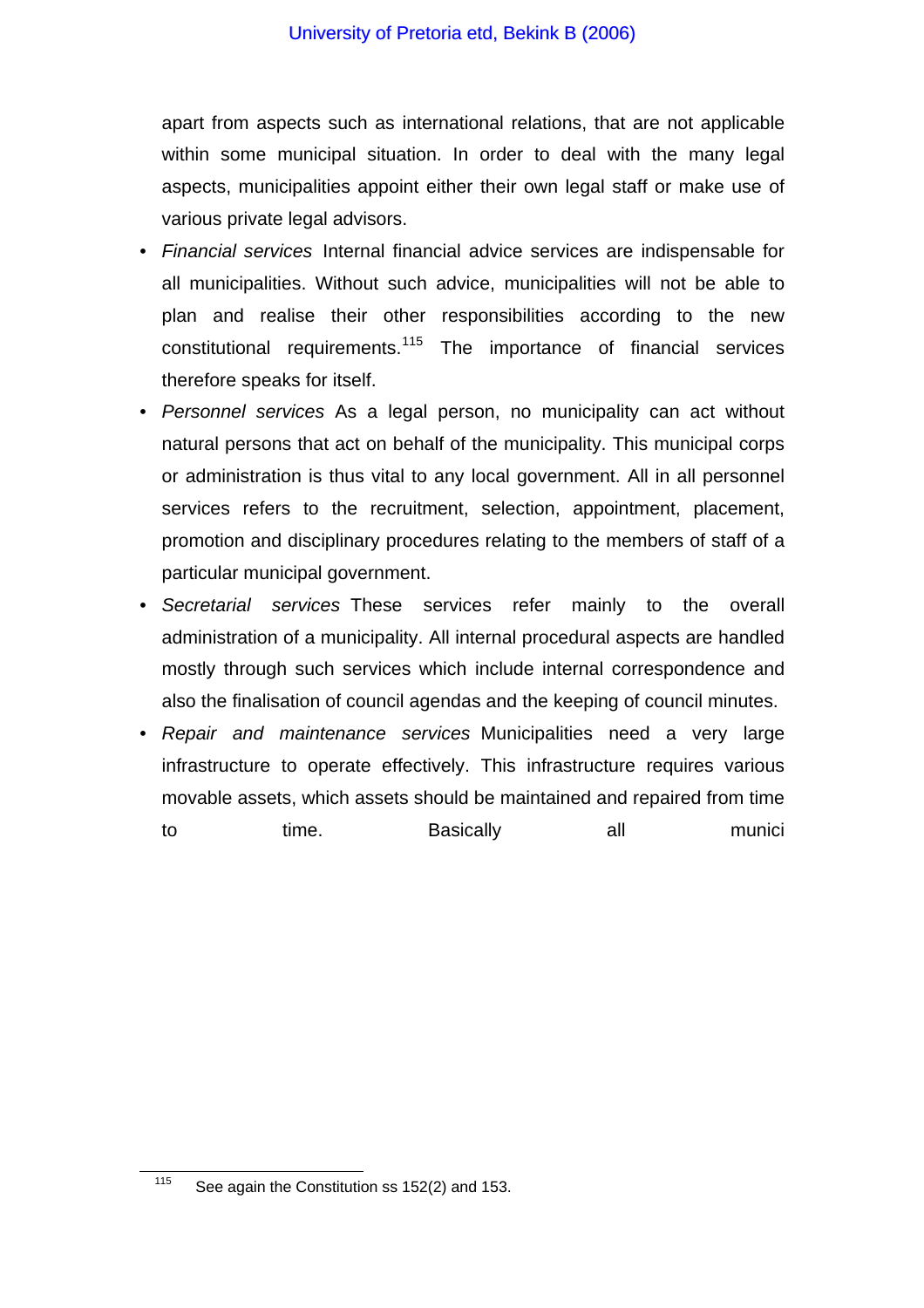apart from aspects such as international relations, that are not applicable within some municipal situation. In order to deal with the many legal aspects, municipalities appoint either their own legal staff or make use of various private legal advisors.

- *Financial services* Internal financial advice services are indispensable for all municipalities. Without such advice, municipalities will not be able to plan and realise their other responsibilities according to the new constitutional requirements.[115] The importance of financial services therefore speaks for itself.
- *Personnel services* As a legal person, no municipality can act without natural persons that act on behalf of the municipality. This municipal corps or administration is thus vital to any local government. All in all personnel services refers to the recruitment, selection, appointment, placement, promotion and disciplinary procedures relating to the members of staff of a particular municipal government.
- *Secretarial services* These services refer mainly to the overall administration of a municipality. All internal procedural aspects are handled mostly through such services which include internal correspondence and also the finalisation of council agendas and the keeping of council minutes.
- *Repair and maintenance services* Municipalities need a very large infrastructure to operate effectively. This infrastructure requires various movable assets, which assets should be maintained and repaired from time to time. Basically all munici

---

[115] See again the Constitution ss 152(2) and 153.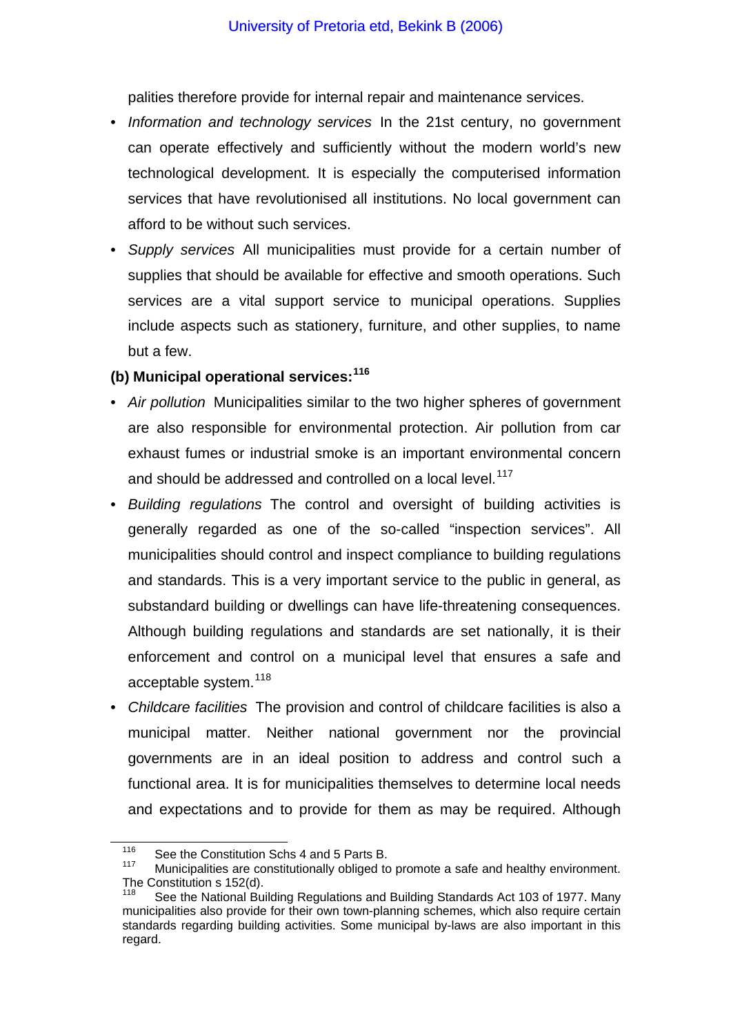palities therefore provide for internal repair and maintenance services.

- *Information and technology services* In the 21st century, no government can operate effectively and sufficiently without the modern world's new technological development. It is especially the computerised information services that have revolutionised all institutions. No local government can afford to be without such services.
- *Supply services* All municipalities must provide for a certain number of supplies that should be available for effective and smooth operations. Such services are a vital support service to municipal operations. Supplies include aspects such as stationery, furniture, and other supplies, to name but a few.

**(b) Municipal operational services:**[116]

- *Air pollution* Municipalities similar to the two higher spheres of government are also responsible for environmental protection. Air pollution from car exhaust fumes or industrial smoke is an important environmental concern and should be addressed and controlled on a local level.[117]
- *Building regulations* The control and oversight of building activities is generally regarded as one of the so-called "inspection services". All municipalities should control and inspect compliance to building regulations and standards. This is a very important service to the public in general, as substandard building or dwellings can have life-threatening consequences. Although building regulations and standards are set nationally, it is their enforcement and control on a municipal level that ensures a safe and acceptable system.[118]
- *Childcare facilities* The provision and control of childcare facilities is also a municipal matter. Neither national government nor the provincial governments are in an ideal position to address and control such a functional area. It is for municipalities themselves to determine local needs and expectations and to provide for them as may be required. Although

---

[116] See the Constitution Schs 4 and 5 Parts B.

[117] Municipalities are constitutionally obliged to promote a safe and healthy environment. The Constitution s 152(d).

[118] See the National Building Regulations and Building Standards Act 103 of 1977. Many municipalities also provide for their own town-planning schemes, which also require certain standards regarding building activities. Some municipal by-laws are also important in this regard.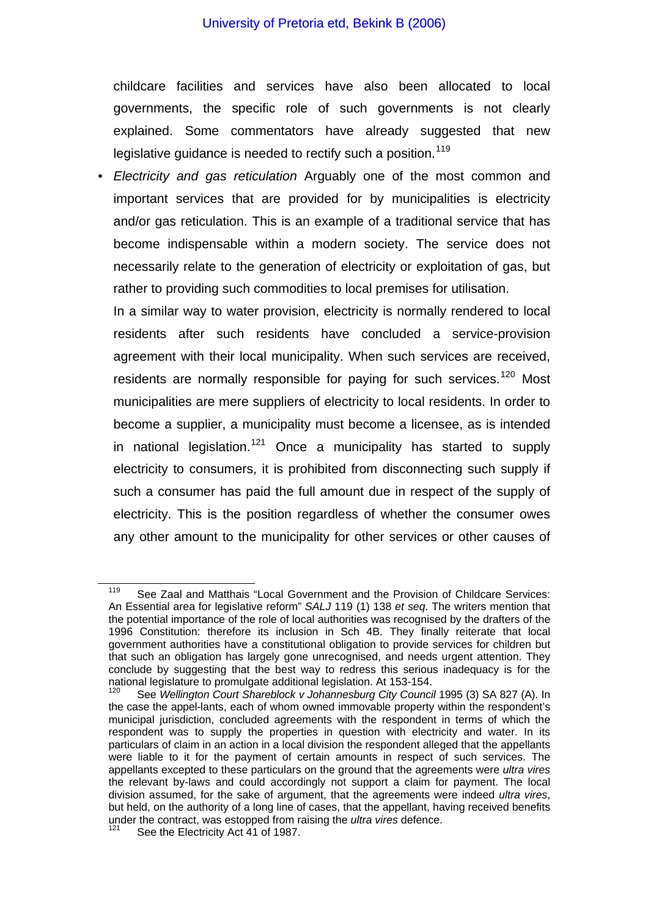childcare facilities and services have also been allocated to local governments, the specific role of such governments is not clearly explained. Some commentators have already suggested that new legislative guidance is needed to rectify such a position.[119]

- *Electricity and gas reticulation* Arguably one of the most common and important services that are provided for by municipalities is electricity and/or gas reticulation. This is an example of a traditional service that has become indispensable within a modern society. The service does not necessarily relate to the generation of electricity or exploitation of gas, but rather to providing such commodities to local premises for utilisation.

  In a similar way to water provision, electricity is normally rendered to local residents after such residents have concluded a service-provision agreement with their local municipality. When such services are received, residents are normally responsible for paying for such services.[120] Most municipalities are mere suppliers of electricity to local residents. In order to become a supplier, a municipality must become a licensee, as is intended in national legislation.[121] Once a municipality has started to supply electricity to consumers, it is prohibited from disconnecting such supply if such a consumer has paid the full amount due in respect of the supply of electricity. This is the position regardless of whether the consumer owes any other amount to the municipality for other services or other causes of

---

[119] See Zaal and Matthais "Local Government and the Provision of Childcare Services: An Essential area for legislative reform" *SALJ* 119 (1) 138 *et seq*. The writers mention that the potential importance of the role of local authorities was recognised by the drafters of the 1996 Constitution: therefore its inclusion in Sch 4B. They finally reiterate that local government authorities have a constitutional obligation to provide services for children but that such an obligation has largely gone unrecognised, and needs urgent attention. They conclude by suggesting that the best way to redress this serious inadequacy is for the national legislature to promulgate additional legislation. At 153-154.

[120] See *Wellington Court Shareblock v Johannesburg City Council* 1995 (3) SA 827 (A). In the case the appel-lants, each of whom owned immovable property within the respondent's municipal jurisdiction, concluded agreements with the respondent in terms of which the respondent was to supply the properties in question with electricity and water. In its particulars of claim in an action in a local division the respondent alleged that the appellants were liable to it for the payment of certain amounts in respect of such services. The appellants excepted to these particulars on the ground that the agreements were *ultra vires* the relevant by-laws and could accordingly not support a claim for payment. The local division assumed, for the sake of argument, that the agreements were indeed *ultra vires*, but held, on the authority of a long line of cases, that the appellant, having received benefits under the contract, was estopped from raising the *ultra vires* defence.

[121] See the Electricity Act 41 of 1987.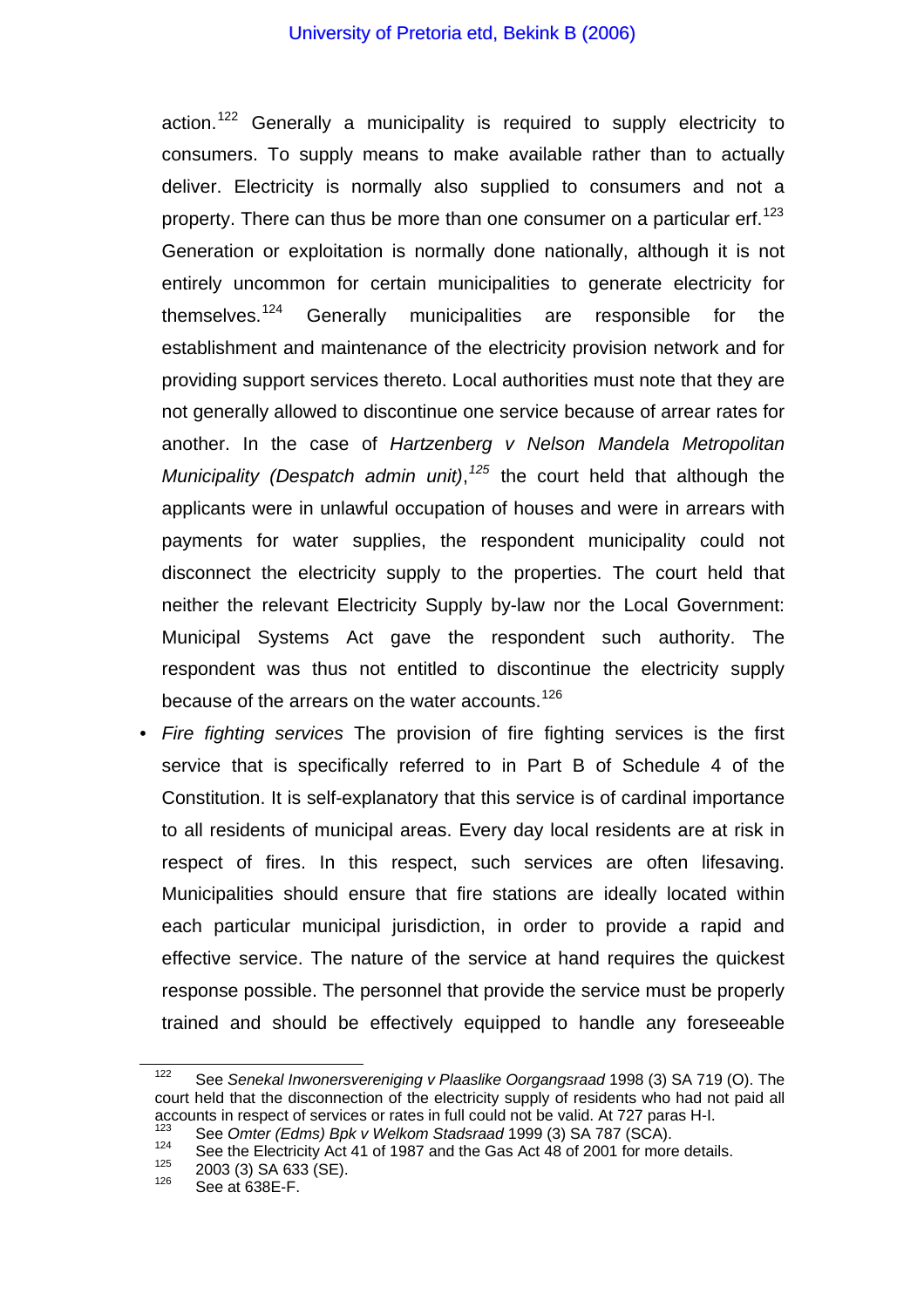action.[122] Generally a municipality is required to supply electricity to consumers. To supply means to make available rather than to actually deliver. Electricity is normally also supplied to consumers and not a property. There can thus be more than one consumer on a particular erf.[123] Generation or exploitation is normally done nationally, although it is not entirely uncommon for certain municipalities to generate electricity for themselves.[124] Generally municipalities are responsible for the establishment and maintenance of the electricity provision network and for providing support services thereto. Local authorities must note that they are not generally allowed to discontinue one service because of arrear rates for another. In the case of *Hartzenberg v Nelson Mandela Metropolitan Municipality (Despatch admin unit)*,[125] the court held that although the applicants were in unlawful occupation of houses and were in arrears with payments for water supplies, the respondent municipality could not disconnect the electricity supply to the properties. The court held that neither the relevant Electricity Supply by-law nor the Local Government: Municipal Systems Act gave the respondent such authority. The respondent was thus not entitled to discontinue the electricity supply because of the arrears on the water accounts.[126]

- *Fire fighting services* The provision of fire fighting services is the first service that is specifically referred to in Part B of Schedule 4 of the Constitution. It is self-explanatory that this service is of cardinal importance to all residents of municipal areas. Every day local residents are at risk in respect of fires. In this respect, such services are often lifesaving. Municipalities should ensure that fire stations are ideally located within each particular municipal jurisdiction, in order to provide a rapid and effective service. The nature of the service at hand requires the quickest response possible. The personnel that provide the service must be properly trained and should be effectively equipped to handle any foreseeable

---

[122] See *Senekal Inwonersvereniging v Plaaslike Oorgangsraad* 1998 (3) SA 719 (O). The court held that the disconnection of the electricity supply of residents who had not paid all accounts in respect of services or rates in full could not be valid. At 727 paras H-I.

[123] See *Omter (Edms) Bpk v Welkom Stadsraad* 1999 (3) SA 787 (SCA).

[124] See the Electricity Act 41 of 1987 and the Gas Act 48 of 2001 for more details.

[125] 2003 (3) SA 633 (SE).

[126] See at 638E-F.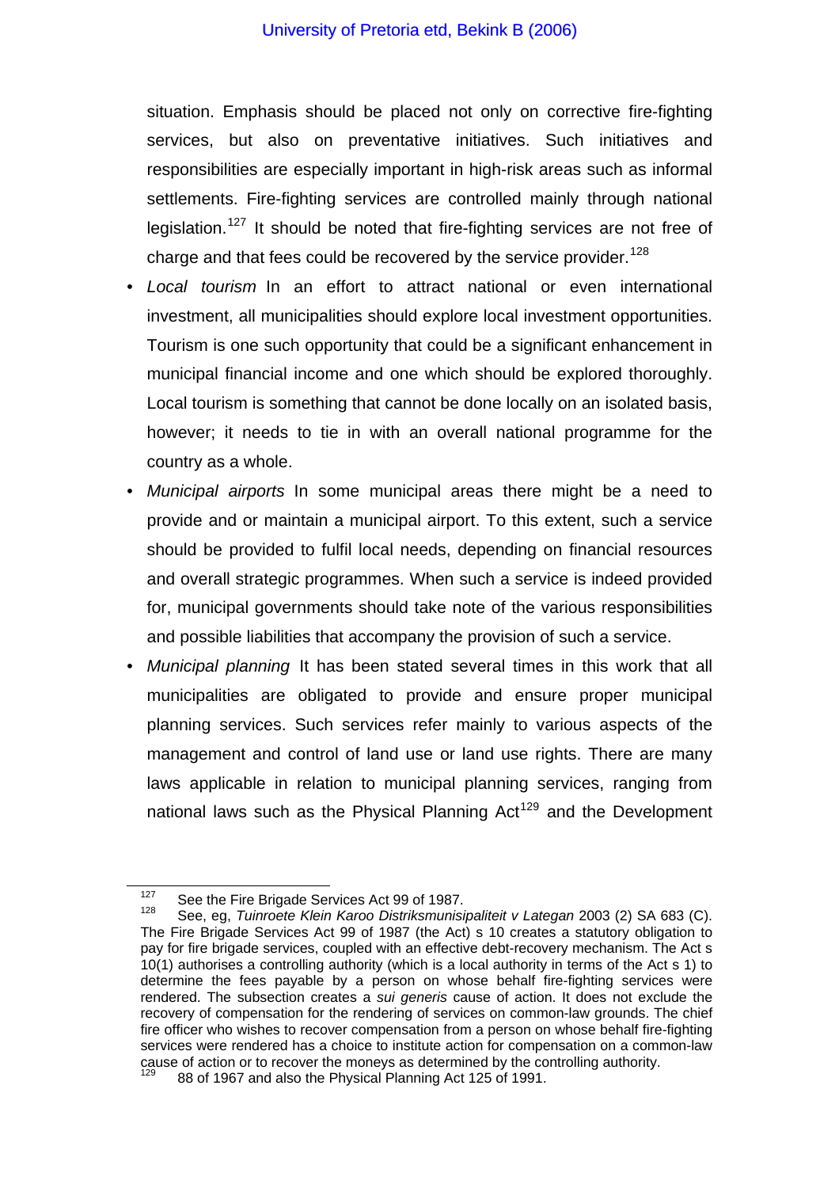situation. Emphasis should be placed not only on corrective fire-fighting services, but also on preventative initiatives. Such initiatives and responsibilities are especially important in high-risk areas such as informal settlements. Fire-fighting services are controlled mainly through national legislation.[127] It should be noted that fire-fighting services are not free of charge and that fees could be recovered by the service provider.[128]

- *Local tourism* In an effort to attract national or even international investment, all municipalities should explore local investment opportunities. Tourism is one such opportunity that could be a significant enhancement in municipal financial income and one which should be explored thoroughly. Local tourism is something that cannot be done locally on an isolated basis, however; it needs to tie in with an overall national programme for the country as a whole.
- *Municipal airports* In some municipal areas there might be a need to provide and or maintain a municipal airport. To this extent, such a service should be provided to fulfil local needs, depending on financial resources and overall strategic programmes. When such a service is indeed provided for, municipal governments should take note of the various responsibilities and possible liabilities that accompany the provision of such a service.
- *Municipal planning* It has been stated several times in this work that all municipalities are obligated to provide and ensure proper municipal planning services. Such services refer mainly to various aspects of the management and control of land use or land use rights. There are many laws applicable in relation to municipal planning services, ranging from national laws such as the Physical Planning Act[129] and the Development

---

[127] See the Fire Brigade Services Act 99 of 1987.

[128] See, eg, *Tuinroete Klein Karoo Distriksmunisipaliteit v Lategan* 2003 (2) SA 683 (C). The Fire Brigade Services Act 99 of 1987 (the Act) s 10 creates a statutory obligation to pay for fire brigade services, coupled with an effective debt-recovery mechanism. The Act s 10(1) authorises a controlling authority (which is a local authority in terms of the Act s 1) to determine the fees payable by a person on whose behalf fire-fighting services were rendered. The subsection creates a *sui generis* cause of action. It does not exclude the recovery of compensation for the rendering of services on common-law grounds. The chief fire officer who wishes to recover compensation from a person on whose behalf fire-fighting services were rendered has a choice to institute action for compensation on a common-law cause of action or to recover the moneys as determined by the controlling authority.

[129] 88 of 1967 and also the Physical Planning Act 125 of 1991.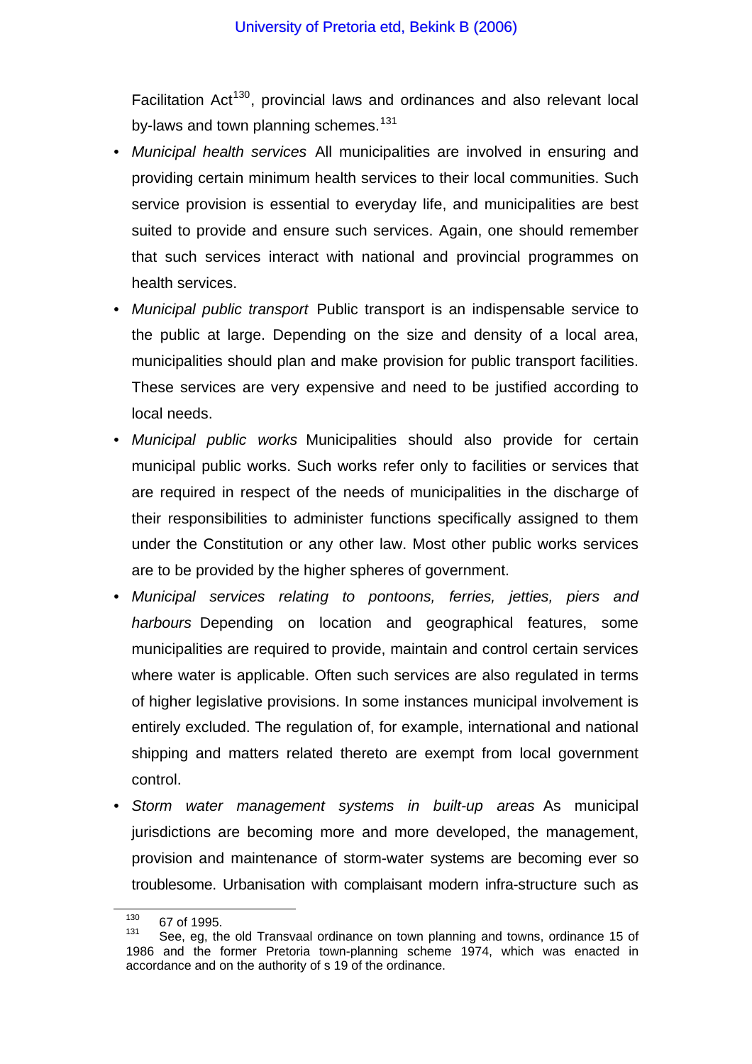Facilitation Act[130], provincial laws and ordinances and also relevant local by-laws and town planning schemes.[131]

- *Municipal health services* All municipalities are involved in ensuring and providing certain minimum health services to their local communities. Such service provision is essential to everyday life, and municipalities are best suited to provide and ensure such services. Again, one should remember that such services interact with national and provincial programmes on health services.
- *Municipal public transport* Public transport is an indispensable service to the public at large. Depending on the size and density of a local area, municipalities should plan and make provision for public transport facilities. These services are very expensive and need to be justified according to local needs.
- *Municipal public works* Municipalities should also provide for certain municipal public works. Such works refer only to facilities or services that are required in respect of the needs of municipalities in the discharge of their responsibilities to administer functions specifically assigned to them under the Constitution or any other law. Most other public works services are to be provided by the higher spheres of government.
- *Municipal services relating to pontoons, ferries, jetties, piers and harbours* Depending on location and geographical features, some municipalities are required to provide, maintain and control certain services where water is applicable. Often such services are also regulated in terms of higher legislative provisions. In some instances municipal involvement is entirely excluded. The regulation of, for example, international and national shipping and matters related thereto are exempt from local government control.
- *Storm water management systems in built-up areas* As municipal jurisdictions are becoming more and more developed, the management, provision and maintenance of storm-water systems are becoming ever so troublesome. Urbanisation with complaisant modern infra-structure such as

---

[130] 67 of 1995.

[131] See, eg, the old Transvaal ordinance on town planning and towns, ordinance 15 of 1986 and the former Pretoria town-planning scheme 1974, which was enacted in accordance and on the authority of s 19 of the ordinance.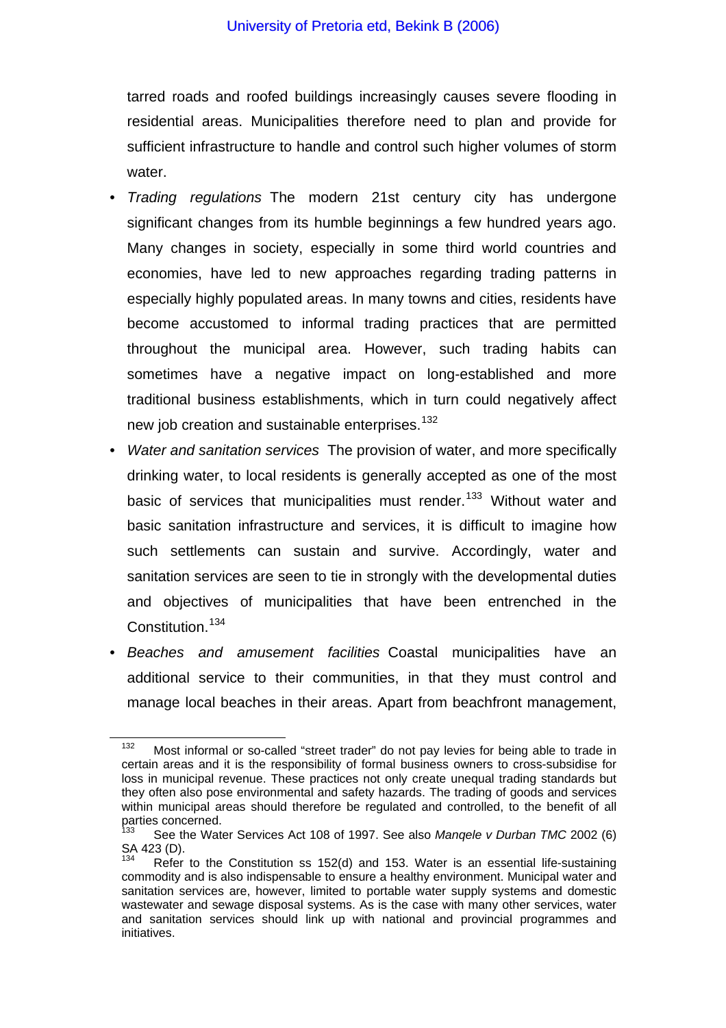tarred roads and roofed buildings increasingly causes severe flooding in residential areas. Municipalities therefore need to plan and provide for sufficient infrastructure to handle and control such higher volumes of storm water.

- *Trading regulations* The modern 21st century city has undergone significant changes from its humble beginnings a few hundred years ago. Many changes in society, especially in some third world countries and economies, have led to new approaches regarding trading patterns in especially highly populated areas. In many towns and cities, residents have become accustomed to informal trading practices that are permitted throughout the municipal area. However, such trading habits can sometimes have a negative impact on long-established and more traditional business establishments, which in turn could negatively affect new job creation and sustainable enterprises.[132]
- *Water and sanitation services* The provision of water, and more specifically drinking water, to local residents is generally accepted as one of the most basic of services that municipalities must render.[133] Without water and basic sanitation infrastructure and services, it is difficult to imagine how such settlements can sustain and survive. Accordingly, water and sanitation services are seen to tie in strongly with the developmental duties and objectives of municipalities that have been entrenched in the Constitution.[134]
- *Beaches and amusement facilities* Coastal municipalities have an additional service to their communities, in that they must control and manage local beaches in their areas. Apart from beachfront management,

---

[132] Most informal or so-called "street trader" do not pay levies for being able to trade in certain areas and it is the responsibility of formal business owners to cross-subsidise for loss in municipal revenue. These practices not only create unequal trading standards but they often also pose environmental and safety hazards. The trading of goods and services within municipal areas should therefore be regulated and controlled, to the benefit of all parties concerned.

[133] See the Water Services Act 108 of 1997. See also *Manqele v Durban TMC* 2002 (6) SA 423 (D).

[134] Refer to the Constitution ss 152(d) and 153. Water is an essential life-sustaining commodity and is also indispensable to ensure a healthy environment. Municipal water and sanitation services are, however, limited to portable water supply systems and domestic wastewater and sewage disposal systems. As is the case with many other services, water and sanitation services should link up with national and provincial programmes and initiatives.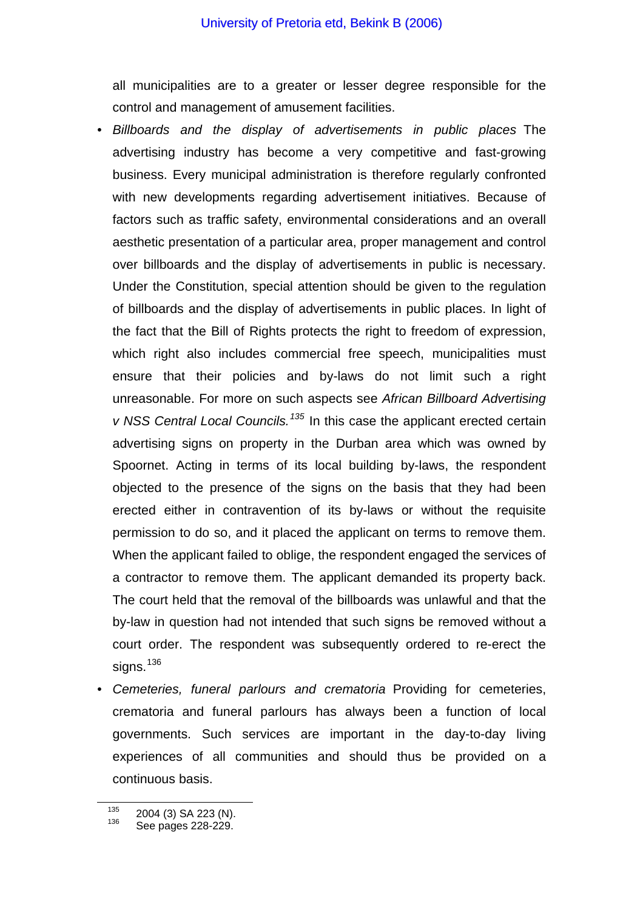all municipalities are to a greater or lesser degree responsible for the control and management of amusement facilities.

- *Billboards and the display of advertisements in public places* The advertising industry has become a very competitive and fast-growing business. Every municipal administration is therefore regularly confronted with new developments regarding advertisement initiatives. Because of factors such as traffic safety, environmental considerations and an overall aesthetic presentation of a particular area, proper management and control over billboards and the display of advertisements in public is necessary. Under the Constitution, special attention should be given to the regulation of billboards and the display of advertisements in public places. In light of the fact that the Bill of Rights protects the right to freedom of expression, which right also includes commercial free speech, municipalities must ensure that their policies and by-laws do not limit such a right unreasonable. For more on such aspects see *African Billboard Advertising v NSS Central Local Councils.*[135] In this case the applicant erected certain advertising signs on property in the Durban area which was owned by Spoornet. Acting in terms of its local building by-laws, the respondent objected to the presence of the signs on the basis that they had been erected either in contravention of its by-laws or without the requisite permission to do so, and it placed the applicant on terms to remove them. When the applicant failed to oblige, the respondent engaged the services of a contractor to remove them. The applicant demanded its property back. The court held that the removal of the billboards was unlawful and that the by-law in question had not intended that such signs be removed without a court order. The respondent was subsequently ordered to re-erect the signs.[136]
- *Cemeteries, funeral parlours and crematoria* Providing for cemeteries, crematoria and funeral parlours has always been a function of local governments. Such services are important in the day-to-day living experiences of all communities and should thus be provided on a continuous basis.

---

[135] 2004 (3) SA 223 (N).

[136] See pages 228-229.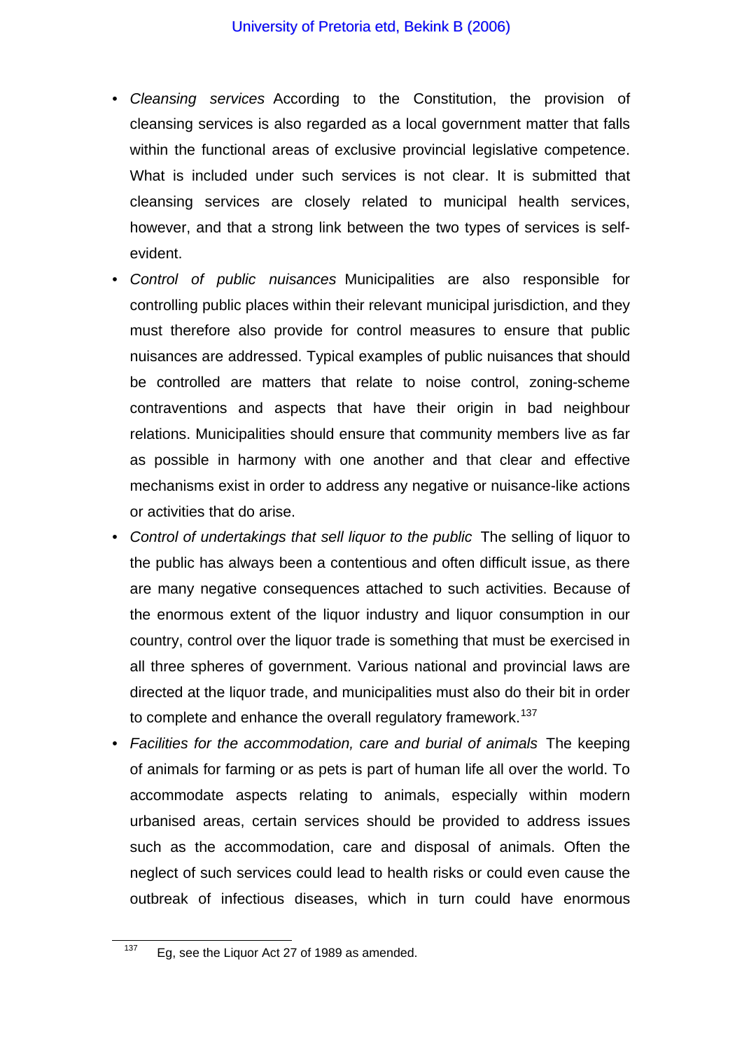- *Cleansing services* According to the Constitution, the provision of cleansing services is also regarded as a local government matter that falls within the functional areas of exclusive provincial legislative competence. What is included under such services is not clear. It is submitted that cleansing services are closely related to municipal health services, however, and that a strong link between the two types of services is self-evident.
- *Control of public nuisances* Municipalities are also responsible for controlling public places within their relevant municipal jurisdiction, and they must therefore also provide for control measures to ensure that public nuisances are addressed. Typical examples of public nuisances that should be controlled are matters that relate to noise control, zoning-scheme contraventions and aspects that have their origin in bad neighbour relations. Municipalities should ensure that community members live as far as possible in harmony with one another and that clear and effective mechanisms exist in order to address any negative or nuisance-like actions or activities that do arise.
- *Control of undertakings that sell liquor to the public* The selling of liquor to the public has always been a contentious and often difficult issue, as there are many negative consequences attached to such activities. Because of the enormous extent of the liquor industry and liquor consumption in our country, control over the liquor trade is something that must be exercised in all three spheres of government. Various national and provincial laws are directed at the liquor trade, and municipalities must also do their bit in order to complete and enhance the overall regulatory framework.[137]
- *Facilities for the accommodation, care and burial of animals* The keeping of animals for farming or as pets is part of human life all over the world. To accommodate aspects relating to animals, especially within modern urbanised areas, certain services should be provided to address issues such as the accommodation, care and disposal of animals. Often the neglect of such services could lead to health risks or could even cause the outbreak of infectious diseases, which in turn could have enormous

[137] Eg, see the Liquor Act 27 of 1989 as amended.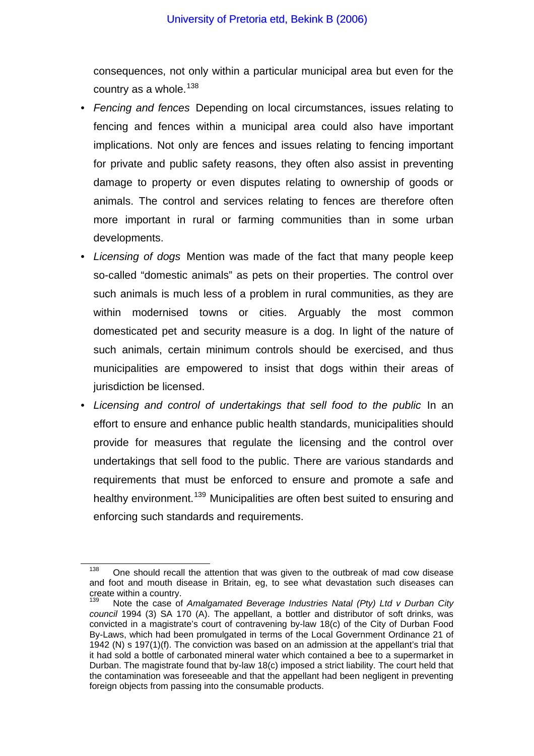consequences, not only within a particular municipal area but even for the country as a whole.[138]

- *Fencing and fences* Depending on local circumstances, issues relating to fencing and fences within a municipal area could also have important implications. Not only are fences and issues relating to fencing important for private and public safety reasons, they often also assist in preventing damage to property or even disputes relating to ownership of goods or animals. The control and services relating to fences are therefore often more important in rural or farming communities than in some urban developments.
- *Licensing of dogs* Mention was made of the fact that many people keep so-called "domestic animals" as pets on their properties. The control over such animals is much less of a problem in rural communities, as they are within modernised towns or cities. Arguably the most common domesticated pet and security measure is a dog. In light of the nature of such animals, certain minimum controls should be exercised, and thus municipalities are empowered to insist that dogs within their areas of jurisdiction be licensed.
- *Licensing and control of undertakings that sell food to the public* In an effort to ensure and enhance public health standards, municipalities should provide for measures that regulate the licensing and the control over undertakings that sell food to the public. There are various standards and requirements that must be enforced to ensure and promote a safe and healthy environment.[139] Municipalities are often best suited to ensuring and enforcing such standards and requirements.

---

[138] One should recall the attention that was given to the outbreak of mad cow disease and foot and mouth disease in Britain, eg, to see what devastation such diseases can create within a country.

[139] Note the case of *Amalgamated Beverage Industries Natal (Pty) Ltd v Durban City council* 1994 (3) SA 170 (A). The appellant, a bottler and distributor of soft drinks, was convicted in a magistrate's court of contravening by-law 18(c) of the City of Durban Food By-Laws, which had been promulgated in terms of the Local Government Ordinance 21 of 1942 (N) s 197(1)(f). The conviction was based on an admission at the appellant's trial that it had sold a bottle of carbonated mineral water which contained a bee to a supermarket in Durban. The magistrate found that by-law 18(c) imposed a strict liability. The court held that the contamination was foreseeable and that the appellant had been negligent in preventing foreign objects from passing into the consumable products.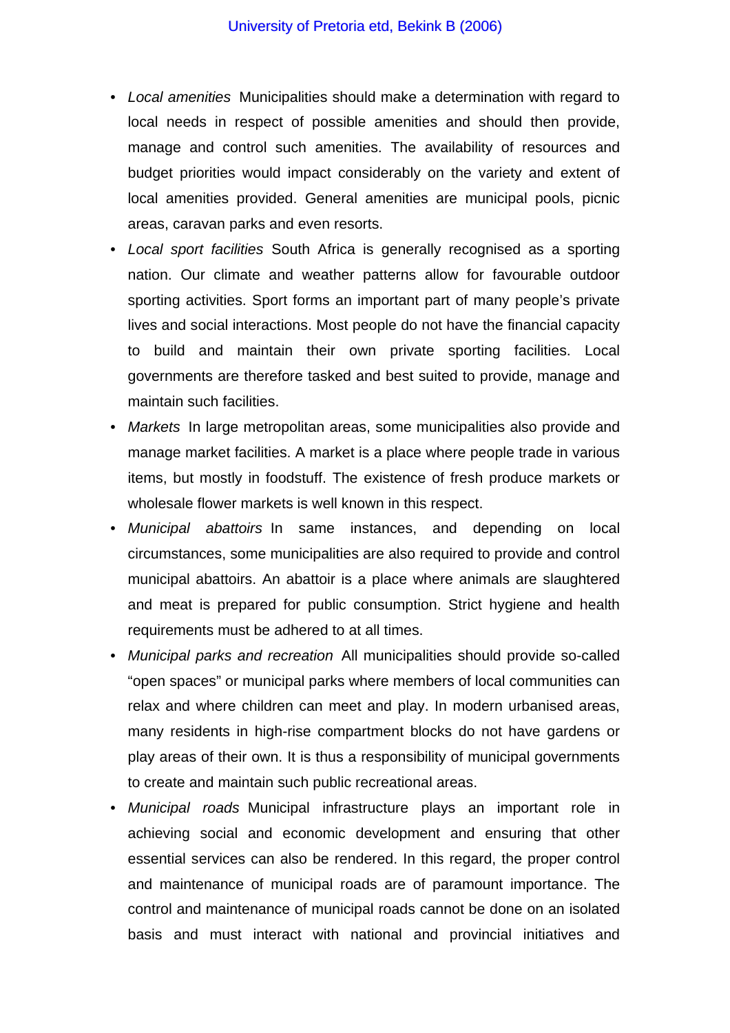- *Local amenities* Municipalities should make a determination with regard to local needs in respect of possible amenities and should then provide, manage and control such amenities. The availability of resources and budget priorities would impact considerably on the variety and extent of local amenities provided. General amenities are municipal pools, picnic areas, caravan parks and even resorts.
- *Local sport facilities* South Africa is generally recognised as a sporting nation. Our climate and weather patterns allow for favourable outdoor sporting activities. Sport forms an important part of many people's private lives and social interactions. Most people do not have the financial capacity to build and maintain their own private sporting facilities. Local governments are therefore tasked and best suited to provide, manage and maintain such facilities.
- *Markets* In large metropolitan areas, some municipalities also provide and manage market facilities. A market is a place where people trade in various items, but mostly in foodstuff. The existence of fresh produce markets or wholesale flower markets is well known in this respect.
- *Municipal abattoirs* In same instances, and depending on local circumstances, some municipalities are also required to provide and control municipal abattoirs. An abattoir is a place where animals are slaughtered and meat is prepared for public consumption. Strict hygiene and health requirements must be adhered to at all times.
- *Municipal parks and recreation* All municipalities should provide so-called "open spaces" or municipal parks where members of local communities can relax and where children can meet and play. In modern urbanised areas, many residents in high-rise compartment blocks do not have gardens or play areas of their own. It is thus a responsibility of municipal governments to create and maintain such public recreational areas.
- *Municipal roads* Municipal infrastructure plays an important role in achieving social and economic development and ensuring that other essential services can also be rendered. In this regard, the proper control and maintenance of municipal roads are of paramount importance. The control and maintenance of municipal roads cannot be done on an isolated basis and must interact with national and provincial initiatives and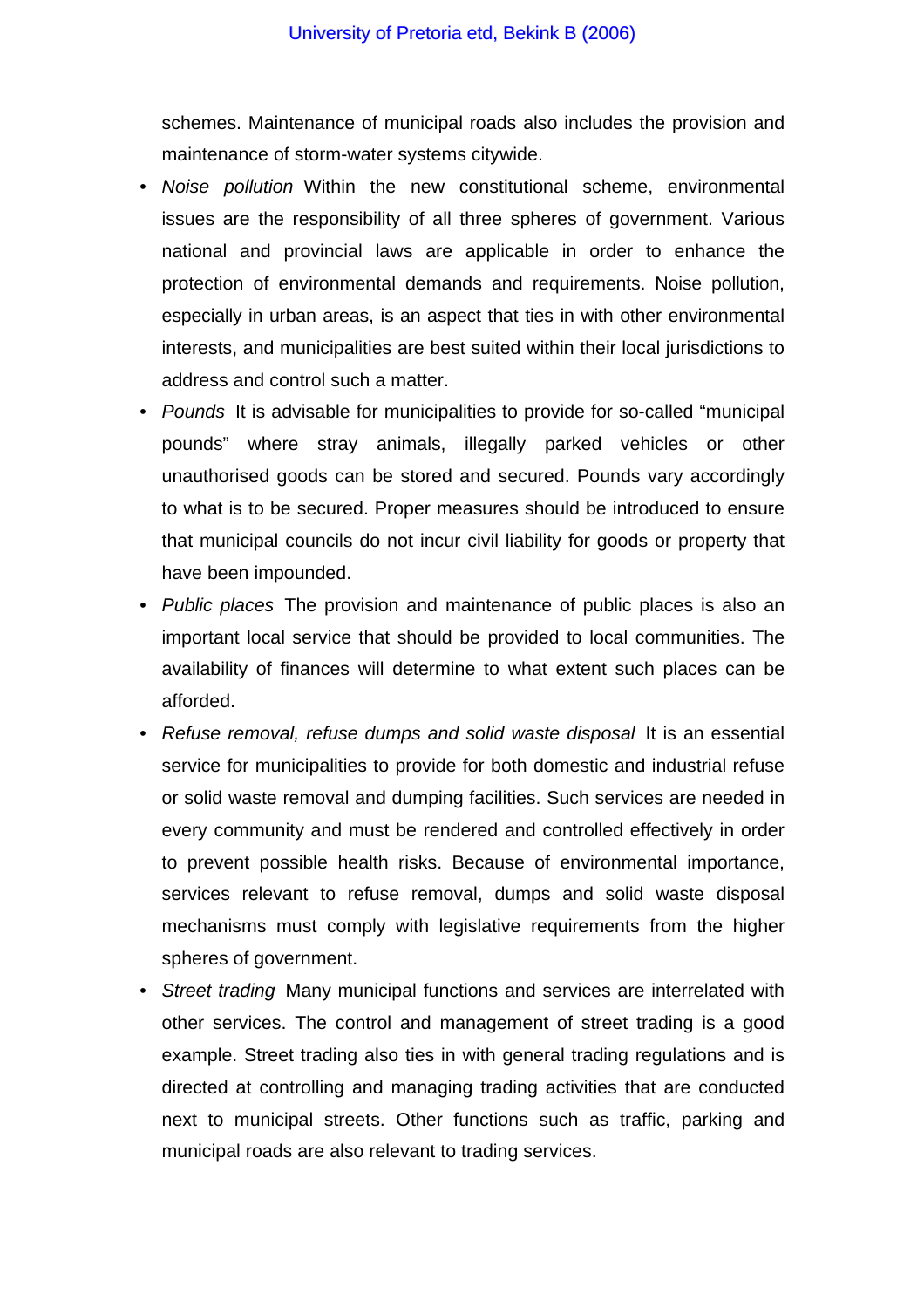schemes. Maintenance of municipal roads also includes the provision and maintenance of storm-water systems citywide.

- *Noise pollution* Within the new constitutional scheme, environmental issues are the responsibility of all three spheres of government. Various national and provincial laws are applicable in order to enhance the protection of environmental demands and requirements. Noise pollution, especially in urban areas, is an aspect that ties in with other environmental interests, and municipalities are best suited within their local jurisdictions to address and control such a matter.
- *Pounds* It is advisable for municipalities to provide for so-called "municipal pounds" where stray animals, illegally parked vehicles or other unauthorised goods can be stored and secured. Pounds vary accordingly to what is to be secured. Proper measures should be introduced to ensure that municipal councils do not incur civil liability for goods or property that have been impounded.
- *Public places* The provision and maintenance of public places is also an important local service that should be provided to local communities. The availability of finances will determine to what extent such places can be afforded.
- *Refuse removal, refuse dumps and solid waste disposal* It is an essential service for municipalities to provide for both domestic and industrial refuse or solid waste removal and dumping facilities. Such services are needed in every community and must be rendered and controlled effectively in order to prevent possible health risks. Because of environmental importance, services relevant to refuse removal, dumps and solid waste disposal mechanisms must comply with legislative requirements from the higher spheres of government.
- *Street trading* Many municipal functions and services are interrelated with other services. The control and management of street trading is a good example. Street trading also ties in with general trading regulations and is directed at controlling and managing trading activities that are conducted next to municipal streets. Other functions such as traffic, parking and municipal roads are also relevant to trading services.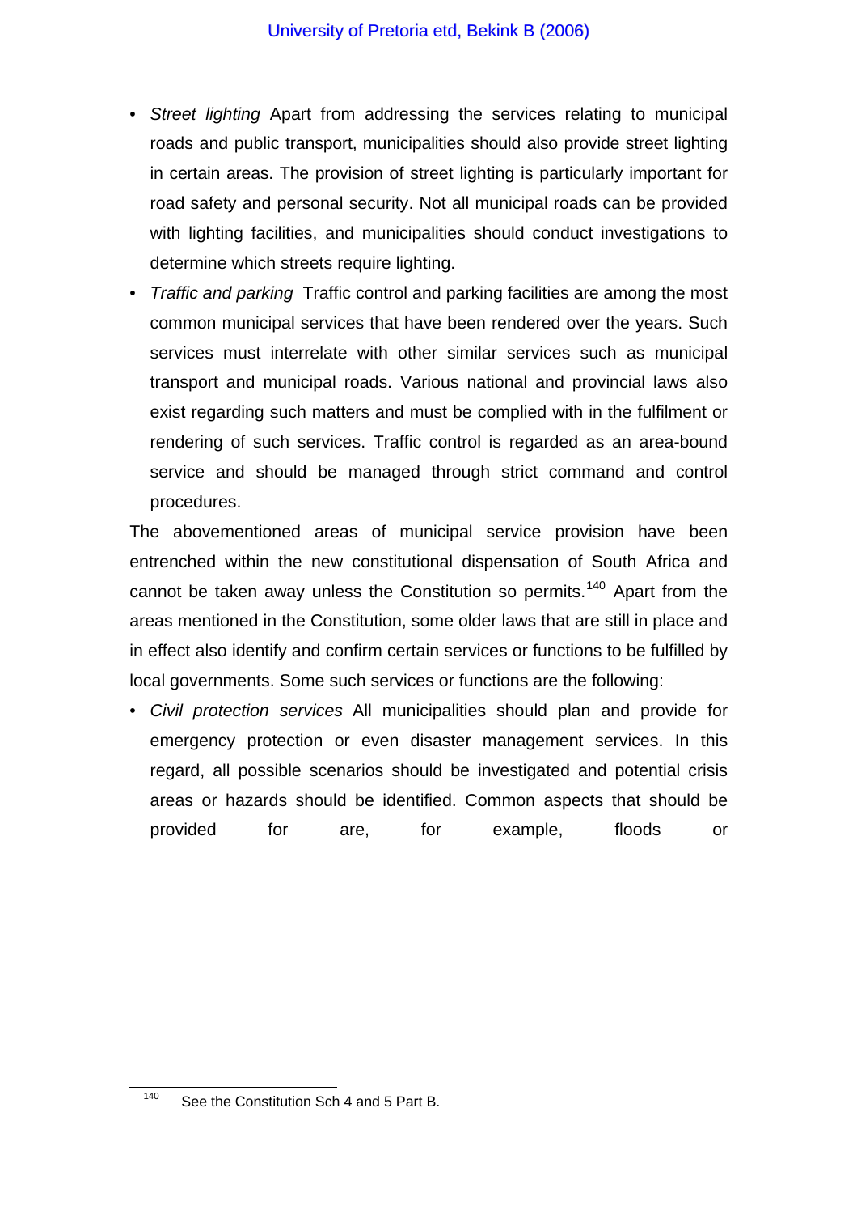- *Street lighting* Apart from addressing the services relating to municipal roads and public transport, municipalities should also provide street lighting in certain areas. The provision of street lighting is particularly important for road safety and personal security. Not all municipal roads can be provided with lighting facilities, and municipalities should conduct investigations to determine which streets require lighting.
- *Traffic and parking* Traffic control and parking facilities are among the most common municipal services that have been rendered over the years. Such services must interrelate with other similar services such as municipal transport and municipal roads. Various national and provincial laws also exist regarding such matters and must be complied with in the fulfilment or rendering of such services. Traffic control is regarded as an area-bound service and should be managed through strict command and control procedures.

The abovementioned areas of municipal service provision have been entrenched within the new constitutional dispensation of South Africa and cannot be taken away unless the Constitution so permits.[140] Apart from the areas mentioned in the Constitution, some older laws that are still in place and in effect also identify and confirm certain services or functions to be fulfilled by local governments. Some such services or functions are the following:

- *Civil protection services* All municipalities should plan and provide for emergency protection or even disaster management services. In this regard, all possible scenarios should be investigated and potential crisis areas or hazards should be identified. Common aspects that should be provided for are, for example, floods or

---

[140] See the Constitution Sch 4 and 5 Part B.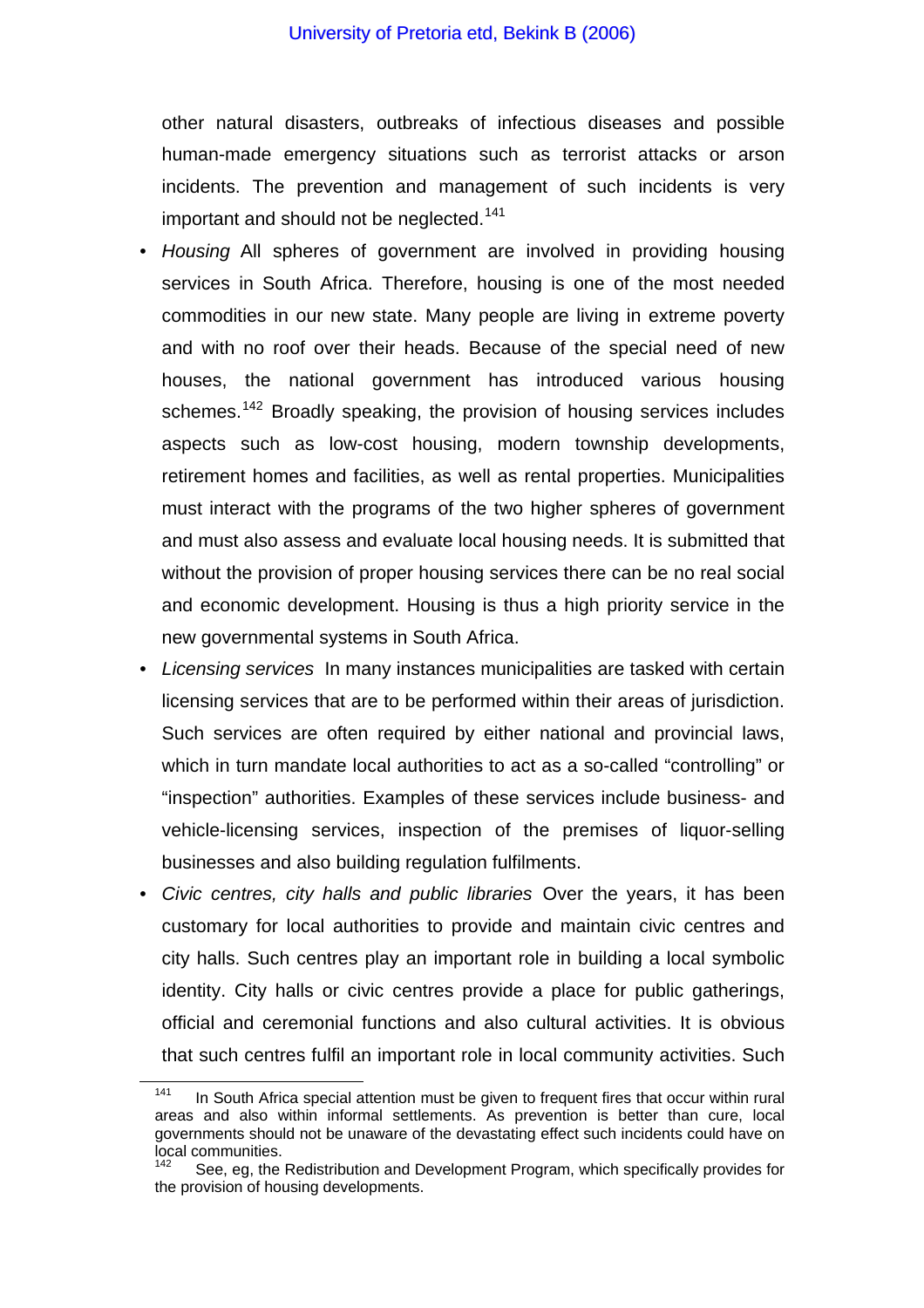other natural disasters, outbreaks of infectious diseases and possible human-made emergency situations such as terrorist attacks or arson incidents. The prevention and management of such incidents is very important and should not be neglected.[141]

- *Housing* All spheres of government are involved in providing housing services in South Africa. Therefore, housing is one of the most needed commodities in our new state. Many people are living in extreme poverty and with no roof over their heads. Because of the special need of new houses, the national government has introduced various housing schemes.[142] Broadly speaking, the provision of housing services includes aspects such as low-cost housing, modern township developments, retirement homes and facilities, as well as rental properties. Municipalities must interact with the programs of the two higher spheres of government and must also assess and evaluate local housing needs. It is submitted that without the provision of proper housing services there can be no real social and economic development. Housing is thus a high priority service in the new governmental systems in South Africa.
- *Licensing services* In many instances municipalities are tasked with certain licensing services that are to be performed within their areas of jurisdiction. Such services are often required by either national and provincial laws, which in turn mandate local authorities to act as a so-called "controlling" or "inspection" authorities. Examples of these services include business- and vehicle-licensing services, inspection of the premises of liquor-selling businesses and also building regulation fulfilments.
- *Civic centres, city halls and public libraries* Over the years, it has been customary for local authorities to provide and maintain civic centres and city halls. Such centres play an important role in building a local symbolic identity. City halls or civic centres provide a place for public gatherings, official and ceremonial functions and also cultural activities. It is obvious that such centres fulfil an important role in local community activities. Such

---

[141] In South Africa special attention must be given to frequent fires that occur within rural areas and also within informal settlements. As prevention is better than cure, local governments should not be unaware of the devastating effect such incidents could have on local communities.

[142] See, eg, the Redistribution and Development Program, which specifically provides for the provision of housing developments.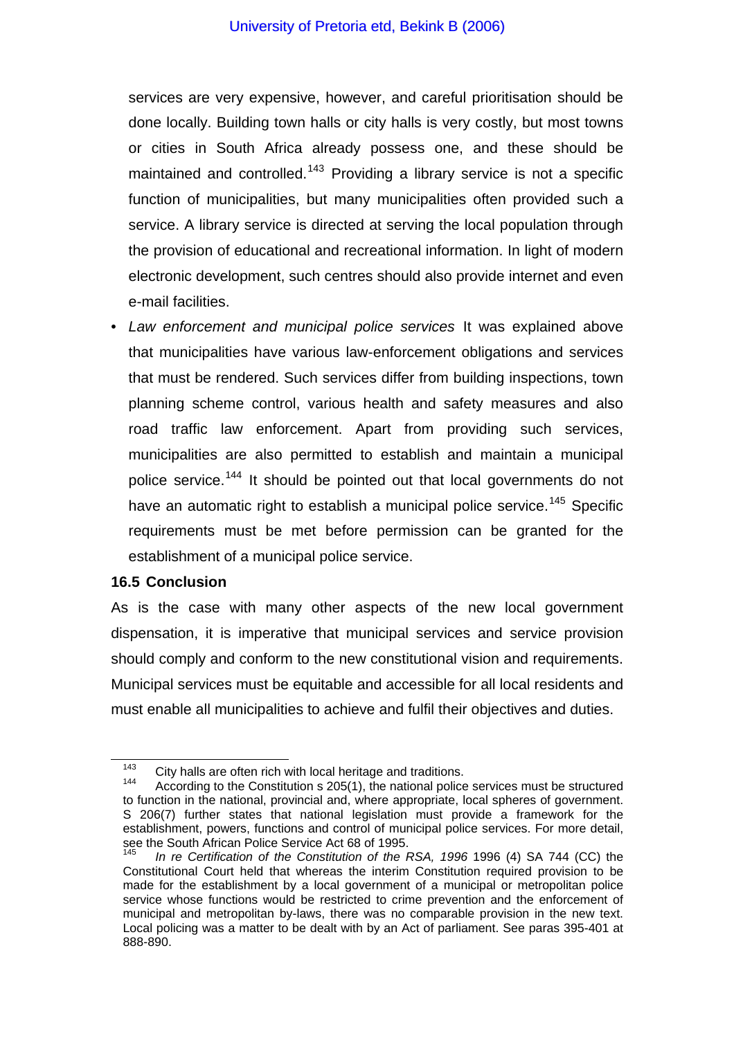services are very expensive, however, and careful prioritisation should be done locally. Building town halls or city halls is very costly, but most towns or cities in South Africa already possess one, and these should be maintained and controlled.[143] Providing a library service is not a specific function of municipalities, but many municipalities often provided such a service. A library service is directed at serving the local population through the provision of educational and recreational information. In light of modern electronic development, such centres should also provide internet and even e-mail facilities.

- *Law enforcement and municipal police services* It was explained above that municipalities have various law-enforcement obligations and services that must be rendered. Such services differ from building inspections, town planning scheme control, various health and safety measures and also road traffic law enforcement. Apart from providing such services, municipalities are also permitted to establish and maintain a municipal police service.[144] It should be pointed out that local governments do not have an automatic right to establish a municipal police service.[145] Specific requirements must be met before permission can be granted for the establishment of a municipal police service.

**16.5 Conclusion**

As is the case with many other aspects of the new local government dispensation, it is imperative that municipal services and service provision should comply and conform to the new constitutional vision and requirements. Municipal services must be equitable and accessible for all local residents and must enable all municipalities to achieve and fulfil their objectives and duties.

---

[143] City halls are often rich with local heritage and traditions.

[144] According to the Constitution s 205(1), the national police services must be structured to function in the national, provincial and, where appropriate, local spheres of government. S 206(7) further states that national legislation must provide a framework for the establishment, powers, functions and control of municipal police services. For more detail, see the South African Police Service Act 68 of 1995.

[145] *In re Certification of the Constitution of the RSA, 1996* 1996 (4) SA 744 (CC) the Constitutional Court held that whereas the interim Constitution required provision to be made for the establishment by a local government of a municipal or metropolitan police service whose functions would be restricted to crime prevention and the enforcement of municipal and metropolitan by-laws, there was no comparable provision in the new text. Local policing was a matter to be dealt with by an Act of parliament. See paras 395-401 at 888-890.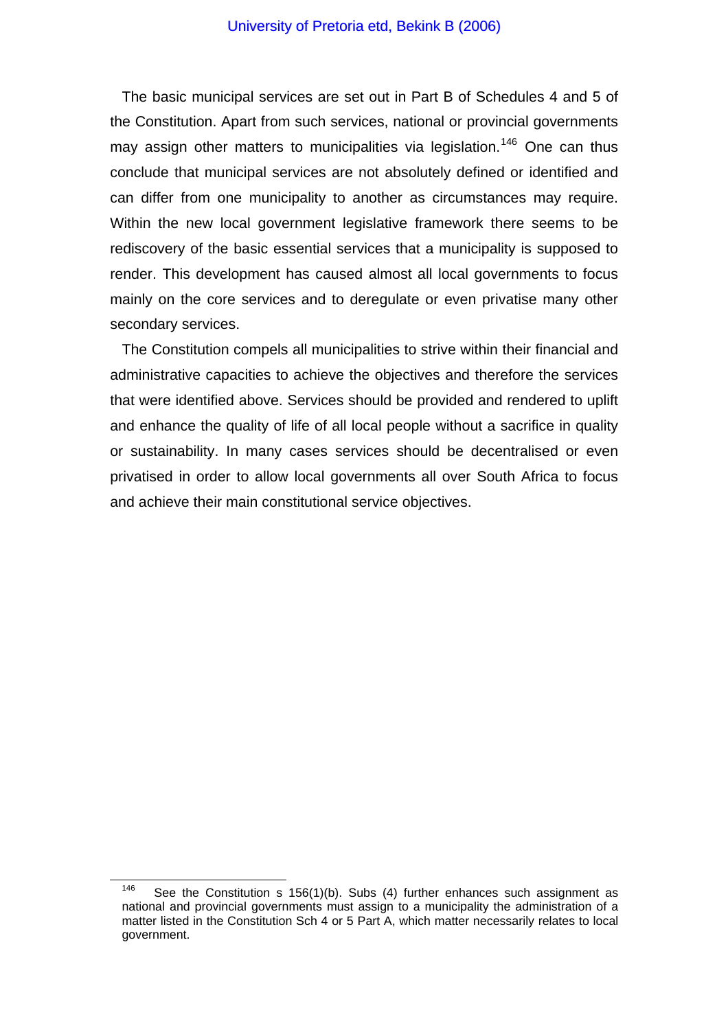The basic municipal services are set out in Part B of Schedules 4 and 5 of the Constitution. Apart from such services, national or provincial governments may assign other matters to municipalities via legislation.[146] One can thus conclude that municipal services are not absolutely defined or identified and can differ from one municipality to another as circumstances may require. Within the new local government legislative framework there seems to be rediscovery of the basic essential services that a municipality is supposed to render. This development has caused almost all local governments to focus mainly on the core services and to deregulate or even privatise many other secondary services.

The Constitution compels all municipalities to strive within their financial and administrative capacities to achieve the objectives and therefore the services that were identified above. Services should be provided and rendered to uplift and enhance the quality of life of all local people without a sacrifice in quality or sustainability. In many cases services should be decentralised or even privatised in order to allow local governments all over South Africa to focus and achieve their main constitutional service objectives.

---

[146] See the Constitution s 156(1)(b). Subs (4) further enhances such assignment as national and provincial governments must assign to a municipality the administration of a matter listed in the Constitution Sch 4 or 5 Part A, which matter necessarily relates to local government.